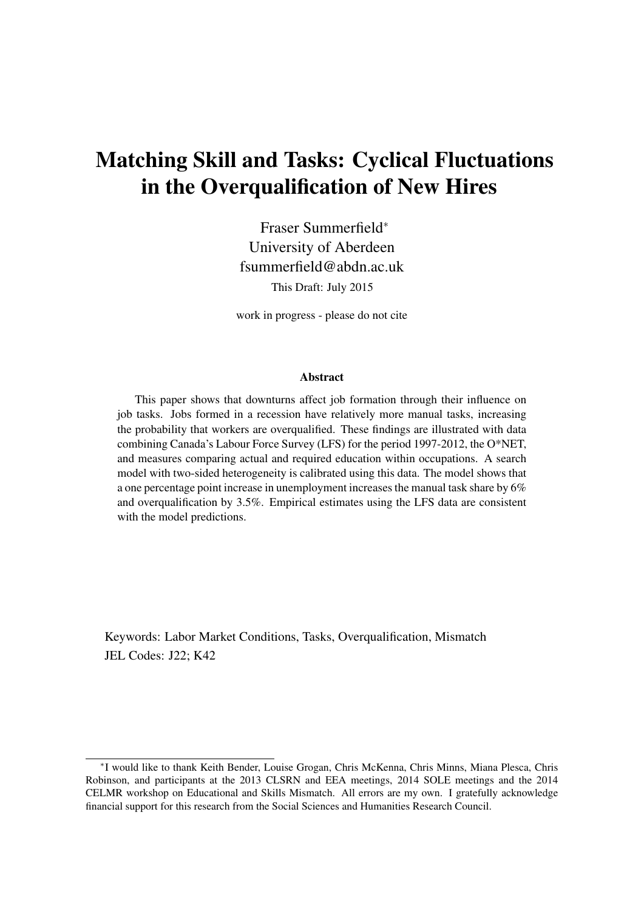# Matching Skill and Tasks: Cyclical Fluctuations in the Overqualification of New Hires

Fraser Summerfield[*]  
University of Aberdeen  
fsummerfield@abdn.ac.uk  
This Draft: July 2015

work in progress - please do not cite

## Abstract

This paper shows that downturns affect job formation through their influence on job tasks. Jobs formed in a recession have relatively more manual tasks, increasing the probability that workers are overqualified. These findings are illustrated with data combining Canada's Labour Force Survey (LFS) for the period 1997-2012, the O*NET, and measures comparing actual and required education within occupations. A search model with two-sided heterogeneity is calibrated using this data. The model shows that a one percentage point increase in unemployment increases the manual task share by 6% and overqualification by 3.5%. Empirical estimates using the LFS data are consistent with the model predictions.

Keywords: Labor Market Conditions, Tasks, Overqualification, Mismatch  
JEL Codes: J22; K42

[*] I would like to thank Keith Bender, Louise Grogan, Chris McKenna, Chris Minns, Miana Plesca, Chris Robinson, and participants at the 2013 CLSRN and EEA meetings, 2014 SOLE meetings and the 2014 CELMR workshop on Educational and Skills Mismatch. All errors are my own. I gratefully acknowledge financial support for this research from the Social Sciences and Humanities Research Council.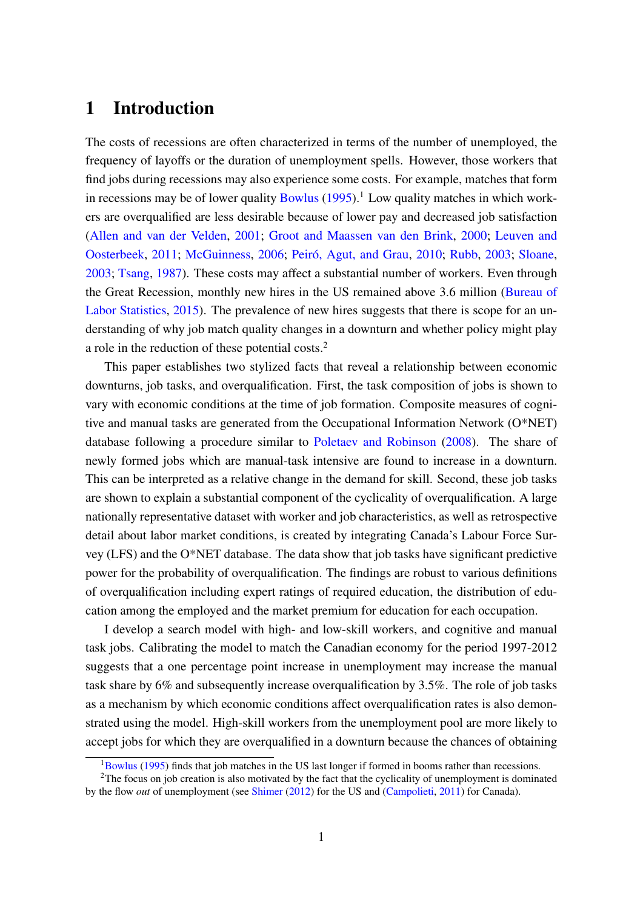# 1 Introduction

The costs of recessions are often characterized in terms of the number of unemployed, the frequency of layoffs or the duration of unemployment spells. However, those workers that find jobs during recessions may also experience some costs. For example, matches that form in recessions may be of lower quality Bowlus (1995).[1] Low quality matches in which workers are overqualified are less desirable because of lower pay and decreased job satisfaction (Allen and van der Velden, 2001; Groot and Maassen van den Brink, 2000; Leuven and Oosterbeek, 2011; McGuinness, 2006; Peiró, Agut, and Grau, 2010; Rubb, 2003; Sloane, 2003; Tsang, 1987). These costs may affect a substantial number of workers. Even through the Great Recession, monthly new hires in the US remained above 3.6 million (Bureau of Labor Statistics, 2015). The prevalence of new hires suggests that there is scope for an understanding of why job match quality changes in a downturn and whether policy might play a role in the reduction of these potential costs.[2]

This paper establishes two stylized facts that reveal a relationship between economic downturns, job tasks, and overqualification. First, the task composition of jobs is shown to vary with economic conditions at the time of job formation. Composite measures of cognitive and manual tasks are generated from the Occupational Information Network (O*NET) database following a procedure similar to Poletaev and Robinson (2008). The share of newly formed jobs which are manual-task intensive are found to increase in a downturn. This can be interpreted as a relative change in the demand for skill. Second, these job tasks are shown to explain a substantial component of the cyclicality of overqualification. A large nationally representative dataset with worker and job characteristics, as well as retrospective detail about labor market conditions, is created by integrating Canada's Labour Force Survey (LFS) and the O*NET database. The data show that job tasks have significant predictive power for the probability of overqualification. The findings are robust to various definitions of overqualification including expert ratings of required education, the distribution of education among the employed and the market premium for education for each occupation.

I develop a search model with high- and low-skill workers, and cognitive and manual task jobs. Calibrating the model to match the Canadian economy for the period 1997-2012 suggests that a one percentage point increase in unemployment may increase the manual task share by 6% and subsequently increase overqualification by 3.5%. The role of job tasks as a mechanism by which economic conditions affect overqualification rates is also demonstrated using the model. High-skill workers from the unemployment pool are more likely to accept jobs for which they are overqualified in a downturn because the chances of obtaining

[1] Bowlus (1995) finds that job matches in the US last longer if formed in booms rather than recessions.

[2] The focus on job creation is also motivated by the fact that the cyclicality of unemployment is dominated by the flow *out* of unemployment (see Shimer (2012) for the US and (Campolieti, 2011) for Canada).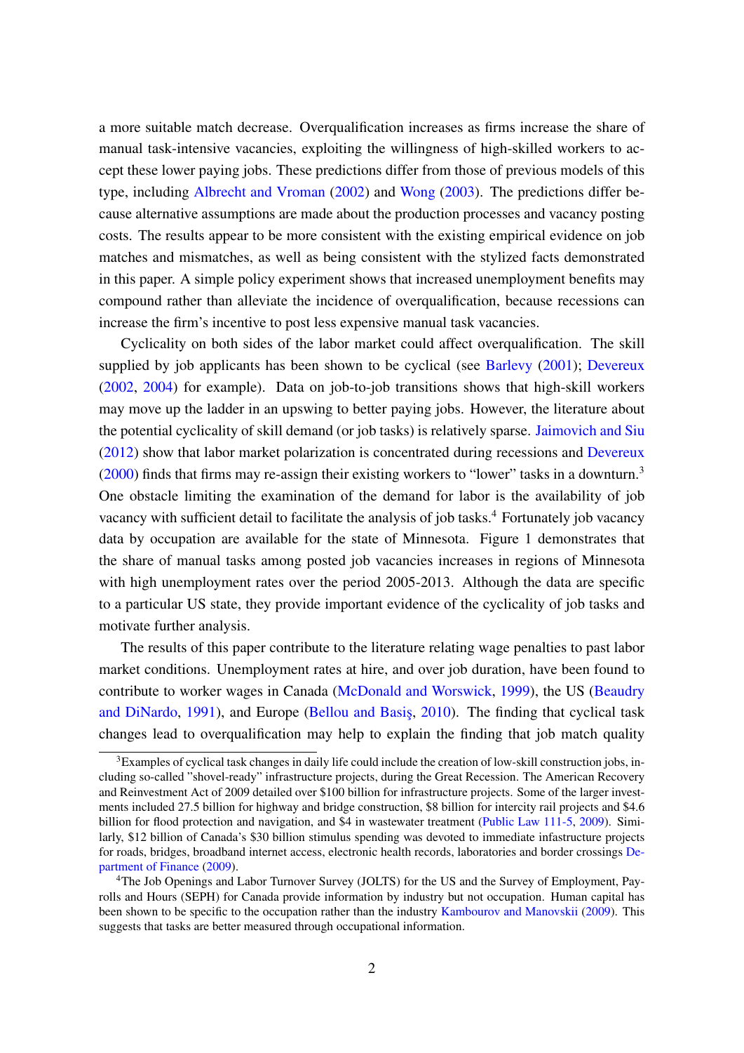a more suitable match decrease. Overqualification increases as firms increase the share of manual task-intensive vacancies, exploiting the willingness of high-skilled workers to accept these lower paying jobs. These predictions differ from those of previous models of this type, including Albrecht and Vroman (2002) and Wong (2003). The predictions differ because alternative assumptions are made about the production processes and vacancy posting costs. The results appear to be more consistent with the existing empirical evidence on job matches and mismatches, as well as being consistent with the stylized facts demonstrated in this paper. A simple policy experiment shows that increased unemployment benefits may compound rather than alleviate the incidence of overqualification, because recessions can increase the firm's incentive to post less expensive manual task vacancies.

Cyclicality on both sides of the labor market could affect overqualification. The skill supplied by job applicants has been shown to be cyclical (see Barlevy (2001); Devereux (2002, 2004) for example). Data on job-to-job transitions shows that high-skill workers may move up the ladder in an upswing to better paying jobs. However, the literature about the potential cyclicality of skill demand (or job tasks) is relatively sparse. Jaimovich and Siu (2012) show that labor market polarization is concentrated during recessions and Devereux (2000) finds that firms may re-assign their existing workers to "lower" tasks in a downturn.[3] One obstacle limiting the examination of the demand for labor is the availability of job vacancy with sufficient detail to facilitate the analysis of job tasks.[4] Fortunately job vacancy data by occupation are available for the state of Minnesota. Figure 1 demonstrates that the share of manual tasks among posted job vacancies increases in regions of Minnesota with high unemployment rates over the period 2005-2013. Although the data are specific to a particular US state, they provide important evidence of the cyclicality of job tasks and motivate further analysis.

The results of this paper contribute to the literature relating wage penalties to past labor market conditions. Unemployment rates at hire, and over job duration, have been found to contribute to worker wages in Canada (McDonald and Worswick, 1999), the US (Beaudry and DiNardo, 1991), and Europe (Bellou and Basiş, 2010). The finding that cyclical task changes lead to overqualification may help to explain the finding that job match quality

---

[3] Examples of cyclical task changes in daily life could include the creation of low-skill construction jobs, including so-called "shovel-ready" infrastructure projects, during the Great Recession. The American Recovery and Reinvestment Act of 2009 detailed over \$100 billion for infrastructure projects. Some of the larger investments included 27.5 billion for highway and bridge construction, \$8 billion for intercity rail projects and \$4.6 billion for flood protection and navigation, and \$4 in wastewater treatment (Public Law 111-5, 2009). Similarly, \$12 billion of Canada's \$30 billion stimulus spending was devoted to immediate infastructure projects for roads, bridges, broadband internet access, electronic health records, laboratories and border crossings Department of Finance (2009).

[4] The Job Openings and Labor Turnover Survey (JOLTS) for the US and the Survey of Employment, Payrolls and Hours (SEPH) for Canada provide information by industry but not occupation. Human capital has been shown to be specific to the occupation rather than the industry Kambourov and Manovskii (2009). This suggests that tasks are better measured through occupational information.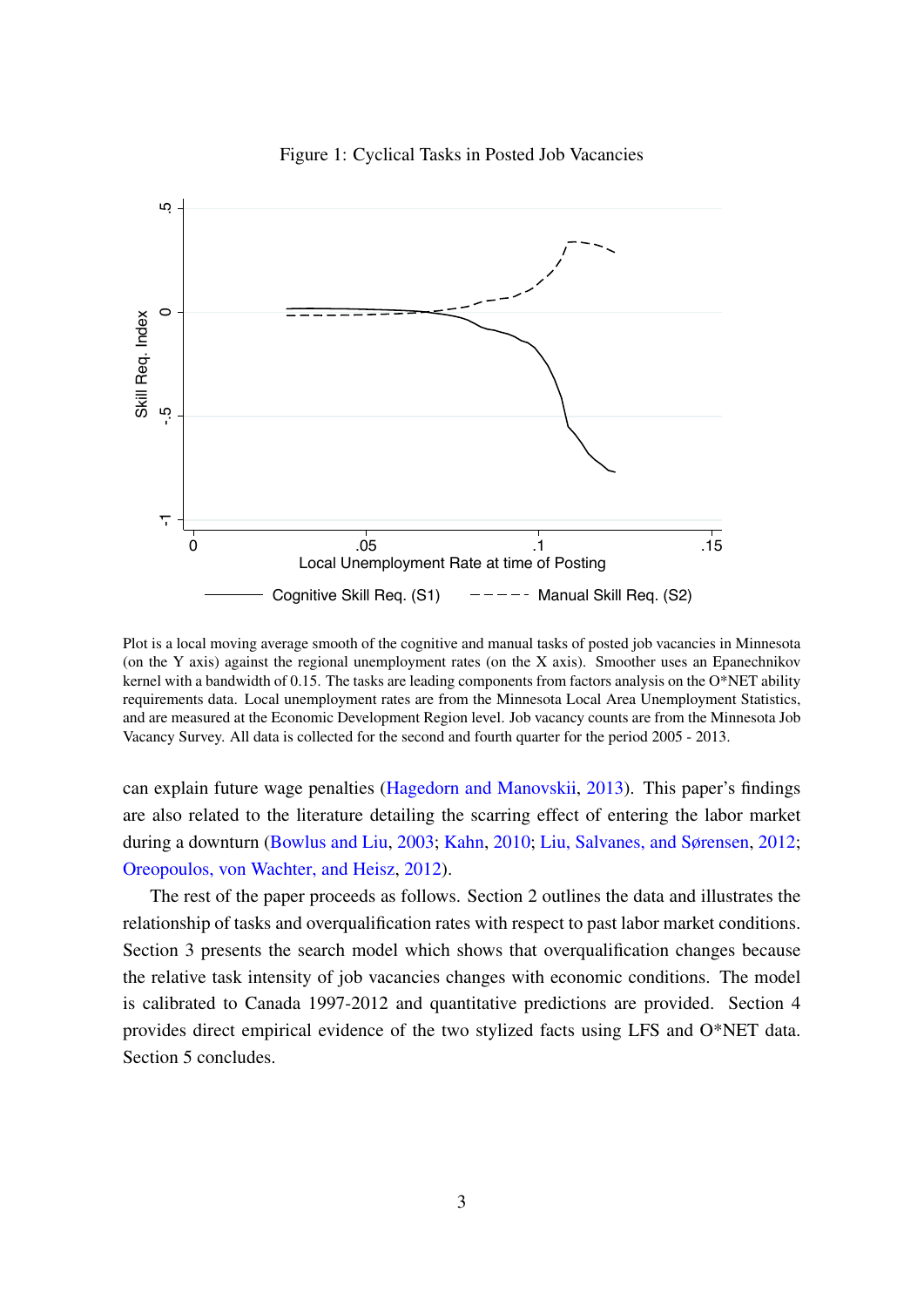Figure 1: Cyclical Tasks in Posted Job Vacancies

Plot is a local moving average smooth of the cognitive and manual tasks of posted job vacancies in Minnesota (on the Y axis) against the regional unemployment rates (on the X axis). Smoother uses an Epanechnikov kernel with a bandwidth of 0.15. The tasks are leading components from factors analysis on the O*NET ability requirements data. Local unemployment rates are from the Minnesota Local Area Unemployment Statistics, and are measured at the Economic Development Region level. Job vacancy counts are from the Minnesota Job Vacancy Survey. All data is collected for the second and fourth quarter for the period 2005 - 2013.

can explain future wage penalties (Hagedorn and Manovskii, 2013). This paper's findings are also related to the literature detailing the scarring effect of entering the labor market during a downturn (Bowlus and Liu, 2003; Kahn, 2010; Liu, Salvanes, and Sørensen, 2012; Oreopoulos, von Wachter, and Heisz, 2012).

The rest of the paper proceeds as follows. Section 2 outlines the data and illustrates the relationship of tasks and overqualification rates with respect to past labor market conditions. Section 3 presents the search model which shows that overqualification changes because the relative task intensity of job vacancies changes with economic conditions. The model is calibrated to Canada 1997-2012 and quantitative predictions are provided. Section 4 provides direct empirical evidence of the two stylized facts using LFS and O*NET data. Section 5 concludes.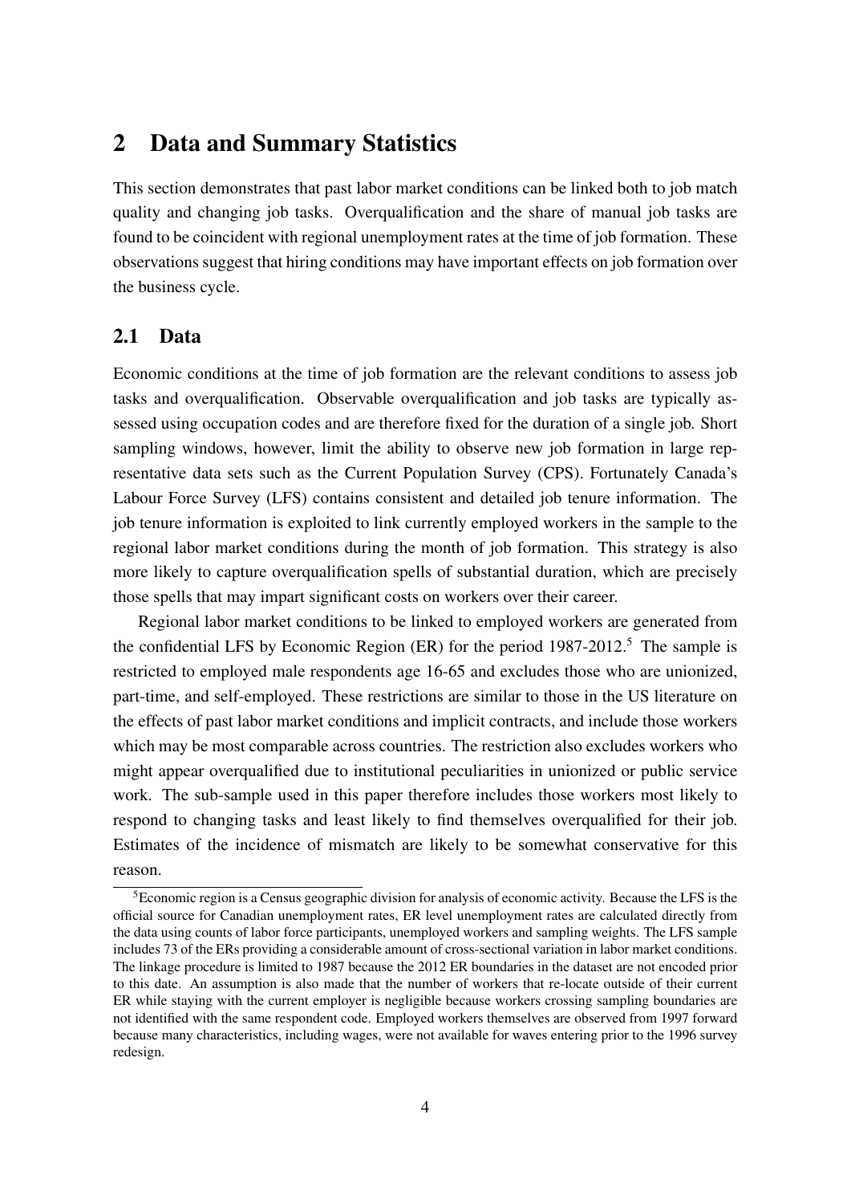# 2 Data and Summary Statistics

This section demonstrates that past labor market conditions can be linked both to job match quality and changing job tasks. Overqualification and the share of manual job tasks are found to be coincident with regional unemployment rates at the time of job formation. These observations suggest that hiring conditions may have important effects on job formation over the business cycle.

## 2.1 Data

Economic conditions at the time of job formation are the relevant conditions to assess job tasks and overqualification. Observable overqualification and job tasks are typically assessed using occupation codes and are therefore fixed for the duration of a single job. Short sampling windows, however, limit the ability to observe new job formation in large representative data sets such as the Current Population Survey (CPS). Fortunately Canada's Labour Force Survey (LFS) contains consistent and detailed job tenure information. The job tenure information is exploited to link currently employed workers in the sample to the regional labor market conditions during the month of job formation. This strategy is also more likely to capture overqualification spells of substantial duration, which are precisely those spells that may impart significant costs on workers over their career.

Regional labor market conditions to be linked to employed workers are generated from the confidential LFS by Economic Region (ER) for the period 1987-2012.[5] The sample is restricted to employed male respondents age 16-65 and excludes those who are unionized, part-time, and self-employed. These restrictions are similar to those in the US literature on the effects of past labor market conditions and implicit contracts, and include those workers which may be most comparable across countries. The restriction also excludes workers who might appear overqualified due to institutional peculiarities in unionized or public service work. The sub-sample used in this paper therefore includes those workers most likely to respond to changing tasks and least likely to find themselves overqualified for their job. Estimates of the incidence of mismatch are likely to be somewhat conservative for this reason.

[5] Economic region is a Census geographic division for analysis of economic activity. Because the LFS is the official source for Canadian unemployment rates, ER level unemployment rates are calculated directly from the data using counts of labor force participants, unemployed workers and sampling weights. The LFS sample includes 73 of the ERs providing a considerable amount of cross-sectional variation in labor market conditions. The linkage procedure is limited to 1987 because the 2012 ER boundaries in the dataset are not encoded prior to this date. An assumption is also made that the number of workers that re-locate outside of their current ER while staying with the current employer is negligible because workers crossing sampling boundaries are not identified with the same respondent code. Employed workers themselves are observed from 1997 forward because many characteristics, including wages, were not available for waves entering prior to the 1996 survey redesign.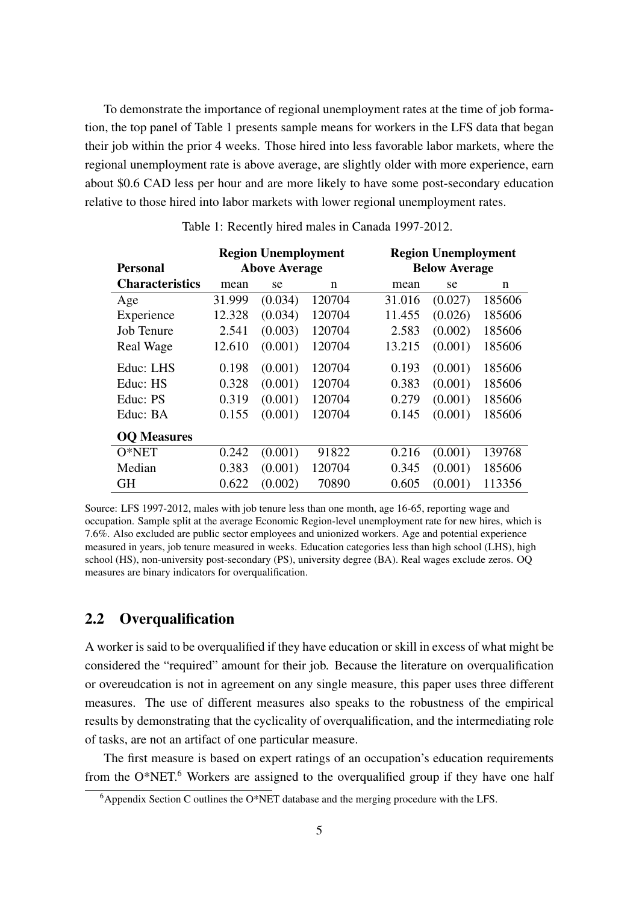To demonstrate the importance of regional unemployment rates at the time of job formation, the top panel of Table 1 presents sample means for workers in the LFS data that began their job within the prior 4 weeks. Those hired into less favorable labor markets, where the regional unemployment rate is above average, are slightly older with more experience, earn about $0.6 CAD less per hour and are more likely to have some post-secondary education relative to those hired into labor markets with lower regional unemployment rates.

Table 1: Recently hired males in Canada 1997-2012.

| **Personal** | **Region Unemployment Above Average** | | | **Region Unemployment Below Average** | | |
|---|---|---|---|---|---|---|
| **Characteristics** | mean | se | n | mean | se | n |
| Age | 31.999 | (0.034) | 120704 | 31.016 | (0.027) | 185606 |
| Experience | 12.328 | (0.034) | 120704 | 11.455 | (0.026) | 185606 |
| Job Tenure | 2.541 | (0.003) | 120704 | 2.583 | (0.002) | 185606 |
| Real Wage | 12.610 | (0.001) | 120704 | 13.215 | (0.001) | 185606 |
| Educ: LHS | 0.198 | (0.001) | 120704 | 0.193 | (0.001) | 185606 |
| Educ: HS | 0.328 | (0.001) | 120704 | 0.383 | (0.001) | 185606 |
| Educ: PS | 0.319 | (0.001) | 120704 | 0.279 | (0.001) | 185606 |
| Educ: BA | 0.155 | (0.001) | 120704 | 0.145 | (0.001) | 185606 |
| **OQ Measures** | | | | | | |
| O*NET | 0.242 | (0.001) | 91822 | 0.216 | (0.001) | 139768 |
| Median | 0.383 | (0.001) | 120704 | 0.345 | (0.001) | 185606 |
| GH | 0.622 | (0.002) | 70890 | 0.605 | (0.001) | 113356 |

Source: LFS 1997-2012, males with job tenure less than one month, age 16-65, reporting wage and occupation. Sample split at the average Economic Region-level unemployment rate for new hires, which is 7.6%. Also excluded are public sector employees and unionized workers. Age and potential experience measured in years, job tenure measured in weeks. Education categories less than high school (LHS), high school (HS), non-university post-secondary (PS), university degree (BA). Real wages exclude zeros. OQ measures are binary indicators for overqualification.

## 2.2 Overqualification

A worker is said to be overqualified if they have education or skill in excess of what might be considered the "required" amount for their job. Because the literature on overqualification or overeudcation is not in agreement on any single measure, this paper uses three different measures. The use of different measures also speaks to the robustness of the empirical results by demonstrating that the cyclicality of overqualification, and the intermediating role of tasks, are not an artifact of one particular measure.

The first measure is based on expert ratings of an occupation's education requirements from the O*NET.[6] Workers are assigned to the overqualified group if they have one half

[6] Appendix Section C outlines the O*NET database and the merging procedure with the LFS.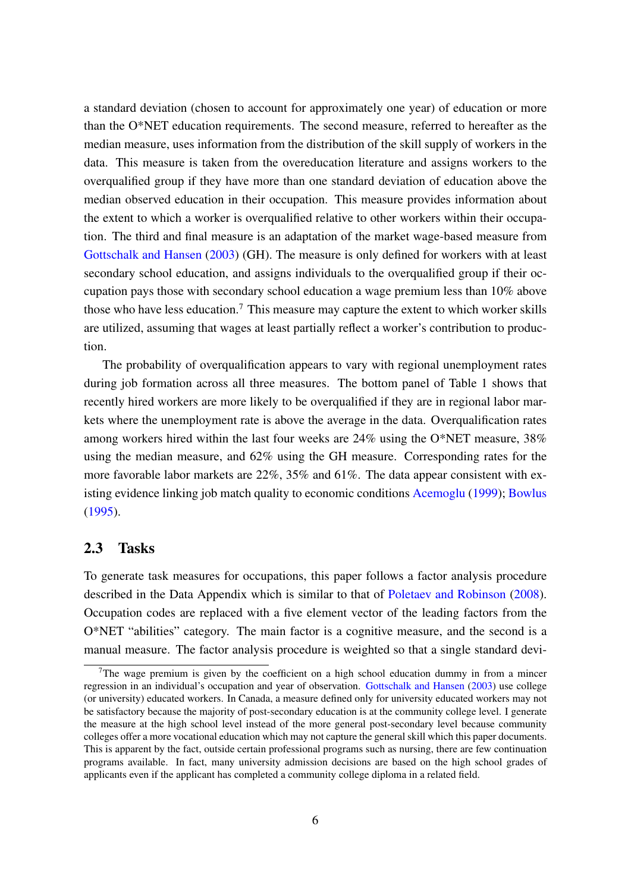a standard deviation (chosen to account for approximately one year) of education or more than the O*NET education requirements. The second measure, referred to hereafter as the median measure, uses information from the distribution of the skill supply of workers in the data. This measure is taken from the overeducation literature and assigns workers to the overqualified group if they have more than one standard deviation of education above the median observed education in their occupation. This measure provides information about the extent to which a worker is overqualified relative to other workers within their occupation. The third and final measure is an adaptation of the market wage-based measure from Gottschalk and Hansen (2003) (GH). The measure is only defined for workers with at least secondary school education, and assigns individuals to the overqualified group if their occupation pays those with secondary school education a wage premium less than 10% above those who have less education.[7] This measure may capture the extent to which worker skills are utilized, assuming that wages at least partially reflect a worker's contribution to production.

The probability of overqualification appears to vary with regional unemployment rates during job formation across all three measures. The bottom panel of Table 1 shows that recently hired workers are more likely to be overqualified if they are in regional labor markets where the unemployment rate is above the average in the data. Overqualification rates among workers hired within the last four weeks are 24% using the O*NET measure, 38% using the median measure, and 62% using the GH measure. Corresponding rates for the more favorable labor markets are 22%, 35% and 61%. The data appear consistent with existing evidence linking job match quality to economic conditions Acemoglu (1999); Bowlus (1995).

## 2.3 Tasks

To generate task measures for occupations, this paper follows a factor analysis procedure described in the Data Appendix which is similar to that of Poletaev and Robinson (2008). Occupation codes are replaced with a five element vector of the leading factors from the O*NET "abilities" category. The main factor is a cognitive measure, and the second is a manual measure. The factor analysis procedure is weighted so that a single standard devi-

[7] The wage premium is given by the coefficient on a high school education dummy in from a mincer regression in an individual's occupation and year of observation. Gottschalk and Hansen (2003) use college (or university) educated workers. In Canada, a measure defined only for university educated workers may not be satisfactory because the majority of post-secondary education is at the community college level. I generate the measure at the high school level instead of the more general post-secondary level because community colleges offer a more vocational education which may not capture the general skill which this paper documents. This is apparent by the fact, outside certain professional programs such as nursing, there are few continuation programs available. In fact, many university admission decisions are based on the high school grades of applicants even if the applicant has completed a community college diploma in a related field.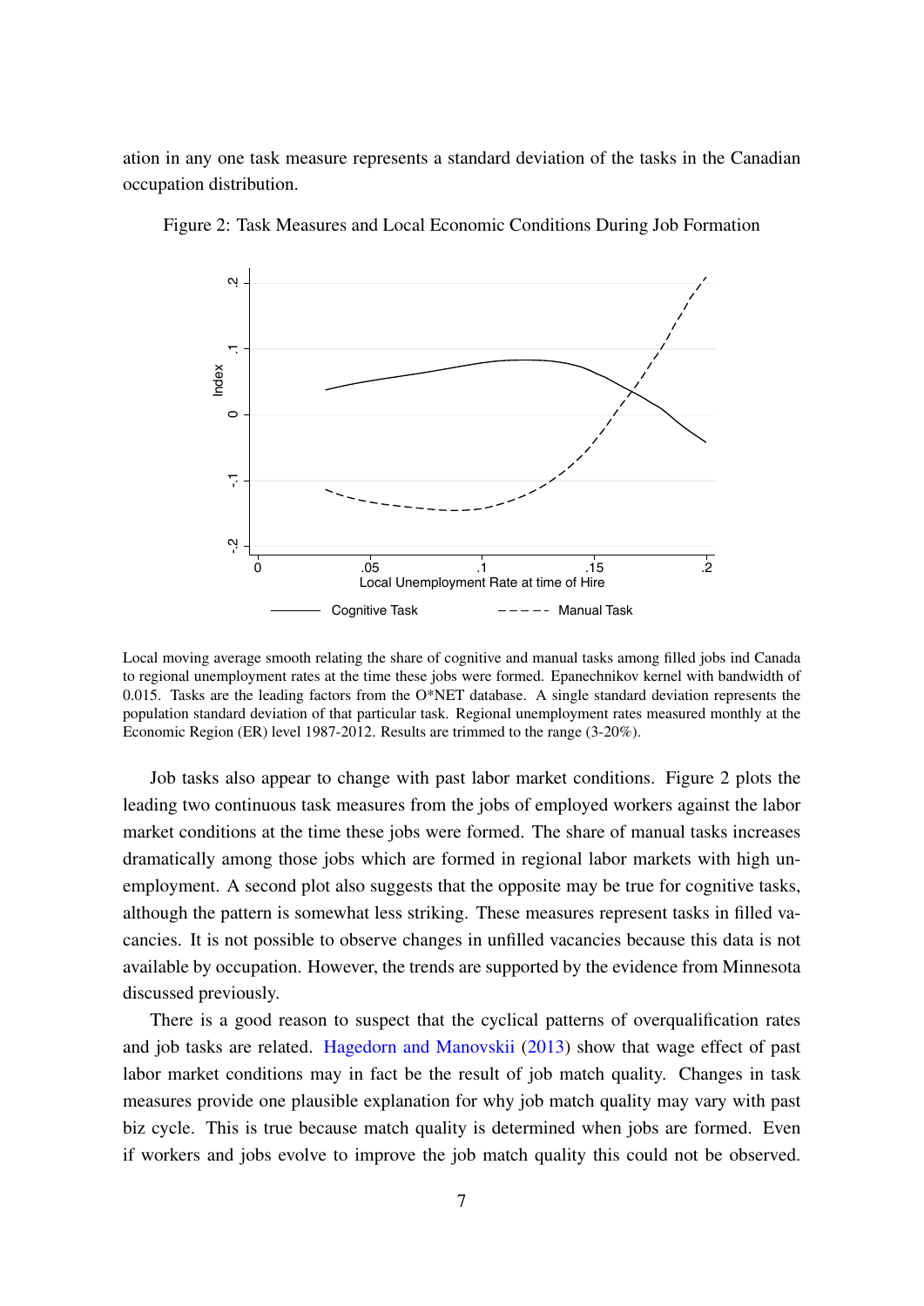ation in any one task measure represents a standard deviation of the tasks in the Canadian occupation distribution.

Figure 2: Task Measures and Local Economic Conditions During Job Formation

Local moving average smooth relating the share of cognitive and manual tasks among filled jobs ind Canada to regional unemployment rates at the time these jobs were formed. Epanechnikov kernel with bandwidth of 0.015. Tasks are the leading factors from the O*NET database. A single standard deviation represents the population standard deviation of that particular task. Regional unemployment rates measured monthly at the Economic Region (ER) level 1987-2012. Results are trimmed to the range (3-20%).

Job tasks also appear to change with past labor market conditions. Figure 2 plots the leading two continuous task measures from the jobs of employed workers against the labor market conditions at the time these jobs were formed. The share of manual tasks increases dramatically among those jobs which are formed in regional labor markets with high unemployment. A second plot also suggests that the opposite may be true for cognitive tasks, although the pattern is somewhat less striking. These measures represent tasks in filled vacancies. It is not possible to observe changes in unfilled vacancies because this data is not available by occupation. However, the trends are supported by the evidence from Minnesota discussed previously.

There is a good reason to suspect that the cyclical patterns of overqualification rates and job tasks are related. Hagedorn and Manovskii (2013) show that wage effect of past labor market conditions may in fact be the result of job match quality. Changes in task measures provide one plausible explanation for why job match quality may vary with past biz cycle. This is true because match quality is determined when jobs are formed. Even if workers and jobs evolve to improve the job match quality this could not be observed.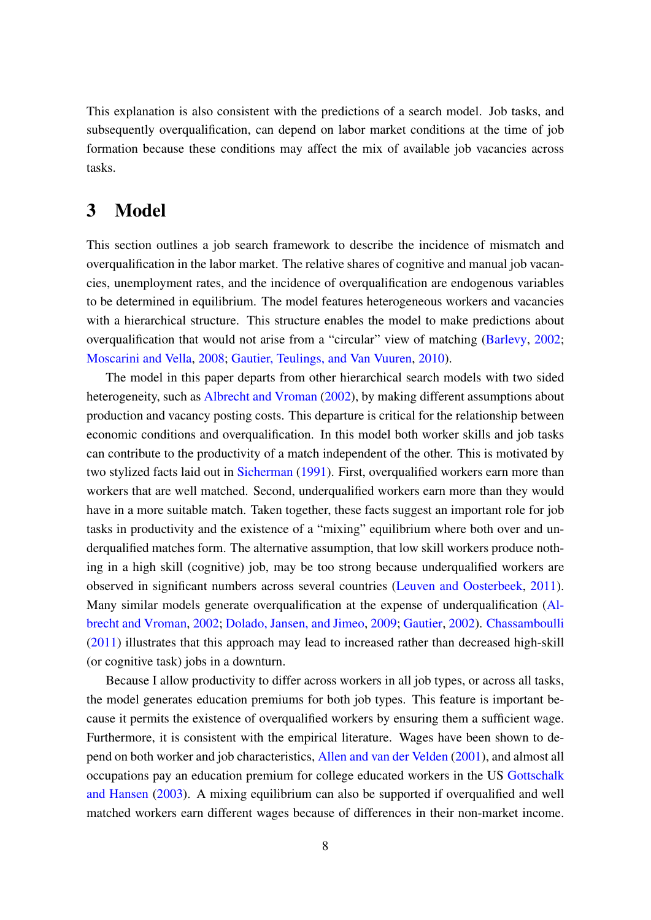This explanation is also consistent with the predictions of a search model. Job tasks, and subsequently overqualification, can depend on labor market conditions at the time of job formation because these conditions may affect the mix of available job vacancies across tasks.

# 3 Model

This section outlines a job search framework to describe the incidence of mismatch and overqualification in the labor market. The relative shares of cognitive and manual job vacancies, unemployment rates, and the incidence of overqualification are endogenous variables to be determined in equilibrium. The model features heterogeneous workers and vacancies with a hierarchical structure. This structure enables the model to make predictions about overqualification that would not arise from a "circular" view of matching (Barlevy, 2002; Moscarini and Vella, 2008; Gautier, Teulings, and Van Vuuren, 2010).

The model in this paper departs from other hierarchical search models with two sided heterogeneity, such as Albrecht and Vroman (2002), by making different assumptions about production and vacancy posting costs. This departure is critical for the relationship between economic conditions and overqualification. In this model both worker skills and job tasks can contribute to the productivity of a match independent of the other. This is motivated by two stylized facts laid out in Sicherman (1991). First, overqualified workers earn more than workers that are well matched. Second, underqualified workers earn more than they would have in a more suitable match. Taken together, these facts suggest an important role for job tasks in productivity and the existence of a "mixing" equilibrium where both over and underqualified matches form. The alternative assumption, that low skill workers produce nothing in a high skill (cognitive) job, may be too strong because underqualified workers are observed in significant numbers across several countries (Leuven and Oosterbeek, 2011). Many similar models generate overqualification at the expense of underqualification (Albrecht and Vroman, 2002; Dolado, Jansen, and Jimeo, 2009; Gautier, 2002). Chassamboulli (2011) illustrates that this approach may lead to increased rather than decreased high-skill (or cognitive task) jobs in a downturn.

Because I allow productivity to differ across workers in all job types, or across all tasks, the model generates education premiums for both job types. This feature is important because it permits the existence of overqualified workers by ensuring them a sufficient wage. Furthermore, it is consistent with the empirical literature. Wages have been shown to depend on both worker and job characteristics, Allen and van der Velden (2001), and almost all occupations pay an education premium for college educated workers in the US Gottschalk and Hansen (2003). A mixing equilibrium can also be supported if overqualified and well matched workers earn different wages because of differences in their non-market income.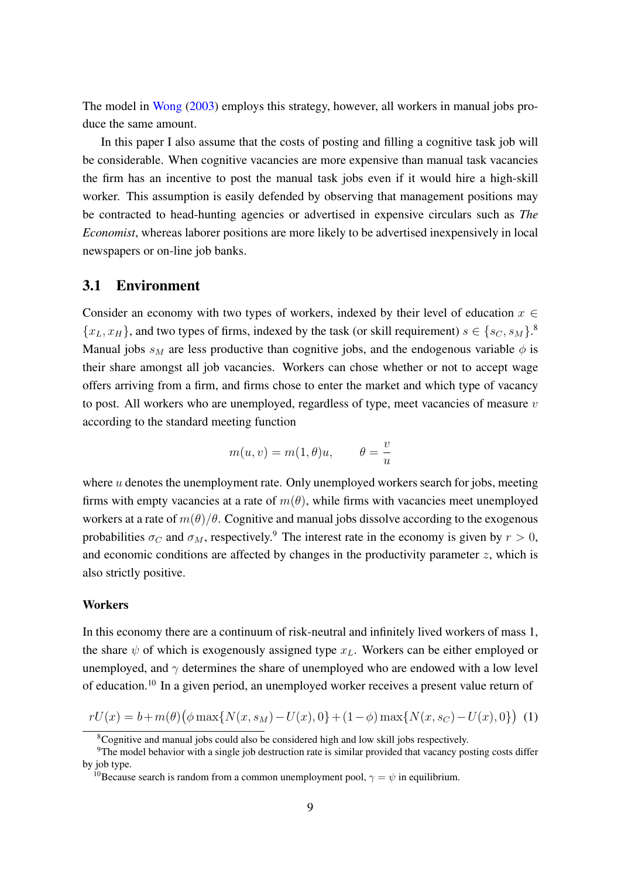The model in Wong (2003) employs this strategy, however, all workers in manual jobs produce the same amount.

In this paper I also assume that the costs of posting and filling a cognitive task job will be considerable. When cognitive vacancies are more expensive than manual task vacancies the firm has an incentive to post the manual task jobs even if it would hire a high-skill worker. This assumption is easily defended by observing that management positions may be contracted to head-hunting agencies or advertised in expensive circulars such as *The Economist*, whereas laborer positions are more likely to be advertised inexpensively in local newspapers or on-line job banks.

## 3.1 Environment

Consider an economy with two types of workers, indexed by their level of education $x \in \{x_L, x_H\}$, and two types of firms, indexed by the task (or skill requirement) $s \in \{s_C, s_M\}$.[8] Manual jobs $s_M$ are less productive than cognitive jobs, and the endogenous variable $\phi$ is their share amongst all job vacancies. Workers can chose whether or not to accept wage offers arriving from a firm, and firms chose to enter the market and which type of vacancy to post. All workers who are unemployed, regardless of type, meet vacancies of measure $v$ according to the standard meeting function

$$m(u, v) = m(1, \theta)u, \qquad \theta = \frac{v}{u}$$

where $u$ denotes the unemployment rate. Only unemployed workers search for jobs, meeting firms with empty vacancies at a rate of $m(\theta)$, while firms with vacancies meet unemployed workers at a rate of $m(\theta)/\theta$. Cognitive and manual jobs dissolve according to the exogenous probabilities $\sigma_C$ and $\sigma_M$, respectively.[9] The interest rate in the economy is given by $r > 0$, and economic conditions are affected by changes in the productivity parameter $z$, which is also strictly positive.

#### Workers

In this economy there are a continuum of risk-neutral and infinitely lived workers of mass 1, the share $\psi$ of which is exogenously assigned type $x_L$. Workers can be either employed or unemployed, and $\gamma$ determines the share of unemployed who are endowed with a low level of education.[10] In a given period, an unemployed worker receives a present value return of

$$rU(x) = b + m(\theta)\big(\phi \max\{N(x, s_M) - U(x), 0\} + (1-\phi)\max\{N(x, s_C) - U(x), 0\}\big) \quad (1)$$

[8] Cognitive and manual jobs could also be considered high and low skill jobs respectively.

[9] The model behavior with a single job destruction rate is similar provided that vacancy posting costs differ by job type.

[10] Because search is random from a common unemployment pool, $\gamma = \psi$ in equilibrium.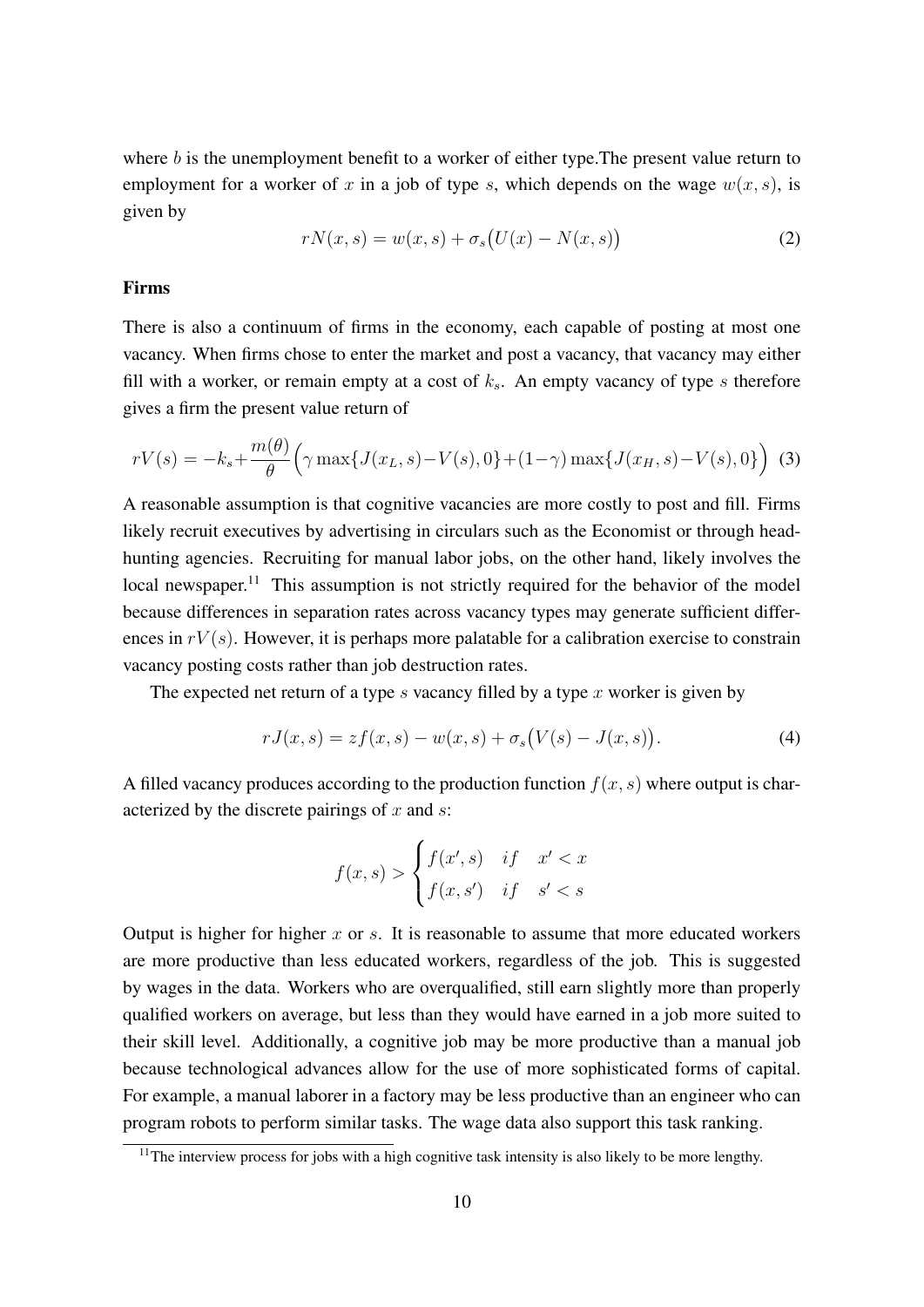where $b$ is the unemployment benefit to a worker of either type.The present value return to employment for a worker of $x$ in a job of type $s$, which depends on the wage $w(x,s)$, is given by

$$rN(x,s) = w(x,s) + \sigma_s\big(U(x) - N(x,s)\big) \tag{2}$$

### Firms

There is also a continuum of firms in the economy, each capable of posting at most one vacancy. When firms chose to enter the market and post a vacancy, that vacancy may either fill with a worker, or remain empty at a cost of $k_s$. An empty vacancy of type $s$ therefore gives a firm the present value return of

$$rV(s) = -k_s + \frac{m(\theta)}{\theta}\Big(\gamma \max\{J(x_L,s) - V(s), 0\} + (1-\gamma)\max\{J(x_H,s) - V(s), 0\}\Big) \tag{3}$$

A reasonable assumption is that cognitive vacancies are more costly to post and fill. Firms likely recruit executives by advertising in circulars such as the Economist or through head-hunting agencies. Recruiting for manual labor jobs, on the other hand, likely involves the local newspaper.[11] This assumption is not strictly required for the behavior of the model because differences in separation rates across vacancy types may generate sufficient differences in $rV(s)$. However, it is perhaps more palatable for a calibration exercise to constrain vacancy posting costs rather than job destruction rates.

The expected net return of a type $s$ vacancy filled by a type $x$ worker is given by

$$rJ(x,s) = zf(x,s) - w(x,s) + \sigma_s\big(V(s) - J(x,s)\big). \tag{4}$$

A filled vacancy produces according to the production function $f(x,s)$ where output is characterized by the discrete pairings of $x$ and $s$:

$$f(x,s) > \begin{cases} f(x',s) & if \quad x' < x \\ f(x,s') & if \quad s' < s \end{cases}$$

Output is higher for higher $x$ or $s$. It is reasonable to assume that more educated workers are more productive than less educated workers, regardless of the job. This is suggested by wages in the data. Workers who are overqualified, still earn slightly more than properly qualified workers on average, but less than they would have earned in a job more suited to their skill level. Additionally, a cognitive job may be more productive than a manual job because technological advances allow for the use of more sophisticated forms of capital. For example, a manual laborer in a factory may be less productive than an engineer who can program robots to perform similar tasks. The wage data also support this task ranking.

[11] The interview process for jobs with a high cognitive task intensity is also likely to be more lengthy.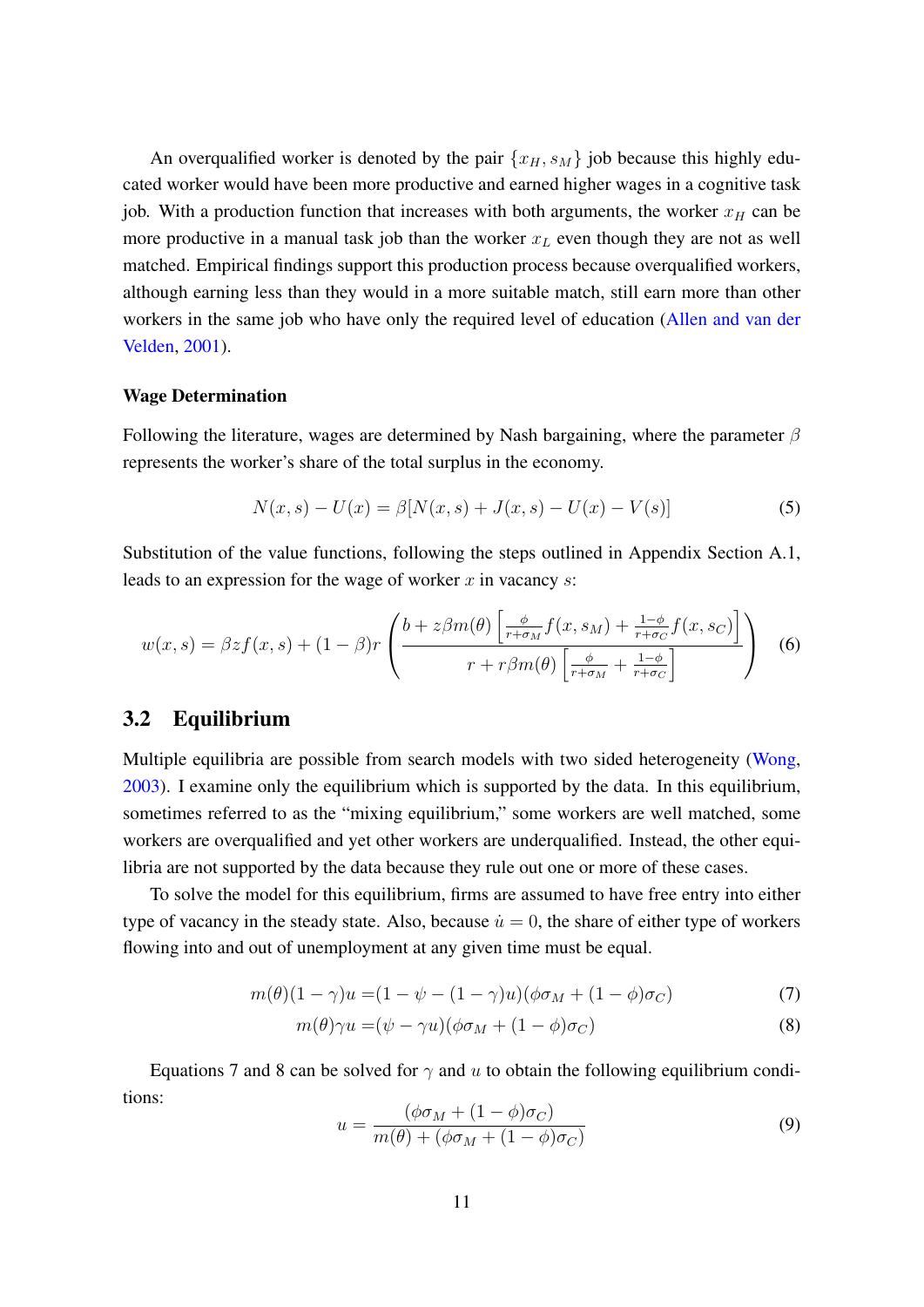An overqualified worker is denoted by the pair $\{x_H, s_M\}$ job because this highly educated worker would have been more productive and earned higher wages in a cognitive task job. With a production function that increases with both arguments, the worker $x_H$ can be more productive in a manual task job than the worker $x_L$ even though they are not as well matched. Empirical findings support this production process because overqualified workers, although earning less than they would in a more suitable match, still earn more than other workers in the same job who have only the required level of education (Allen and van der Velden, 2001).

#### Wage Determination

Following the literature, wages are determined by Nash bargaining, where the parameter $\beta$ represents the worker's share of the total surplus in the economy.

$$N(x,s) - U(x) = \beta[N(x,s) + J(x,s) - U(x) - V(s)] \tag{5}$$

Substitution of the value functions, following the steps outlined in Appendix Section A.1, leads to an expression for the wage of worker $x$ in vacancy $s$:

$$w(x,s) = \beta z f(x,s) + (1-\beta) r \left( \frac{b + z\beta m(\theta)\left[\frac{\phi}{r+\sigma_M} f(x,s_M) + \frac{1-\phi}{r+\sigma_C} f(x,s_C)\right]}{r + r\beta m(\theta)\left[\frac{\phi}{r+\sigma_M} + \frac{1-\phi}{r+\sigma_C}\right]} \right) \tag{6}$$

## 3.2 Equilibrium

Multiple equilibria are possible from search models with two sided heterogeneity (Wong, 2003). I examine only the equilibrium which is supported by the data. In this equilibrium, sometimes referred to as the "mixing equilibrium," some workers are well matched, some workers are overqualified and yet other workers are underqualified. Instead, the other equilibria are not supported by the data because they rule out one or more of these cases.

To solve the model for this equilibrium, firms are assumed to have free entry into either type of vacancy in the steady state. Also, because $\dot{u} = 0$, the share of either type of workers flowing into and out of unemployment at any given time must be equal.

$$m(\theta)(1-\gamma)u = (1 - \psi - (1-\gamma)u)(\phi\sigma_M + (1-\phi)\sigma_C) \tag{7}$$

$$m(\theta)\gamma u = (\psi - \gamma u)(\phi\sigma_M + (1-\phi)\sigma_C) \tag{8}$$

Equations 7 and 8 can be solved for $\gamma$ and $u$ to obtain the following equilibrium conditions:

$$u = \frac{(\phi\sigma_M + (1-\phi)\sigma_C)}{m(\theta) + (\phi\sigma_M + (1-\phi)\sigma_C)} \tag{9}$$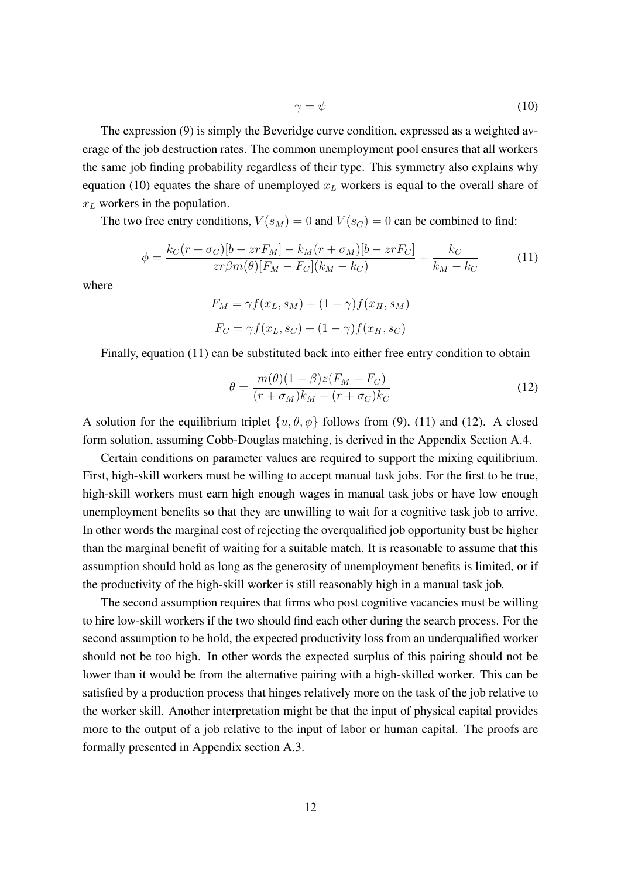$$\gamma = \psi \tag{10}$$

The expression (9) is simply the Beveridge curve condition, expressed as a weighted average of the job destruction rates. The common unemployment pool ensures that all workers the same job finding probability regardless of their type. This symmetry also explains why equation (10) equates the share of unemployed $x_L$ workers is equal to the overall share of $x_L$ workers in the population.

The two free entry conditions, $V(s_M) = 0$ and $V(s_C) = 0$ can be combined to find:

$$\phi = \frac{k_C(r + \sigma_C)[b - zrF_M] - k_M(r + \sigma_M)[b - zrF_C]}{zr\beta m(\theta)[F_M - F_C](k_M - k_C)} + \frac{k_C}{k_M - k_C} \tag{11}$$

where

$$F_M = \gamma f(x_L, s_M) + (1 - \gamma) f(x_H, s_M)$$

$$F_C = \gamma f(x_L, s_C) + (1 - \gamma) f(x_H, s_C)$$

Finally, equation (11) can be substituted back into either free entry condition to obtain

$$\theta = \frac{m(\theta)(1 - \beta)z(F_M - F_C)}{(r + \sigma_M)k_M - (r + \sigma_C)k_C} \tag{12}$$

A solution for the equilibrium triplet $\{u, \theta, \phi\}$ follows from (9), (11) and (12). A closed form solution, assuming Cobb-Douglas matching, is derived in the Appendix Section A.4.

Certain conditions on parameter values are required to support the mixing equilibrium. First, high-skill workers must be willing to accept manual task jobs. For the first to be true, high-skill workers must earn high enough wages in manual task jobs or have low enough unemployment benefits so that they are unwilling to wait for a cognitive task job to arrive. In other words the marginal cost of rejecting the overqualified job opportunity bust be higher than the marginal benefit of waiting for a suitable match. It is reasonable to assume that this assumption should hold as long as the generosity of unemployment benefits is limited, or if the productivity of the high-skill worker is still reasonably high in a manual task job.

The second assumption requires that firms who post cognitive vacancies must be willing to hire low-skill workers if the two should find each other during the search process. For the second assumption to be hold, the expected productivity loss from an underqualified worker should not be too high. In other words the expected surplus of this pairing should not be lower than it would be from the alternative pairing with a high-skilled worker. This can be satisfied by a production process that hinges relatively more on the task of the job relative to the worker skill. Another interpretation might be that the input of physical capital provides more to the output of a job relative to the input of labor or human capital. The proofs are formally presented in Appendix section A.3.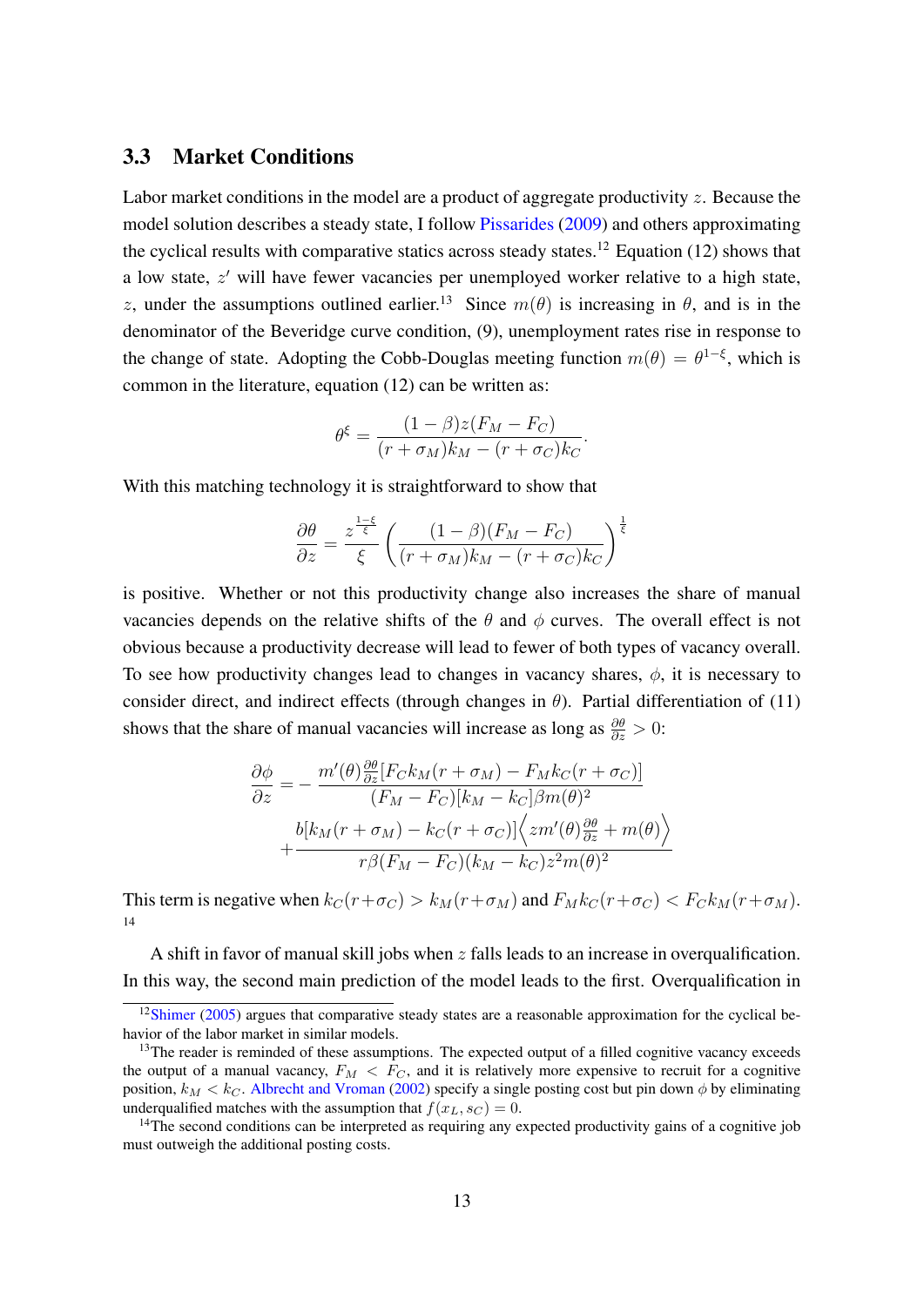### 3.3 Market Conditions

Labor market conditions in the model are a product of aggregate productivity $z$. Because the model solution describes a steady state, I follow Pissarides (2009) and others approximating the cyclical results with comparative statics across steady states.[12] Equation (12) shows that a low state, $z'$ will have fewer vacancies per unemployed worker relative to a high state, $z$, under the assumptions outlined earlier.[13] Since $m(\theta)$ is increasing in $\theta$, and is in the denominator of the Beveridge curve condition, (9), unemployment rates rise in response to the change of state. Adopting the Cobb-Douglas meeting function $m(\theta) = \theta^{1-\xi}$, which is common in the literature, equation (12) can be written as:

$$\theta^{\xi} = \frac{(1-\beta)z(F_M - F_C)}{(r+\sigma_M)k_M - (r+\sigma_C)k_C}.$$

With this matching technology it is straightforward to show that

$$\frac{\partial \theta}{\partial z} = \frac{z^{\frac{1-\xi}{\xi}}}{\xi}\left(\frac{(1-\beta)(F_M - F_C)}{(r+\sigma_M)k_M - (r+\sigma_C)k_C}\right)^{\frac{1}{\xi}}$$

is positive. Whether or not this productivity change also increases the share of manual vacancies depends on the relative shifts of the $\theta$ and $\phi$ curves. The overall effect is not obvious because a productivity decrease will lead to fewer of both types of vacancy overall. To see how productivity changes lead to changes in vacancy shares, $\phi$, it is necessary to consider direct, and indirect effects (through changes in $\theta$). Partial differentiation of (11) shows that the share of manual vacancies will increase as long as $\frac{\partial \theta}{\partial z} > 0$:

$$\begin{aligned}\frac{\partial \phi}{\partial z} = &- \frac{m'(\theta)\frac{\partial \theta}{\partial z}[F_C k_M(r+\sigma_M) - F_M k_C(r+\sigma_C)]}{(F_M - F_C)[k_M - k_C]\beta m(\theta)^2} \\ &+ \frac{b[k_M(r+\sigma_M) - k_C(r+\sigma_C)]\left\langle z m'(\theta)\frac{\partial \theta}{\partial z} + m(\theta)\right\rangle}{r\beta(F_M - F_C)(k_M - k_C)z^2 m(\theta)^2}\end{aligned}$$

This term is negative when $k_C(r+\sigma_C) > k_M(r+\sigma_M)$ and $F_M k_C(r+\sigma_C) < F_C k_M(r+\sigma_M)$.[14]

A shift in favor of manual skill jobs when $z$ falls leads to an increase in overqualification. In this way, the second main prediction of the model leads to the first. Overqualification in

---

[12] Shimer (2005) argues that comparative steady states are a reasonable approximation for the cyclical behavior of the labor market in similar models.

[13] The reader is reminded of these assumptions. The expected output of a filled cognitive vacancy exceeds the output of a manual vacancy, $F_M < F_C$, and it is relatively more expensive to recruit for a cognitive position, $k_M < k_C$. Albrecht and Vroman (2002) specify a single posting cost but pin down $\phi$ by eliminating underqualified matches with the assumption that $f(x_L, s_C) = 0$.

[14] The second conditions can be interpreted as requiring any expected productivity gains of a cognitive job must outweigh the additional posting costs.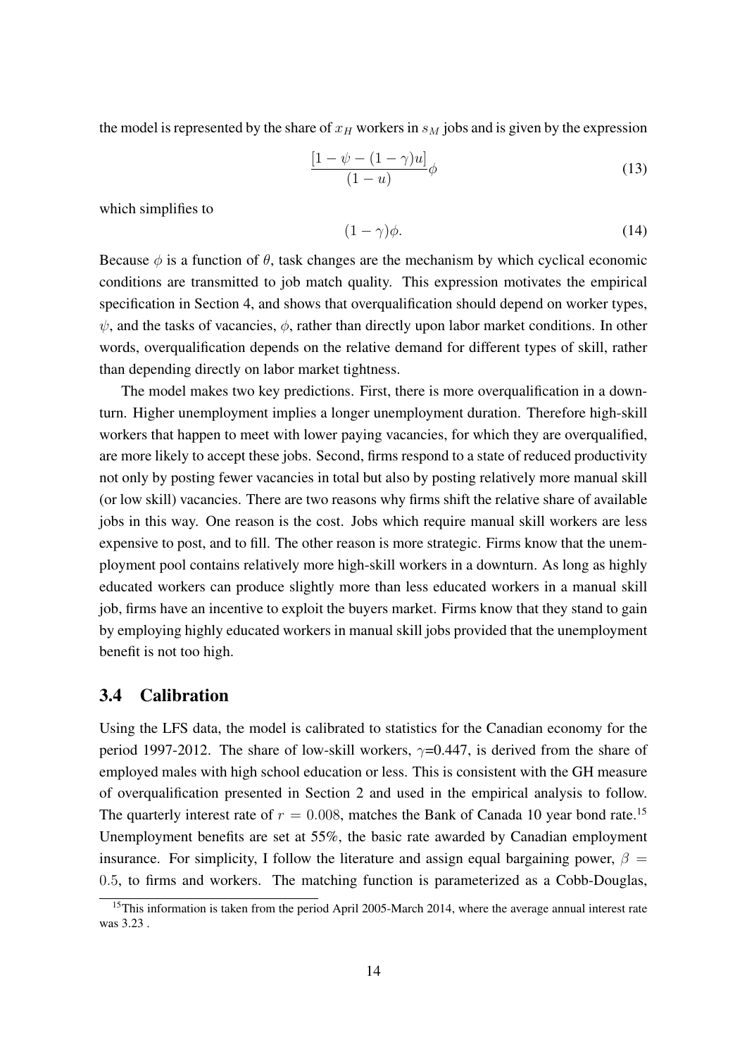the model is represented by the share of $x_H$ workers in $s_M$ jobs and is given by the expression

$$\frac{[1-\psi-(1-\gamma)u]}{(1-u)}\phi \tag{13}$$

which simplifies to

$$(1-\gamma)\phi. \tag{14}$$

Because $\phi$ is a function of $\theta$, task changes are the mechanism by which cyclical economic conditions are transmitted to job match quality. This expression motivates the empirical specification in Section 4, and shows that overqualification should depend on worker types, $\psi$, and the tasks of vacancies, $\phi$, rather than directly upon labor market conditions. In other words, overqualification depends on the relative demand for different types of skill, rather than depending directly on labor market tightness.

The model makes two key predictions. First, there is more overqualification in a downturn. Higher unemployment implies a longer unemployment duration. Therefore high-skill workers that happen to meet with lower paying vacancies, for which they are overqualified, are more likely to accept these jobs. Second, firms respond to a state of reduced productivity not only by posting fewer vacancies in total but also by posting relatively more manual skill (or low skill) vacancies. There are two reasons why firms shift the relative share of available jobs in this way. One reason is the cost. Jobs which require manual skill workers are less expensive to post, and to fill. The other reason is more strategic. Firms know that the unemployment pool contains relatively more high-skill workers in a downturn. As long as highly educated workers can produce slightly more than less educated workers in a manual skill job, firms have an incentive to exploit the buyers market. Firms know that they stand to gain by employing highly educated workers in manual skill jobs provided that the unemployment benefit is not too high.

## 3.4 Calibration

Using the LFS data, the model is calibrated to statistics for the Canadian economy for the period 1997-2012. The share of low-skill workers, $\gamma$=0.447, is derived from the share of employed males with high school education or less. This is consistent with the GH measure of overqualification presented in Section 2 and used in the empirical analysis to follow. The quarterly interest rate of $r = 0.008$, matches the Bank of Canada 10 year bond rate.[15] Unemployment benefits are set at 55%, the basic rate awarded by Canadian employment insurance. For simplicity, I follow the literature and assign equal bargaining power, $\beta = 0.5$, to firms and workers. The matching function is parameterized as a Cobb-Douglas,

[15] This information is taken from the period April 2005-March 2014, where the average annual interest rate was 3.23 .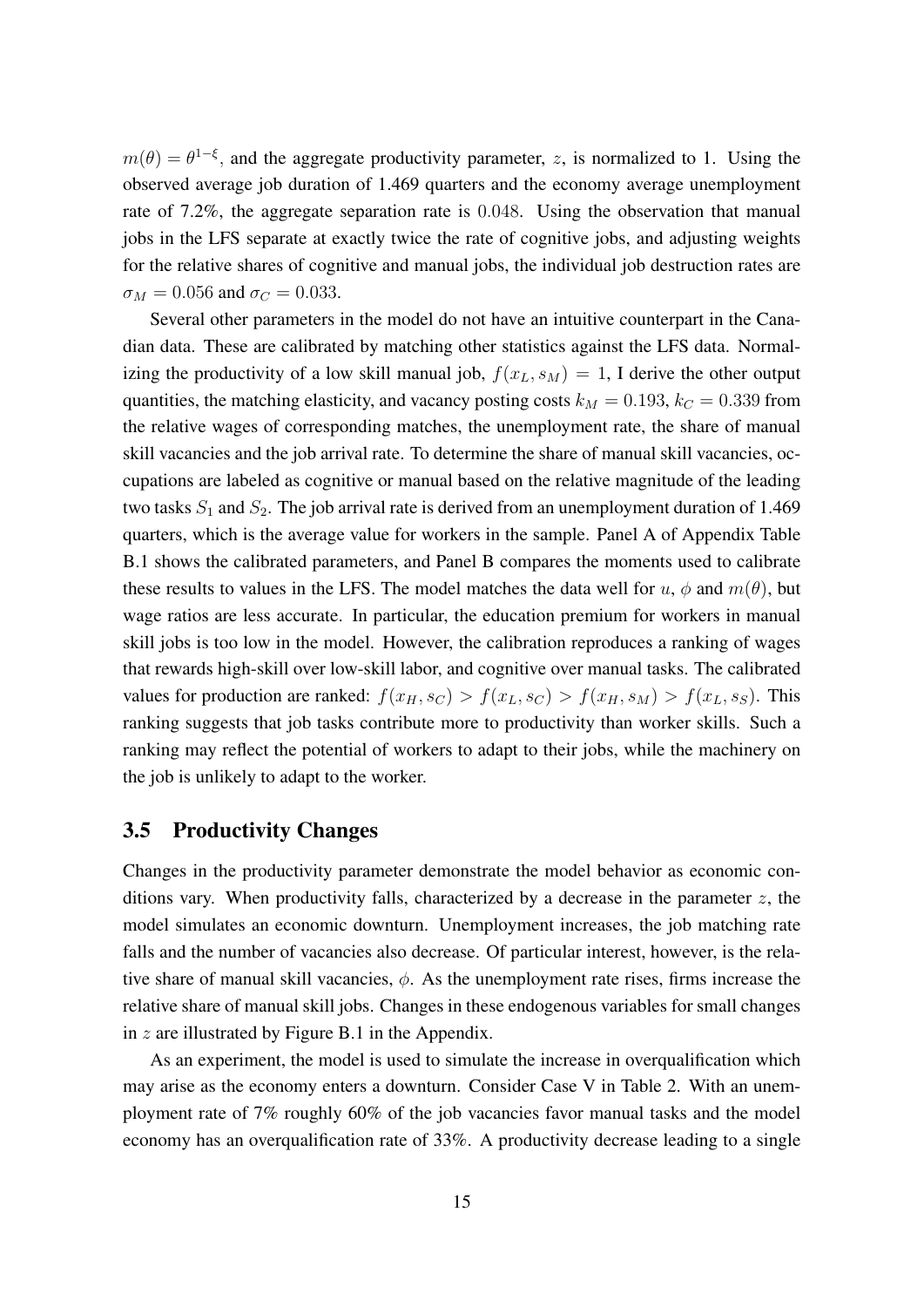$m(\theta) = \theta^{1-\xi}$, and the aggregate productivity parameter, $z$, is normalized to 1. Using the observed average job duration of 1.469 quarters and the economy average unemployment rate of 7.2%, the aggregate separation rate is $0.048$. Using the observation that manual jobs in the LFS separate at exactly twice the rate of cognitive jobs, and adjusting weights for the relative shares of cognitive and manual jobs, the individual job destruction rates are $\sigma_M = 0.056$ and $\sigma_C = 0.033$.

Several other parameters in the model do not have an intuitive counterpart in the Canadian data. These are calibrated by matching other statistics against the LFS data. Normalizing the productivity of a low skill manual job, $f(x_L, s_M) = 1$, I derive the other output quantities, the matching elasticity, and vacancy posting costs $k_M = 0.193$, $k_C = 0.339$ from the relative wages of corresponding matches, the unemployment rate, the share of manual skill vacancies and the job arrival rate. To determine the share of manual skill vacancies, occupations are labeled as cognitive or manual based on the relative magnitude of the leading two tasks $S_1$ and $S_2$. The job arrival rate is derived from an unemployment duration of 1.469 quarters, which is the average value for workers in the sample. Panel A of Appendix Table B.1 shows the calibrated parameters, and Panel B compares the moments used to calibrate these results to values in the LFS. The model matches the data well for $u$, $\phi$ and $m(\theta)$, but wage ratios are less accurate. In particular, the education premium for workers in manual skill jobs is too low in the model. However, the calibration reproduces a ranking of wages that rewards high-skill over low-skill labor, and cognitive over manual tasks. The calibrated values for production are ranked: $f(x_H, s_C) > f(x_L, s_C) > f(x_H, s_M) > f(x_L, s_S)$. This ranking suggests that job tasks contribute more to productivity than worker skills. Such a ranking may reflect the potential of workers to adapt to their jobs, while the machinery on the job is unlikely to adapt to the worker.

## 3.5 Productivity Changes

Changes in the productivity parameter demonstrate the model behavior as economic conditions vary. When productivity falls, characterized by a decrease in the parameter $z$, the model simulates an economic downturn. Unemployment increases, the job matching rate falls and the number of vacancies also decrease. Of particular interest, however, is the relative share of manual skill vacancies, $\phi$. As the unemployment rate rises, firms increase the relative share of manual skill jobs. Changes in these endogenous variables for small changes in $z$ are illustrated by Figure B.1 in the Appendix.

As an experiment, the model is used to simulate the increase in overqualification which may arise as the economy enters a downturn. Consider Case V in Table 2. With an unemployment rate of 7% roughly 60% of the job vacancies favor manual tasks and the model economy has an overqualification rate of 33%. A productivity decrease leading to a single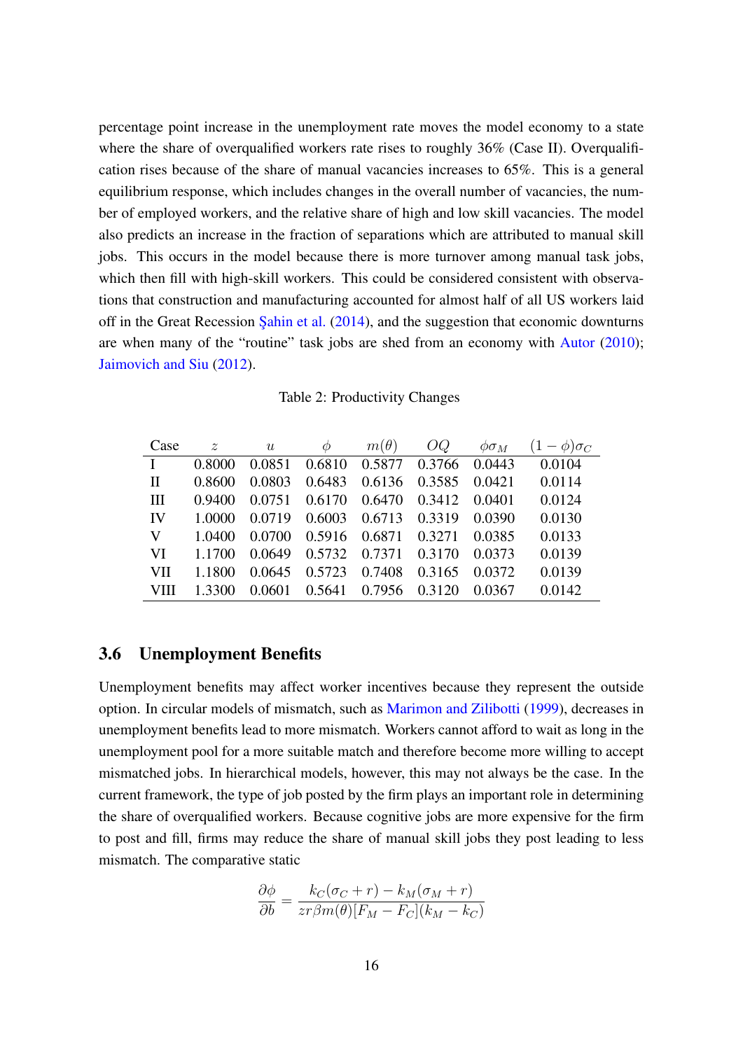percentage point increase in the unemployment rate moves the model economy to a state where the share of overqualified workers rate rises to roughly 36% (Case II). Overqualification rises because of the share of manual vacancies increases to 65%. This is a general equilibrium response, which includes changes in the overall number of vacancies, the number of employed workers, and the relative share of high and low skill vacancies. The model also predicts an increase in the fraction of separations which are attributed to manual skill jobs. This occurs in the model because there is more turnover among manual task jobs, which then fill with high-skill workers. This could be considered consistent with observations that construction and manufacturing accounted for almost half of all US workers laid off in the Great Recession Şahin et al. (2014), and the suggestion that economic downturns are when many of the "routine" task jobs are shed from an economy with Autor (2010); Jaimovich and Siu (2012).

Table 2: Productivity Changes

| Case | $z$ | $u$ | $\phi$ | $m(\theta)$ | $OQ$ | $\phi\sigma_M$ | $(1-\phi)\sigma_C$ |
|---|---|---|---|---|---|---|---|
| I | 0.8000 | 0.0851 | 0.6810 | 0.5877 | 0.3766 | 0.0443 | 0.0104 |
| II | 0.8600 | 0.0803 | 0.6483 | 0.6136 | 0.3585 | 0.0421 | 0.0114 |
| III | 0.9400 | 0.0751 | 0.6170 | 0.6470 | 0.3412 | 0.0401 | 0.0124 |
| IV | 1.0000 | 0.0719 | 0.6003 | 0.6713 | 0.3319 | 0.0390 | 0.0130 |
| V | 1.0400 | 0.0700 | 0.5916 | 0.6871 | 0.3271 | 0.0385 | 0.0133 |
| VI | 1.1700 | 0.0649 | 0.5732 | 0.7371 | 0.3170 | 0.0373 | 0.0139 |
| VII | 1.1800 | 0.0645 | 0.5723 | 0.7408 | 0.3165 | 0.0372 | 0.0139 |
| VIII | 1.3300 | 0.0601 | 0.5641 | 0.7956 | 0.3120 | 0.0367 | 0.0142 |

### 3.6 Unemployment Benefits

Unemployment benefits may affect worker incentives because they represent the outside option. In circular models of mismatch, such as Marimon and Zilibotti (1999), decreases in unemployment benefits lead to more mismatch. Workers cannot afford to wait as long in the unemployment pool for a more suitable match and therefore become more willing to accept mismatched jobs. In hierarchical models, however, this may not always be the case. In the current framework, the type of job posted by the firm plays an important role in determining the share of overqualified workers. Because cognitive jobs are more expensive for the firm to post and fill, firms may reduce the share of manual skill jobs they post leading to less mismatch. The comparative static

$$\frac{\partial \phi}{\partial b} = \frac{k_C(\sigma_C + r) - k_M(\sigma_M + r)}{zr\beta m(\theta)[F_M - F_C](k_M - k_C)}$$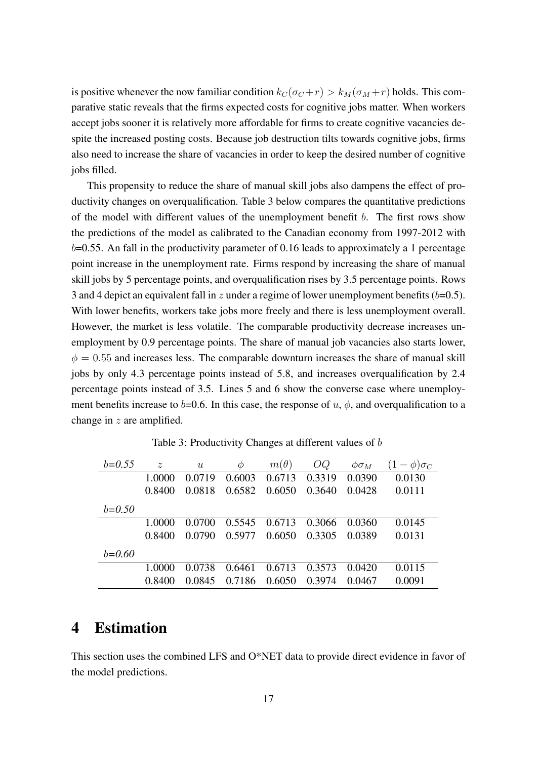is positive whenever the now familiar condition $k_C(\sigma_C + r) > k_M(\sigma_M + r)$ holds. This comparative static reveals that the firms expected costs for cognitive jobs matter. When workers accept jobs sooner it is relatively more affordable for firms to create cognitive vacancies despite the increased posting costs. Because job destruction tilts towards cognitive jobs, firms also need to increase the share of vacancies in order to keep the desired number of cognitive jobs filled.

This propensity to reduce the share of manual skill jobs also dampens the effect of productivity changes on overqualification. Table 3 below compares the quantitative predictions of the model with different values of the unemployment benefit $b$. The first rows show the predictions of the model as calibrated to the Canadian economy from 1997-2012 with $b$=0.55. An fall in the productivity parameter of 0.16 leads to approximately a 1 percentage point increase in the unemployment rate. Firms respond by increasing the share of manual skill jobs by 5 percentage points, and overqualification rises by 3.5 percentage points. Rows 3 and 4 depict an equivalent fall in $z$ under a regime of lower unemployment benefits ($b$=0.5). With lower benefits, workers take jobs more freely and there is less unemployment overall. However, the market is less volatile. The comparable productivity decrease increases unemployment by 0.9 percentage points. The share of manual job vacancies also starts lower, $\phi = 0.55$ and increases less. The comparable downturn increases the share of manual skill jobs by only 4.3 percentage points instead of 5.8, and increases overqualification by 2.4 percentage points instead of 3.5. Lines 5 and 6 show the converse case where unemployment benefits increase to $b$=0.6. In this case, the response of $u$, $\phi$, and overqualification to a change in $z$ are amplified.

Table 3: Productivity Changes at different values of $b$

| *b=0.55* | $z$ | $u$ | $\phi$ | $m(\theta)$ | $OQ$ | $\phi\sigma_M$ | $(1-\phi)\sigma_C$ |
|---|---|---|---|---|---|---|---|
| | 1.0000 | 0.0719 | 0.6003 | 0.6713 | 0.3319 | 0.0390 | 0.0130 |
| | 0.8400 | 0.0818 | 0.6582 | 0.6050 | 0.3640 | 0.0428 | 0.0111 |
| *b=0.50* | | | | | | | |
| | 1.0000 | 0.0700 | 0.5545 | 0.6713 | 0.3066 | 0.0360 | 0.0145 |
| | 0.8400 | 0.0790 | 0.5977 | 0.6050 | 0.3305 | 0.0389 | 0.0131 |
| *b=0.60* | | | | | | | |
| | 1.0000 | 0.0738 | 0.6461 | 0.6713 | 0.3573 | 0.0420 | 0.0115 |
| | 0.8400 | 0.0845 | 0.7186 | 0.6050 | 0.3974 | 0.0467 | 0.0091 |

# 4 Estimation

This section uses the combined LFS and O*NET data to provide direct evidence in favor of the model predictions.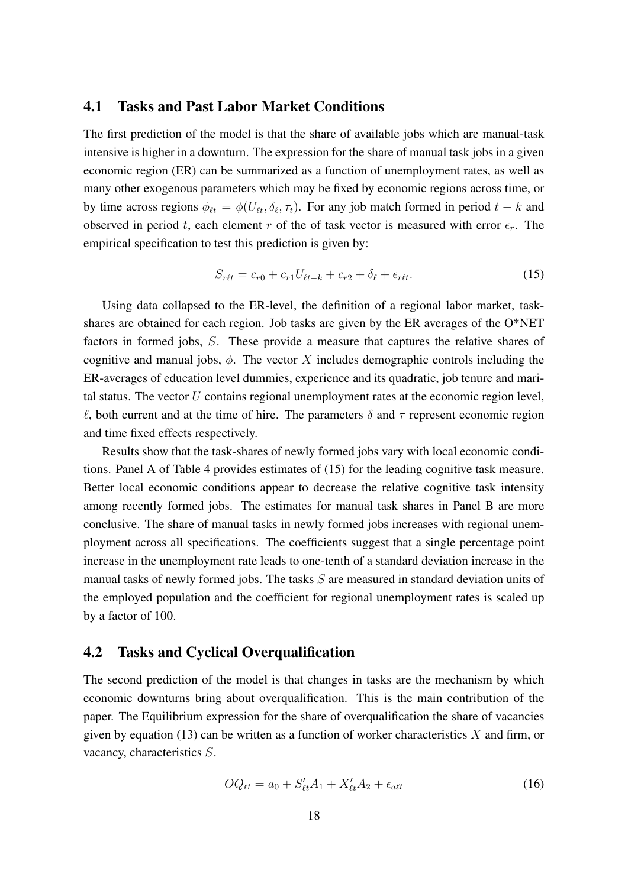## 4.1 Tasks and Past Labor Market Conditions

The first prediction of the model is that the share of available jobs which are manual-task intensive is higher in a downturn. The expression for the share of manual task jobs in a given economic region (ER) can be summarized as a function of unemployment rates, as well as many other exogenous parameters which may be fixed by economic regions across time, or by time across regions $\phi_{\ell t} = \phi(U_{\ell t}, \delta_\ell, \tau_t)$. For any job match formed in period $t-k$ and observed in period $t$, each element $r$ of the of task vector is measured with error $\epsilon_r$. The empirical specification to test this prediction is given by:

$$S_{r\ell t} = c_{r0} + c_{r1}U_{\ell t-k} + c_{r2} + \delta_\ell + \epsilon_{r\ell t}. \tag{15}$$

Using data collapsed to the ER-level, the definition of a regional labor market, task-shares are obtained for each region. Job tasks are given by the ER averages of the O*NET factors in formed jobs, $S$. These provide a measure that captures the relative shares of cognitive and manual jobs, $\phi$. The vector $X$ includes demographic controls including the ER-averages of education level dummies, experience and its quadratic, job tenure and marital status. The vector $U$ contains regional unemployment rates at the economic region level, $\ell$, both current and at the time of hire. The parameters $\delta$ and $\tau$ represent economic region and time fixed effects respectively.

Results show that the task-shares of newly formed jobs vary with local economic conditions. Panel A of Table 4 provides estimates of (15) for the leading cognitive task measure. Better local economic conditions appear to decrease the relative cognitive task intensity among recently formed jobs. The estimates for manual task shares in Panel B are more conclusive. The share of manual tasks in newly formed jobs increases with regional unemployment across all specifications. The coefficients suggest that a single percentage point increase in the unemployment rate leads to one-tenth of a standard deviation increase in the manual tasks of newly formed jobs. The tasks $S$ are measured in standard deviation units of the employed population and the coefficient for regional unemployment rates is scaled up by a factor of 100.

## 4.2 Tasks and Cyclical Overqualification

The second prediction of the model is that changes in tasks are the mechanism by which economic downturns bring about overqualification. This is the main contribution of the paper. The Equilibrium expression for the share of overqualification the share of vacancies given by equation (13) can be written as a function of worker characteristics $X$ and firm, or vacancy, characteristics $S$.

$$OQ_{\ell t} = a_0 + S'_{\ell t}A_1 + X'_{\ell t}A_2 + \epsilon_{a\ell t} \tag{16}$$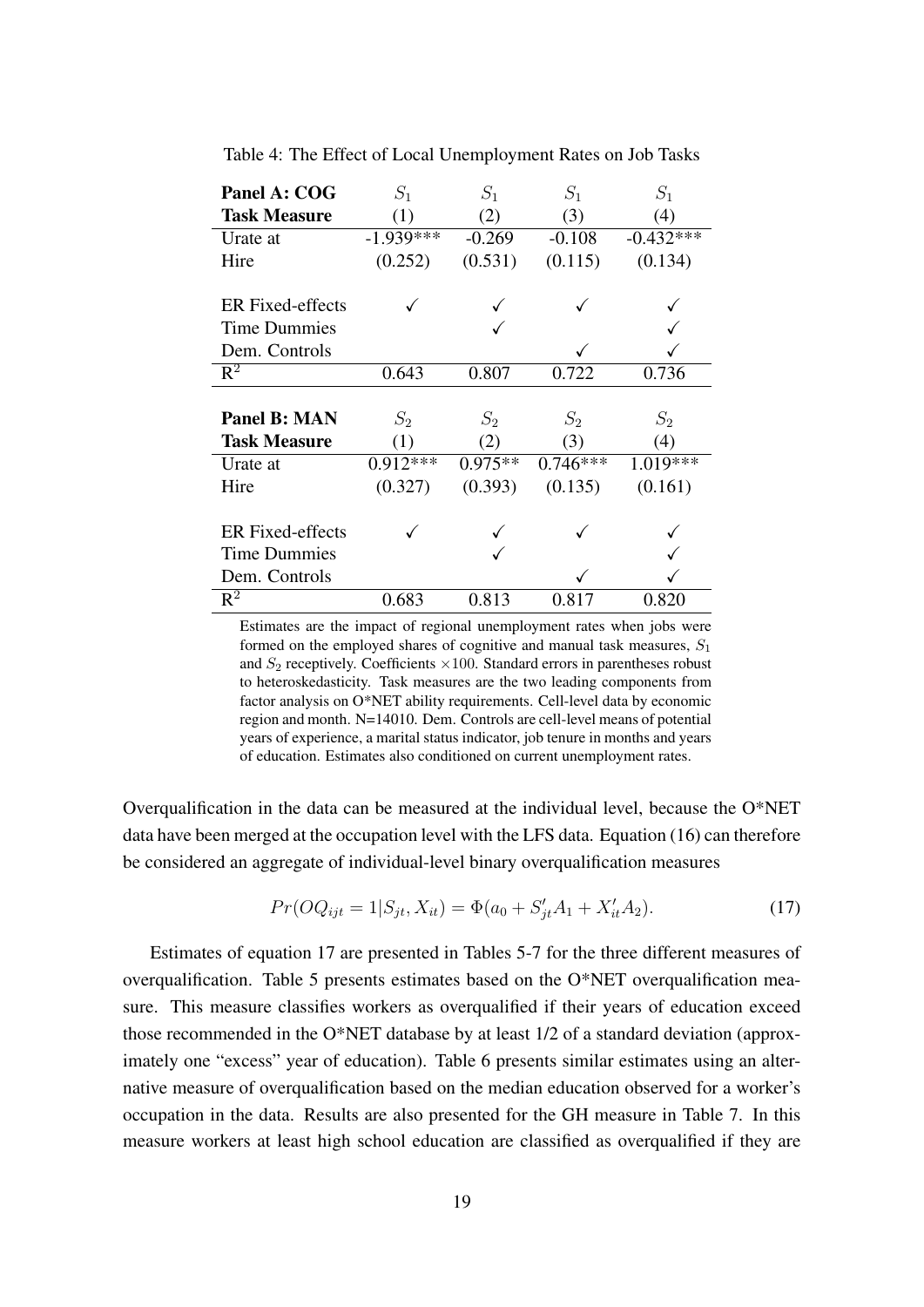Table 4: The Effect of Local Unemployment Rates on Job Tasks

| **Panel A: COG** | $S_1$ | $S_1$ | $S_1$ | $S_1$ |
|---|---|---|---|---|
| **Task Measure** | (1) | (2) | (3) | (4) |
| Urate at | -1.939*** | -0.269 | -0.108 | -0.432*** |
| Hire | (0.252) | (0.531) | (0.115) | (0.134) |
| ER Fixed-effects | ✓ | ✓ | ✓ | ✓ |
| Time Dummies | | ✓ | | ✓ |
| Dem. Controls | | | ✓ | ✓ |
| $R^2$ | 0.643 | 0.807 | 0.722 | 0.736 |
| **Panel B: MAN** | $S_2$ | $S_2$ | $S_2$ | $S_2$ |
| **Task Measure** | (1) | (2) | (3) | (4) |
| Urate at | 0.912*** | 0.975** | 0.746*** | 1.019*** |
| Hire | (0.327) | (0.393) | (0.135) | (0.161) |
| ER Fixed-effects | ✓ | ✓ | ✓ | ✓ |
| Time Dummies | | ✓ | | ✓ |
| Dem. Controls | | | ✓ | ✓ |
| $R^2$ | 0.683 | 0.813 | 0.817 | 0.820 |

Estimates are the impact of regional unemployment rates when jobs were formed on the employed shares of cognitive and manual task measures, $S_1$ and $S_2$ receptively. Coefficients $\times 100$. Standard errors in parentheses robust to heteroskedasticity. Task measures are the two leading components from factor analysis on O*NET ability requirements. Cell-level data by economic region and month. N=14010. Dem. Controls are cell-level means of potential years of experience, a marital status indicator, job tenure in months and years of education. Estimates also conditioned on current unemployment rates.

Overqualification in the data can be measured at the individual level, because the O*NET data have been merged at the occupation level with the LFS data. Equation (16) can therefore be considered an aggregate of individual-level binary overqualification measures

$$Pr(OQ_{ijt} = 1 | S_{jt}, X_{it}) = \Phi(a_0 + S'_{jt}A_1 + X'_{it}A_2). \tag{17}$$

Estimates of equation 17 are presented in Tables 5-7 for the three different measures of overqualification. Table 5 presents estimates based on the O*NET overqualification measure. This measure classifies workers as overqualified if their years of education exceed those recommended in the O*NET database by at least 1/2 of a standard deviation (approximately one "excess" year of education). Table 6 presents similar estimates using an alternative measure of overqualification based on the median education observed for a worker's occupation in the data. Results are also presented for the GH measure in Table 7. In this measure workers at least high school education are classified as overqualified if they are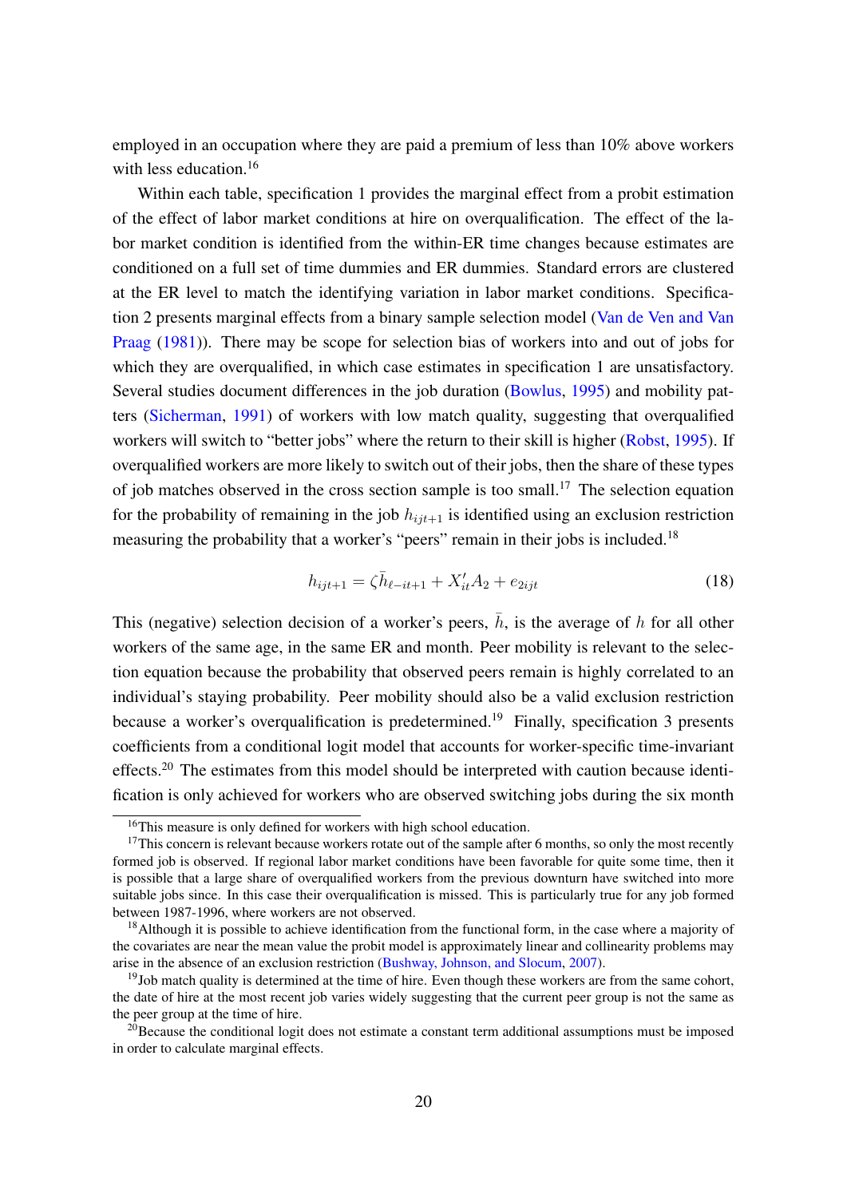employed in an occupation where they are paid a premium of less than 10% above workers with less education.[16]

Within each table, specification 1 provides the marginal effect from a probit estimation of the effect of labor market conditions at hire on overqualification. The effect of the labor market condition is identified from the within-ER time changes because estimates are conditioned on a full set of time dummies and ER dummies. Standard errors are clustered at the ER level to match the identifying variation in labor market conditions. Specification 2 presents marginal effects from a binary sample selection model (Van de Ven and Van Praag (1981)). There may be scope for selection bias of workers into and out of jobs for which they are overqualified, in which case estimates in specification 1 are unsatisfactory. Several studies document differences in the job duration (Bowlus, 1995) and mobility patters (Sicherman, 1991) of workers with low match quality, suggesting that overqualified workers will switch to "better jobs" where the return to their skill is higher (Robst, 1995). If overqualified workers are more likely to switch out of their jobs, then the share of these types of job matches observed in the cross section sample is too small.[17] The selection equation for the probability of remaining in the job $h_{ijt+1}$ is identified using an exclusion restriction measuring the probability that a worker's "peers" remain in their jobs is included.[18]

$$h_{ijt+1} = \zeta \bar{h}_{\ell-it+1} + X_{it}' A_2 + e_{2ijt} \tag{18}$$

This (negative) selection decision of a worker's peers, $\bar{h}$, is the average of $h$ for all other workers of the same age, in the same ER and month. Peer mobility is relevant to the selection equation because the probability that observed peers remain is highly correlated to an individual's staying probability. Peer mobility should also be a valid exclusion restriction because a worker's overqualification is predetermined.[19] Finally, specification 3 presents coefficients from a conditional logit model that accounts for worker-specific time-invariant effects.[20] The estimates from this model should be interpreted with caution because identification is only achieved for workers who are observed switching jobs during the six month

[16] This measure is only defined for workers with high school education.

[17] This concern is relevant because workers rotate out of the sample after 6 months, so only the most recently formed job is observed. If regional labor market conditions have been favorable for quite some time, then it is possible that a large share of overqualified workers from the previous downturn have switched into more suitable jobs since. In this case their overqualification is missed. This is particularly true for any job formed between 1987-1996, where workers are not observed.

[18] Although it is possible to achieve identification from the functional form, in the case where a majority of the covariates are near the mean value the probit model is approximately linear and collinearity problems may arise in the absence of an exclusion restriction (Bushway, Johnson, and Slocum, 2007).

[19] Job match quality is determined at the time of hire. Even though these workers are from the same cohort, the date of hire at the most recent job varies widely suggesting that the current peer group is not the same as the peer group at the time of hire.

[20] Because the conditional logit does not estimate a constant term additional assumptions must be imposed in order to calculate marginal effects.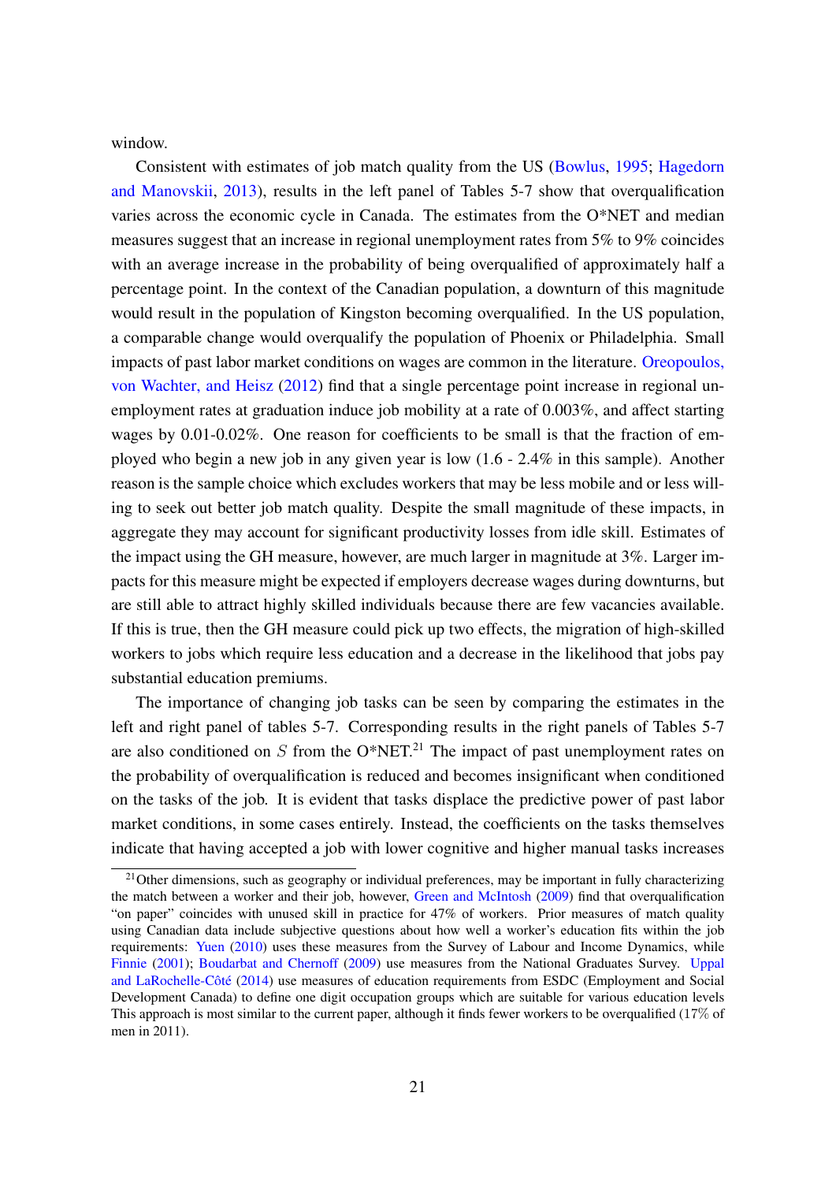window.

Consistent with estimates of job match quality from the US (Bowlus, 1995; Hagedorn and Manovskii, 2013), results in the left panel of Tables 5-7 show that overqualification varies across the economic cycle in Canada. The estimates from the O*NET and median measures suggest that an increase in regional unemployment rates from 5% to 9% coincides with an average increase in the probability of being overqualified of approximately half a percentage point. In the context of the Canadian population, a downturn of this magnitude would result in the population of Kingston becoming overqualified. In the US population, a comparable change would overqualify the population of Phoenix or Philadelphia. Small impacts of past labor market conditions on wages are common in the literature. Oreopoulos, von Wachter, and Heisz (2012) find that a single percentage point increase in regional unemployment rates at graduation induce job mobility at a rate of 0.003%, and affect starting wages by 0.01-0.02%. One reason for coefficients to be small is that the fraction of employed who begin a new job in any given year is low (1.6 - 2.4% in this sample). Another reason is the sample choice which excludes workers that may be less mobile and or less willing to seek out better job match quality. Despite the small magnitude of these impacts, in aggregate they may account for significant productivity losses from idle skill. Estimates of the impact using the GH measure, however, are much larger in magnitude at 3%. Larger impacts for this measure might be expected if employers decrease wages during downturns, but are still able to attract highly skilled individuals because there are few vacancies available. If this is true, then the GH measure could pick up two effects, the migration of high-skilled workers to jobs which require less education and a decrease in the likelihood that jobs pay substantial education premiums.

The importance of changing job tasks can be seen by comparing the estimates in the left and right panel of tables 5-7. Corresponding results in the right panels of Tables 5-7 are also conditioned on $S$ from the O*NET.[21] The impact of past unemployment rates on the probability of overqualification is reduced and becomes insignificant when conditioned on the tasks of the job. It is evident that tasks displace the predictive power of past labor market conditions, in some cases entirely. Instead, the coefficients on the tasks themselves indicate that having accepted a job with lower cognitive and higher manual tasks increases

[21] Other dimensions, such as geography or individual preferences, may be important in fully characterizing the match between a worker and their job, however, Green and McIntosh (2009) find that overqualification "on paper" coincides with unused skill in practice for 47% of workers. Prior measures of match quality using Canadian data include subjective questions about how well a worker's education fits within the job requirements: Yuen (2010) uses these measures from the Survey of Labour and Income Dynamics, while Finnie (2001); Boudarbat and Chernoff (2009) use measures from the National Graduates Survey. Uppal and LaRochelle-Côté (2014) use measures of education requirements from ESDC (Employment and Social Development Canada) to define one digit occupation groups which are suitable for various education levels This approach is most similar to the current paper, although it finds fewer workers to be overqualified (17% of men in 2011).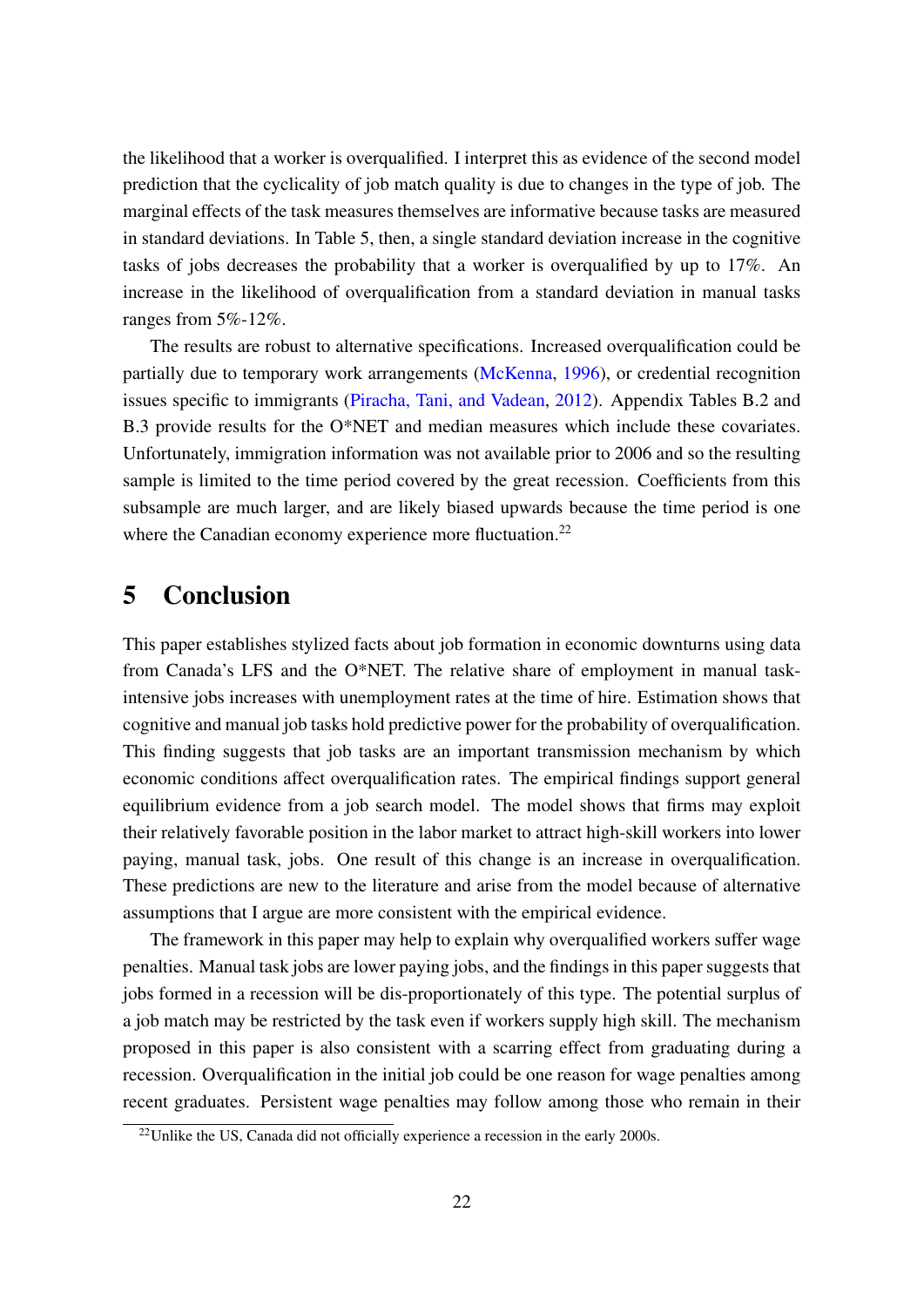the likelihood that a worker is overqualified. I interpret this as evidence of the second model prediction that the cyclicality of job match quality is due to changes in the type of job. The marginal effects of the task measures themselves are informative because tasks are measured in standard deviations. In Table 5, then, a single standard deviation increase in the cognitive tasks of jobs decreases the probability that a worker is overqualified by up to 17%. An increase in the likelihood of overqualification from a standard deviation in manual tasks ranges from 5%-12%.

The results are robust to alternative specifications. Increased overqualification could be partially due to temporary work arrangements (McKenna, 1996), or credential recognition issues specific to immigrants (Piracha, Tani, and Vadean, 2012). Appendix Tables B.2 and B.3 provide results for the O*NET and median measures which include these covariates. Unfortunately, immigration information was not available prior to 2006 and so the resulting sample is limited to the time period covered by the great recession. Coefficients from this subsample are much larger, and are likely biased upwards because the time period is one where the Canadian economy experience more fluctuation.[22]

# 5 Conclusion

This paper establishes stylized facts about job formation in economic downturns using data from Canada's LFS and the O*NET. The relative share of employment in manual task-intensive jobs increases with unemployment rates at the time of hire. Estimation shows that cognitive and manual job tasks hold predictive power for the probability of overqualification. This finding suggests that job tasks are an important transmission mechanism by which economic conditions affect overqualification rates. The empirical findings support general equilibrium evidence from a job search model. The model shows that firms may exploit their relatively favorable position in the labor market to attract high-skill workers into lower paying, manual task, jobs. One result of this change is an increase in overqualification. These predictions are new to the literature and arise from the model because of alternative assumptions that I argue are more consistent with the empirical evidence.

The framework in this paper may help to explain why overqualified workers suffer wage penalties. Manual task jobs are lower paying jobs, and the findings in this paper suggests that jobs formed in a recession will be dis-proportionately of this type. The potential surplus of a job match may be restricted by the task even if workers supply high skill. The mechanism proposed in this paper is also consistent with a scarring effect from graduating during a recession. Overqualification in the initial job could be one reason for wage penalties among recent graduates. Persistent wage penalties may follow among those who remain in their

[22] Unlike the US, Canada did not officially experience a recession in the early 2000s.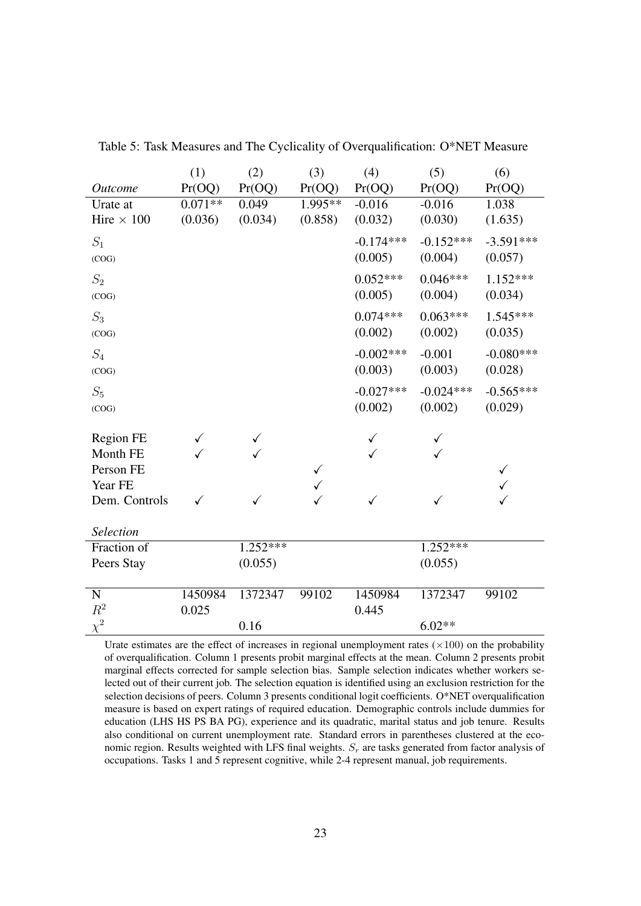Table 5: Task Measures and The Cyclicality of Overqualification: O*NET Measure

| | (1) | (2) | (3) | (4) | (5) | (6) |
|---|---|---|---|---|---|---|
| *Outcome* | Pr(OQ) | Pr(OQ) | Pr(OQ) | Pr(OQ) | Pr(OQ) | Pr(OQ) |
| Urate at | 0.071** | 0.049 | 1.995** | -0.016 | -0.016 | 1.038 |
| Hire × 100 | (0.036) | (0.034) | (0.858) | (0.032) | (0.030) | (1.635) |
| $S_1$ | | | | -0.174*** | -0.152*** | -3.591*** |
| (COG) | | | | (0.005) | (0.004) | (0.057) |
| $S_2$ | | | | 0.052*** | 0.046*** | 1.152*** |
| (COG) | | | | (0.005) | (0.004) | (0.034) |
| $S_3$ | | | | 0.074*** | 0.063*** | 1.545*** |
| (COG) | | | | (0.002) | (0.002) | (0.035) |
| $S_4$ | | | | -0.002*** | -0.001 | -0.080*** |
| (COG) | | | | (0.003) | (0.003) | (0.028) |
| $S_5$ | | | | -0.027*** | -0.024*** | -0.565*** |
| (COG) | | | | (0.002) | (0.002) | (0.029) |
| Region FE | ✓ | ✓ | | ✓ | ✓ | |
| Month FE | ✓ | ✓ | | ✓ | ✓ | |
| Person FE | | | ✓ | | | ✓ |
| Year FE | | | ✓ | | | ✓ |
| Dem. Controls | ✓ | ✓ | ✓ | ✓ | ✓ | ✓ |
| *Selection* | | | | | | |
| Fraction of | | 1.252*** | | | 1.252*** | |
| Peers Stay | | (0.055) | | | (0.055) | |
| N | 1450984 | 1372347 | 99102 | 1450984 | 1372347 | 99102 |
| $R^2$ | 0.025 | | | 0.445 | | |
| $\chi^2$ | | 0.16 | | | 6.02** | |

Urate estimates are the effect of increases in regional unemployment rates ($\times 100$) on the probability of overqualification. Column 1 presents probit marginal effects at the mean. Column 2 presents probit marginal effects corrected for sample selection bias. Sample selection indicates whether workers selected out of their current job. The selection equation is identified using an exclusion restriction for the selection decisions of peers. Column 3 presents conditional logit coefficients. O*NET overqualification measure is based on expert ratings of required education. Demographic controls include dummies for education (LHS HS PS BA PG), experience and its quadratic, marital status and job tenure. Results also conditional on current unemployment rate. Standard errors in parentheses clustered at the economic region. Results weighted with LFS final weights. $S_r$ are tasks generated from factor analysis of occupations. Tasks 1 and 5 represent cognitive, while 2-4 represent manual, job requirements.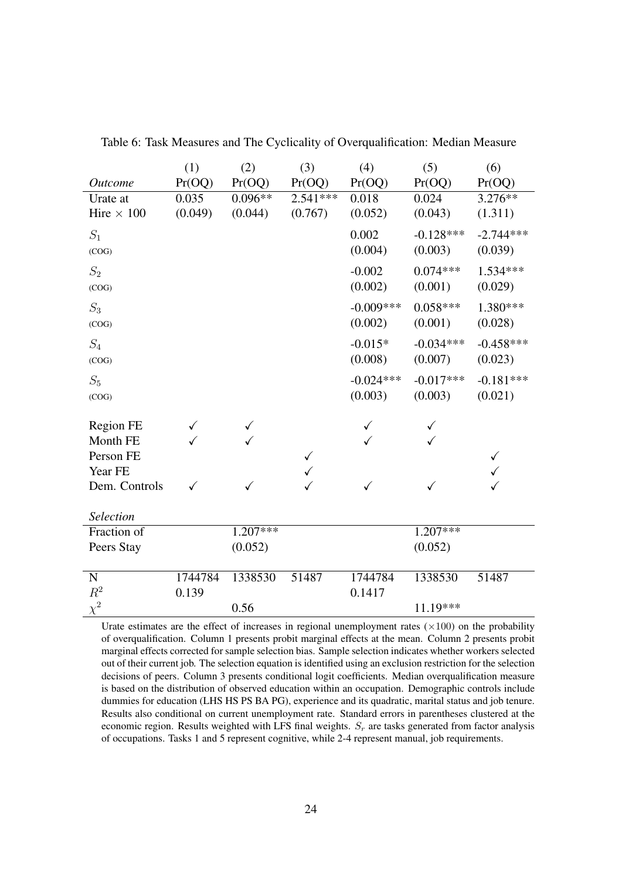Table 6: Task Measures and The Cyclicality of Overqualification: Median Measure

| | (1) | (2) | (3) | (4) | (5) | (6) |
|---|---|---|---|---|---|---|
| *Outcome* | Pr(OQ) | Pr(OQ) | Pr(OQ) | Pr(OQ) | Pr(OQ) | Pr(OQ) |
| Urate at Hire × 100 | 0.035 | 0.096** | 2.541*** | 0.018 | 0.024 | 3.276** |
| | (0.049) | (0.044) | (0.767) | (0.052) | (0.043) | (1.311) |
| $S_1$ (COG) | | | | 0.002 | -0.128*** | -2.744*** |
| | | | | (0.004) | (0.003) | (0.039) |
| $S_2$ (COG) | | | | -0.002 | 0.074*** | 1.534*** |
| | | | | (0.002) | (0.001) | (0.029) |
| $S_3$ (COG) | | | | -0.009*** | 0.058*** | 1.380*** |
| | | | | (0.002) | (0.001) | (0.028) |
| $S_4$ (COG) | | | | -0.015* | -0.034*** | -0.458*** |
| | | | | (0.008) | (0.007) | (0.023) |
| $S_5$ (COG) | | | | -0.024*** | -0.017*** | -0.181*** |
| | | | | (0.003) | (0.003) | (0.021) |
| Region FE | ✓ | ✓ | | ✓ | ✓ | |
| Month FE | ✓ | ✓ | | ✓ | ✓ | |
| Person FE | | | ✓ | | | ✓ |
| Year FE | | | ✓ | | | ✓ |
| Dem. Controls | ✓ | ✓ | ✓ | ✓ | ✓ | ✓ |
| *Selection* | | | | | | |
| Fraction of Peers Stay | | 1.207*** | | | 1.207*** | |
| | | (0.052) | | | (0.052) | |
| N | 1744784 | 1338530 | 51487 | 1744784 | 1338530 | 51487 |
| $R^2$ | 0.139 | | | 0.1417 | | |
| $\chi^2$ | | 0.56 | | | 11.19*** | |

Urate estimates are the effect of increases in regional unemployment rates ($\times 100$) on the probability of overqualification. Column 1 presents probit marginal effects at the mean. Column 2 presents probit marginal effects corrected for sample selection bias. Sample selection indicates whether workers selected out of their current job. The selection equation is identified using an exclusion restriction for the selection decisions of peers. Column 3 presents conditional logit coefficients. Median overqualification measure is based on the distribution of observed education within an occupation. Demographic controls include dummies for education (LHS HS PS BA PG), experience and its quadratic, marital status and job tenure. Results also conditional on current unemployment rate. Standard errors in parentheses clustered at the economic region. Results weighted with LFS final weights. $S_r$ are tasks generated from factor analysis of occupations. Tasks 1 and 5 represent cognitive, while 2-4 represent manual, job requirements.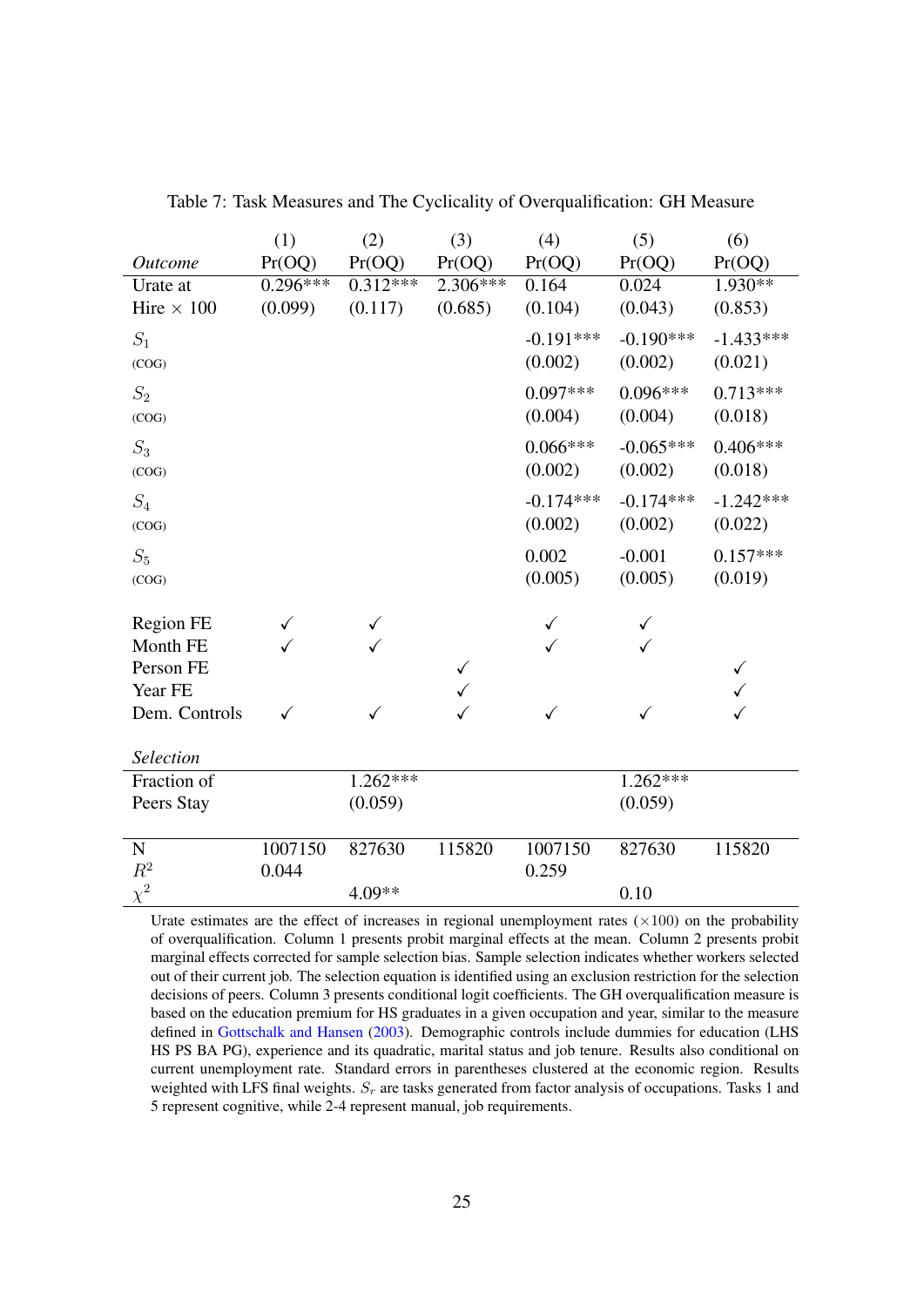Table 7: Task Measures and The Cyclicality of Overqualification: GH Measure

| | (1) | (2) | (3) | (4) | (5) | (6) |
|---|---|---|---|---|---|---|
| *Outcome* | Pr(OQ) | Pr(OQ) | Pr(OQ) | Pr(OQ) | Pr(OQ) | Pr(OQ) |
| Urate at | 0.296*** | 0.312*** | 2.306*** | 0.164 | 0.024 | 1.930** |
| Hire × 100 | (0.099) | (0.117) | (0.685) | (0.104) | (0.043) | (0.853) |
| $S_1$ | | | | -0.191*** | -0.190*** | -1.433*** |
| (COG) | | | | (0.002) | (0.002) | (0.021) |
| $S_2$ | | | | 0.097*** | 0.096*** | 0.713*** |
| (COG) | | | | (0.004) | (0.004) | (0.018) |
| $S_3$ | | | | 0.066*** | -0.065*** | 0.406*** |
| (COG) | | | | (0.002) | (0.002) | (0.018) |
| $S_4$ | | | | -0.174*** | -0.174*** | -1.242*** |
| (COG) | | | | (0.002) | (0.002) | (0.022) |
| $S_5$ | | | | 0.002 | -0.001 | 0.157*** |
| (COG) | | | | (0.005) | (0.005) | (0.019) |
| Region FE | ✓ | ✓ | | ✓ | ✓ | |
| Month FE | ✓ | ✓ | | ✓ | ✓ | |
| Person FE | | | ✓ | | | ✓ |
| Year FE | | | ✓ | | | ✓ |
| Dem. Controls | ✓ | ✓ | ✓ | ✓ | ✓ | ✓ |
| *Selection* | | | | | | |
| Fraction of | | 1.262*** | | | 1.262*** | |
| Peers Stay | | (0.059) | | | (0.059) | |
| N | 1007150 | 827630 | 115820 | 1007150 | 827630 | 115820 |
| $R^2$ | 0.044 | | | 0.259 | | |
| $\chi^2$ | | 4.09** | | | 0.10 | |

Urate estimates are the effect of increases in regional unemployment rates (×100) on the probability of overqualification. Column 1 presents probit marginal effects at the mean. Column 2 presents probit marginal effects corrected for sample selection bias. Sample selection indicates whether workers selected out of their current job. The selection equation is identified using an exclusion restriction for the selection decisions of peers. Column 3 presents conditional logit coefficients. The GH overqualification measure is based on the education premium for HS graduates in a given occupation and year, similar to the measure defined in Gottschalk and Hansen (2003). Demographic controls include dummies for education (LHS HS PS BA PG), experience and its quadratic, marital status and job tenure. Results also conditional on current unemployment rate. Standard errors in parentheses clustered at the economic region. Results weighted with LFS final weights. $S_r$ are tasks generated from factor analysis of occupations. Tasks 1 and 5 represent cognitive, while 2-4 represent manual, job requirements.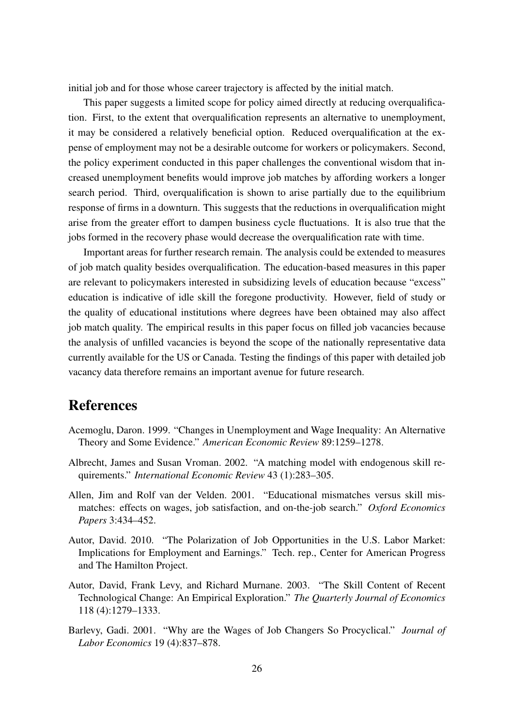initial job and for those whose career trajectory is affected by the initial match.

This paper suggests a limited scope for policy aimed directly at reducing overqualification. First, to the extent that overqualification represents an alternative to unemployment, it may be considered a relatively beneficial option. Reduced overqualification at the expense of employment may not be a desirable outcome for workers or policymakers. Second, the policy experiment conducted in this paper challenges the conventional wisdom that increased unemployment benefits would improve job matches by affording workers a longer search period. Third, overqualification is shown to arise partially due to the equilibrium response of firms in a downturn. This suggests that the reductions in overqualification might arise from the greater effort to dampen business cycle fluctuations. It is also true that the jobs formed in the recovery phase would decrease the overqualification rate with time.

Important areas for further research remain. The analysis could be extended to measures of job match quality besides overqualification. The education-based measures in this paper are relevant to policymakers interested in subsidizing levels of education because "excess" education is indicative of idle skill the foregone productivity. However, field of study or the quality of educational institutions where degrees have been obtained may also affect job match quality. The empirical results in this paper focus on filled job vacancies because the analysis of unfilled vacancies is beyond the scope of the nationally representative data currently available for the US or Canada. Testing the findings of this paper with detailed job vacancy data therefore remains an important avenue for future research.

# References

Acemoglu, Daron. 1999. "Changes in Unemployment and Wage Inequality: An Alternative Theory and Some Evidence." *American Economic Review* 89:1259–1278.

Albrecht, James and Susan Vroman. 2002. "A matching model with endogenous skill requirements." *International Economic Review* 43 (1):283–305.

Allen, Jim and Rolf van der Velden. 2001. "Educational mismatches versus skill mismatches: effects on wages, job satisfaction, and on-the-job search." *Oxford Economics Papers* 3:434–452.

Autor, David. 2010. "The Polarization of Job Opportunities in the U.S. Labor Market: Implications for Employment and Earnings." Tech. rep., Center for American Progress and The Hamilton Project.

Autor, David, Frank Levy, and Richard Murnane. 2003. "The Skill Content of Recent Technological Change: An Empirical Exploration." *The Quarterly Journal of Economics* 118 (4):1279–1333.

Barlevy, Gadi. 2001. "Why are the Wages of Job Changers So Procyclical." *Journal of Labor Economics* 19 (4):837–878.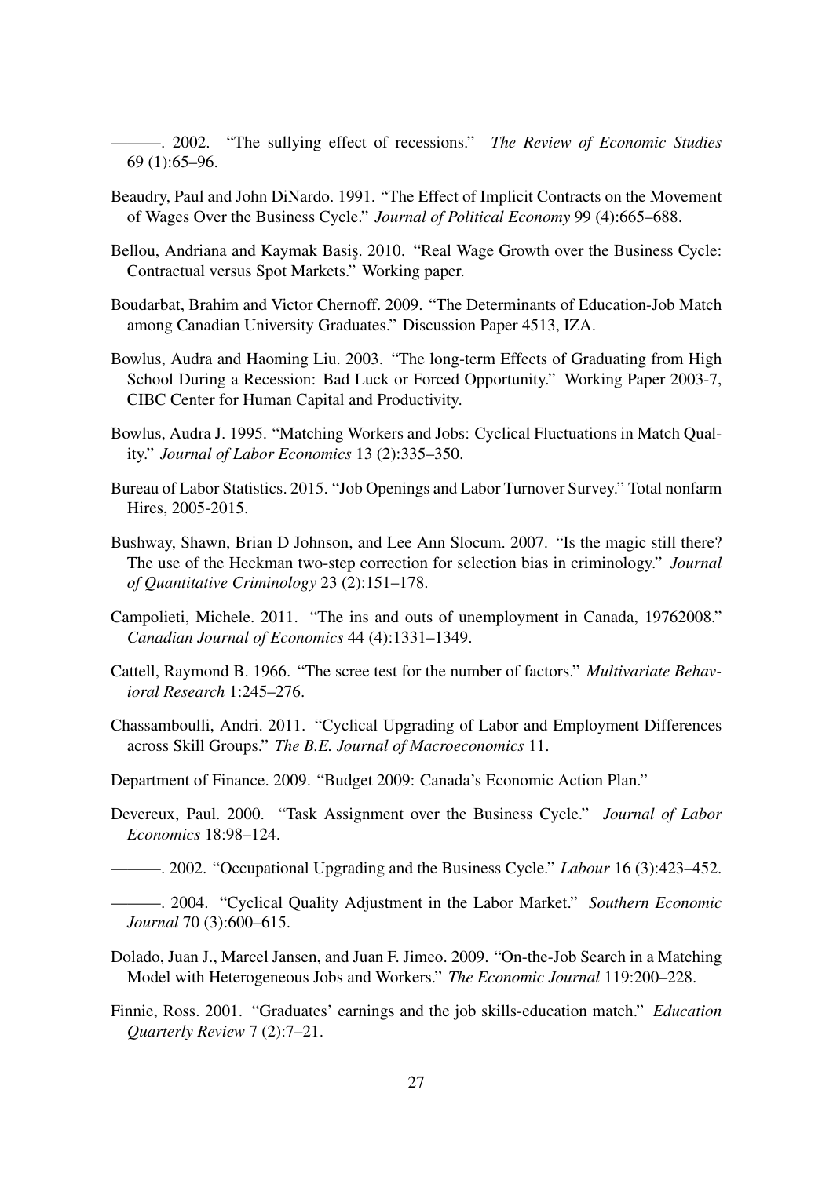———. 2002. "The sullying effect of recessions." *The Review of Economic Studies* 69 (1):65–96.

Beaudry, Paul and John DiNardo. 1991. "The Effect of Implicit Contracts on the Movement of Wages Over the Business Cycle." *Journal of Political Economy* 99 (4):665–688.

Bellou, Andriana and Kaymak Basiş. 2010. "Real Wage Growth over the Business Cycle: Contractual versus Spot Markets." Working paper.

Boudarbat, Brahim and Victor Chernoff. 2009. "The Determinants of Education-Job Match among Canadian University Graduates." Discussion Paper 4513, IZA.

Bowlus, Audra and Haoming Liu. 2003. "The long-term Effects of Graduating from High School During a Recession: Bad Luck or Forced Opportunity." Working Paper 2003-7, CIBC Center for Human Capital and Productivity.

Bowlus, Audra J. 1995. "Matching Workers and Jobs: Cyclical Fluctuations in Match Quality." *Journal of Labor Economics* 13 (2):335–350.

Bureau of Labor Statistics. 2015. "Job Openings and Labor Turnover Survey." Total nonfarm Hires, 2005-2015.

Bushway, Shawn, Brian D Johnson, and Lee Ann Slocum. 2007. "Is the magic still there? The use of the Heckman two-step correction for selection bias in criminology." *Journal of Quantitative Criminology* 23 (2):151–178.

Campolieti, Michele. 2011. "The ins and outs of unemployment in Canada, 19762008." *Canadian Journal of Economics* 44 (4):1331–1349.

Cattell, Raymond B. 1966. "The scree test for the number of factors." *Multivariate Behavioral Research* 1:245–276.

Chassamboulli, Andri. 2011. "Cyclical Upgrading of Labor and Employment Differences across Skill Groups." *The B.E. Journal of Macroeconomics* 11.

Department of Finance. 2009. "Budget 2009: Canada's Economic Action Plan."

Devereux, Paul. 2000. "Task Assignment over the Business Cycle." *Journal of Labor Economics* 18:98–124.

———. 2002. "Occupational Upgrading and the Business Cycle." *Labour* 16 (3):423–452.

———. 2004. "Cyclical Quality Adjustment in the Labor Market." *Southern Economic Journal* 70 (3):600–615.

Dolado, Juan J., Marcel Jansen, and Juan F. Jimeo. 2009. "On-the-Job Search in a Matching Model with Heterogeneous Jobs and Workers." *The Economic Journal* 119:200–228.

Finnie, Ross. 2001. "Graduates' earnings and the job skills-education match." *Education Quarterly Review* 7 (2):7–21.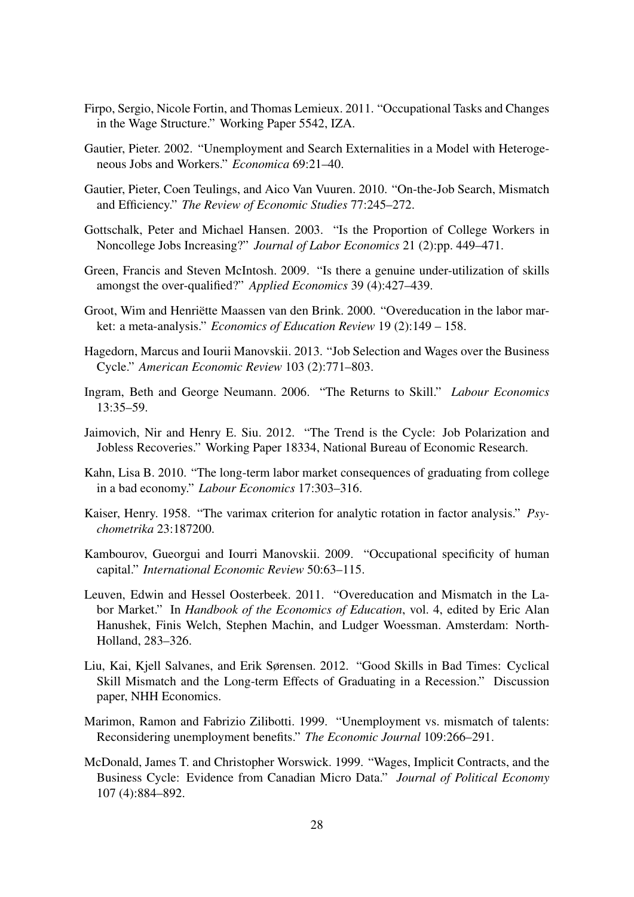Firpo, Sergio, Nicole Fortin, and Thomas Lemieux. 2011. "Occupational Tasks and Changes in the Wage Structure." Working Paper 5542, IZA.

Gautier, Pieter. 2002. "Unemployment and Search Externalities in a Model with Heterogeneous Jobs and Workers." *Economica* 69:21–40.

Gautier, Pieter, Coen Teulings, and Aico Van Vuuren. 2010. "On-the-Job Search, Mismatch and Efficiency." *The Review of Economic Studies* 77:245–272.

Gottschalk, Peter and Michael Hansen. 2003. "Is the Proportion of College Workers in Noncollege Jobs Increasing?" *Journal of Labor Economics* 21 (2):pp. 449–471.

Green, Francis and Steven McIntosh. 2009. "Is there a genuine under-utilization of skills amongst the over-qualified?" *Applied Economics* 39 (4):427–439.

Groot, Wim and Henriëtte Maassen van den Brink. 2000. "Overeducation in the labor market: a meta-analysis." *Economics of Education Review* 19 (2):149 – 158.

Hagedorn, Marcus and Iourii Manovskii. 2013. "Job Selection and Wages over the Business Cycle." *American Economic Review* 103 (2):771–803.

Ingram, Beth and George Neumann. 2006. "The Returns to Skill." *Labour Economics* 13:35–59.

Jaimovich, Nir and Henry E. Siu. 2012. "The Trend is the Cycle: Job Polarization and Jobless Recoveries." Working Paper 18334, National Bureau of Economic Research.

Kahn, Lisa B. 2010. "The long-term labor market consequences of graduating from college in a bad economy." *Labour Economics* 17:303–316.

Kaiser, Henry. 1958. "The varimax criterion for analytic rotation in factor analysis." *Psychometrika* 23:187200.

Kambourov, Gueorgui and Iourri Manovskii. 2009. "Occupational specificity of human capital." *International Economic Review* 50:63–115.

Leuven, Edwin and Hessel Oosterbeek. 2011. "Overeducation and Mismatch in the Labor Market." In *Handbook of the Economics of Education*, vol. 4, edited by Eric Alan Hanushek, Finis Welch, Stephen Machin, and Ludger Woessman. Amsterdam: North-Holland, 283–326.

Liu, Kai, Kjell Salvanes, and Erik Sørensen. 2012. "Good Skills in Bad Times: Cyclical Skill Mismatch and the Long-term Effects of Graduating in a Recession." Discussion paper, NHH Economics.

Marimon, Ramon and Fabrizio Zilibotti. 1999. "Unemployment vs. mismatch of talents: Reconsidering unemployment benefits." *The Economic Journal* 109:266–291.

McDonald, James T. and Christopher Worswick. 1999. "Wages, Implicit Contracts, and the Business Cycle: Evidence from Canadian Micro Data." *Journal of Political Economy* 107 (4):884–892.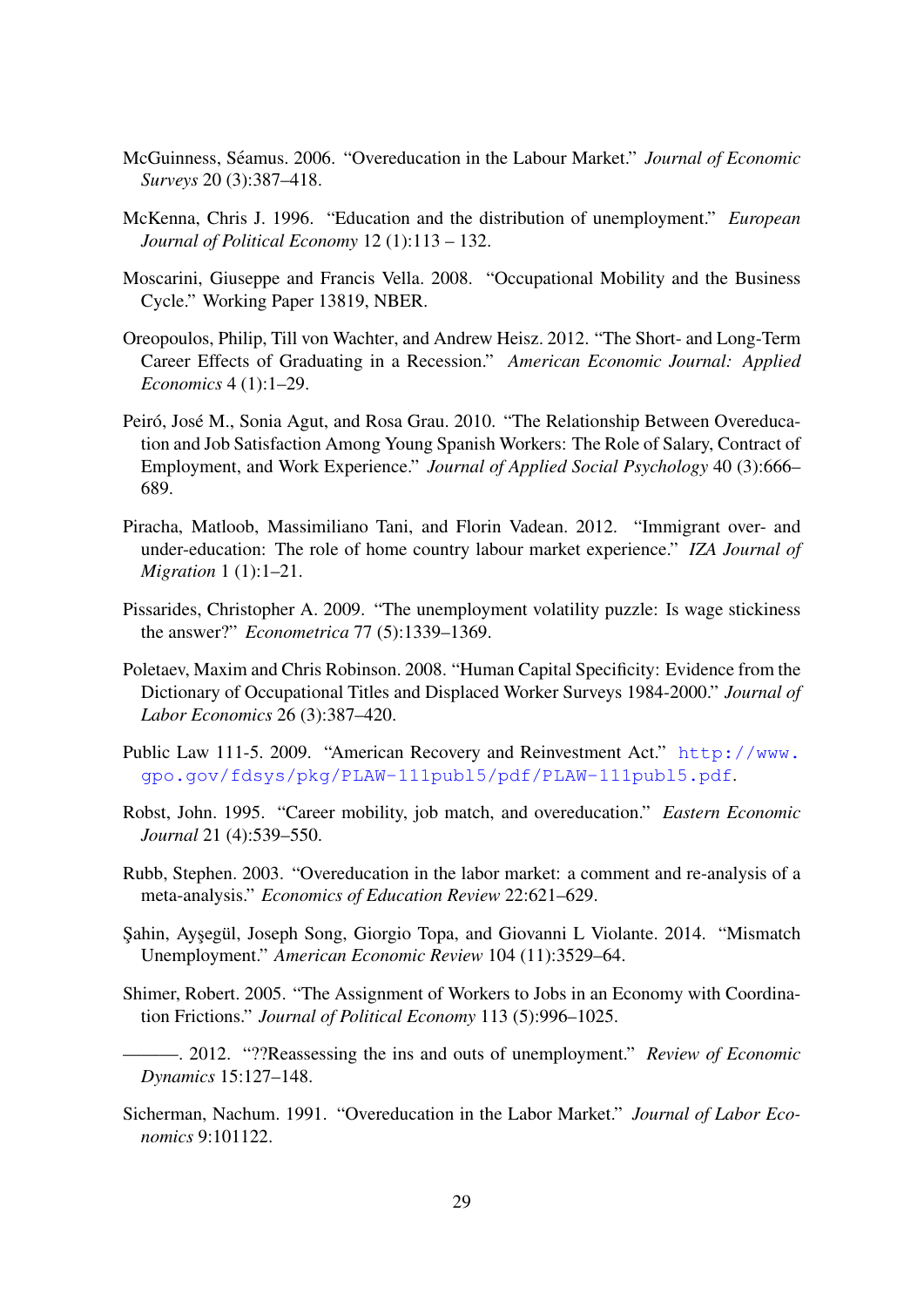McGuinness, Séamus. 2006. "Overeducation in the Labour Market." *Journal of Economic Surveys* 20 (3):387–418.

McKenna, Chris J. 1996. "Education and the distribution of unemployment." *European Journal of Political Economy* 12 (1):113 – 132.

Moscarini, Giuseppe and Francis Vella. 2008. "Occupational Mobility and the Business Cycle." Working Paper 13819, NBER.

Oreopoulos, Philip, Till von Wachter, and Andrew Heisz. 2012. "The Short- and Long-Term Career Effects of Graduating in a Recession." *American Economic Journal: Applied Economics* 4 (1):1–29.

Peiró, José M., Sonia Agut, and Rosa Grau. 2010. "The Relationship Between Overeducation and Job Satisfaction Among Young Spanish Workers: The Role of Salary, Contract of Employment, and Work Experience." *Journal of Applied Social Psychology* 40 (3):666–689.

Piracha, Matloob, Massimiliano Tani, and Florin Vadean. 2012. "Immigrant over- and under-education: The role of home country labour market experience." *IZA Journal of Migration* 1 (1):1–21.

Pissarides, Christopher A. 2009. "The unemployment volatility puzzle: Is wage stickiness the answer?" *Econometrica* 77 (5):1339–1369.

Poletaev, Maxim and Chris Robinson. 2008. "Human Capital Specificity: Evidence from the Dictionary of Occupational Titles and Displaced Worker Surveys 1984-2000." *Journal of Labor Economics* 26 (3):387–420.

Public Law 111-5. 2009. "American Recovery and Reinvestment Act." http://www.gpo.gov/fdsys/pkg/PLAW-111publ5/pdf/PLAW-111publ5.pdf.

Robst, John. 1995. "Career mobility, job match, and overeducation." *Eastern Economic Journal* 21 (4):539–550.

Rubb, Stephen. 2003. "Overeducation in the labor market: a comment and re-analysis of a meta-analysis." *Economics of Education Review* 22:621–629.

Şahin, Ayşegül, Joseph Song, Giorgio Topa, and Giovanni L Violante. 2014. "Mismatch Unemployment." *American Economic Review* 104 (11):3529–64.

Shimer, Robert. 2005. "The Assignment of Workers to Jobs in an Economy with Coordination Frictions." *Journal of Political Economy* 113 (5):996–1025.

———. 2012. "??Reassessing the ins and outs of unemployment." *Review of Economic Dynamics* 15:127–148.

Sicherman, Nachum. 1991. "Overeducation in the Labor Market." *Journal of Labor Economics* 9:101122.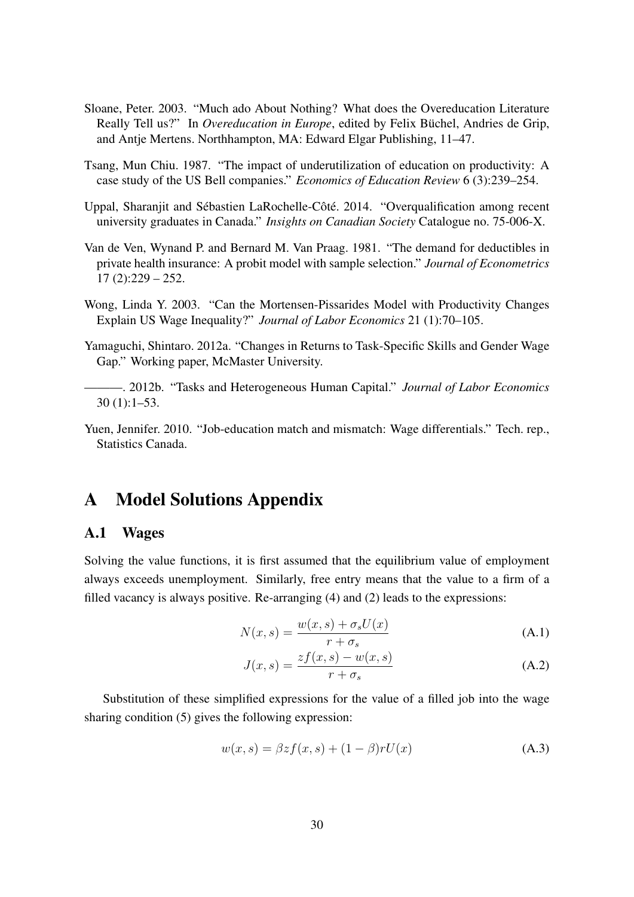Sloane, Peter. 2003. "Much ado About Nothing? What does the Overeducation Literature Really Tell us?" In *Overeducation in Europe*, edited by Felix Büchel, Andries de Grip, and Antje Mertens. Northhampton, MA: Edward Elgar Publishing, 11–47.

Tsang, Mun Chiu. 1987. "The impact of underutilization of education on productivity: A case study of the US Bell companies." *Economics of Education Review* 6 (3):239–254.

Uppal, Sharanjit and Sébastien LaRochelle-Côté. 2014. "Overqualification among recent university graduates in Canada." *Insights on Canadian Society* Catalogue no. 75-006-X.

Van de Ven, Wynand P. and Bernard M. Van Praag. 1981. "The demand for deductibles in private health insurance: A probit model with sample selection." *Journal of Econometrics* 17 (2):229 – 252.

Wong, Linda Y. 2003. "Can the Mortensen-Pissarides Model with Productivity Changes Explain US Wage Inequality?" *Journal of Labor Economics* 21 (1):70–105.

Yamaguchi, Shintaro. 2012a. "Changes in Returns to Task-Specific Skills and Gender Wage Gap." Working paper, McMaster University.

———. 2012b. "Tasks and Heterogeneous Human Capital." *Journal of Labor Economics* 30 (1):1–53.

Yuen, Jennifer. 2010. "Job-education match and mismatch: Wage differentials." Tech. rep., Statistics Canada.

# A Model Solutions Appendix

## A.1 Wages

Solving the value functions, it is first assumed that the equilibrium value of employment always exceeds unemployment. Similarly, free entry means that the value to a firm of a filled vacancy is always positive. Re-arranging (4) and (2) leads to the expressions:

$$N(x,s) = \frac{w(x,s) + \sigma_s U(x)}{r + \sigma_s} \tag{A.1}$$

$$J(x,s) = \frac{zf(x,s) - w(x,s)}{r + \sigma_s} \tag{A.2}$$

Substitution of these simplified expressions for the value of a filled job into the wage sharing condition (5) gives the following expression:

$$w(x,s) = \beta z f(x,s) + (1-\beta) r U(x) \tag{A.3}$$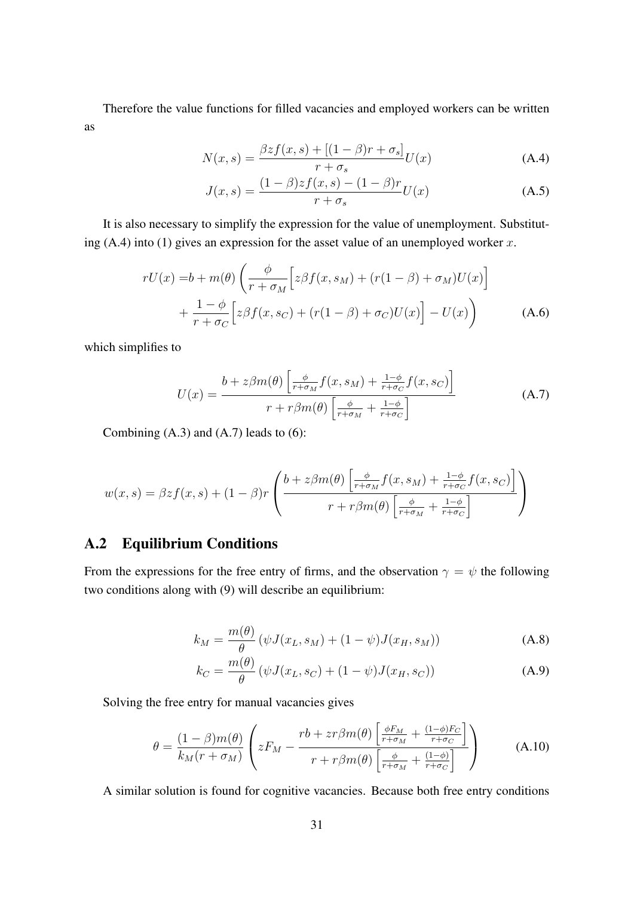Therefore the value functions for filled vacancies and employed workers can be written as

$$N(x,s) = \frac{\beta z f(x,s) + [(1-\beta)r + \sigma_s]}{r+\sigma_s} U(x) \tag{A.4}$$

$$J(x,s) = \frac{(1-\beta) z f(x,s) - (1-\beta)r}{r+\sigma_s} U(x) \tag{A.5}$$

It is also necessary to simplify the expression for the value of unemployment. Substituting (A.4) into (1) gives an expression for the asset value of an unemployed worker $x$.

$$\begin{aligned} rU(x) =& b + m(\theta)\left(\frac{\phi}{r+\sigma_M}\Big[z\beta f(x,s_M) + (r(1-\beta)+\sigma_M)U(x)\Big]\right. \\ &+ \left.\frac{1-\phi}{r+\sigma_C}\Big[z\beta f(x,s_C) + (r(1-\beta)+\sigma_C)U(x)\Big] - U(x)\right) \end{aligned} \tag{A.6}$$

which simplifies to

$$U(x) = \frac{b + z\beta m(\theta)\left[\frac{\phi}{r+\sigma_M} f(x,s_M) + \frac{1-\phi}{r+\sigma_C} f(x,s_C)\right]}{r + r\beta m(\theta)\left[\frac{\phi}{r+\sigma_M} + \frac{1-\phi}{r+\sigma_C}\right]} \tag{A.7}$$

Combining (A.3) and (A.7) leads to (6):

$$w(x,s) = \beta z f(x,s) + (1-\beta) r \left(\frac{b + z\beta m(\theta)\left[\frac{\phi}{r+\sigma_M} f(x,s_M) + \frac{1-\phi}{r+\sigma_C} f(x,s_C)\right]}{r + r\beta m(\theta)\left[\frac{\phi}{r+\sigma_M} + \frac{1-\phi}{r+\sigma_C}\right]}\right)$$

## A.2 Equilibrium Conditions

From the expressions for the free entry of firms, and the observation $\gamma = \psi$ the following two conditions along with (9) will describe an equilibrium:

$$k_M = \frac{m(\theta)}{\theta}\left(\psi J(x_L, s_M) + (1-\psi) J(x_H, s_M)\right) \tag{A.8}$$

$$k_C = \frac{m(\theta)}{\theta}\left(\psi J(x_L, s_C) + (1-\psi) J(x_H, s_C)\right) \tag{A.9}$$

Solving the free entry for manual vacancies gives

$$\theta = \frac{(1-\beta) m(\theta)}{k_M (r+\sigma_M)}\left(zF_M - \frac{rb + zr\beta m(\theta)\left[\frac{\phi F_M}{r+\sigma_M} + \frac{(1-\phi)F_C}{r+\sigma_C}\right]}{r + r\beta m(\theta)\left[\frac{\phi}{r+\sigma_M} + \frac{(1-\phi)}{r+\sigma_C}\right]}\right) \tag{A.10}$$

A similar solution is found for cognitive vacancies. Because both free entry conditions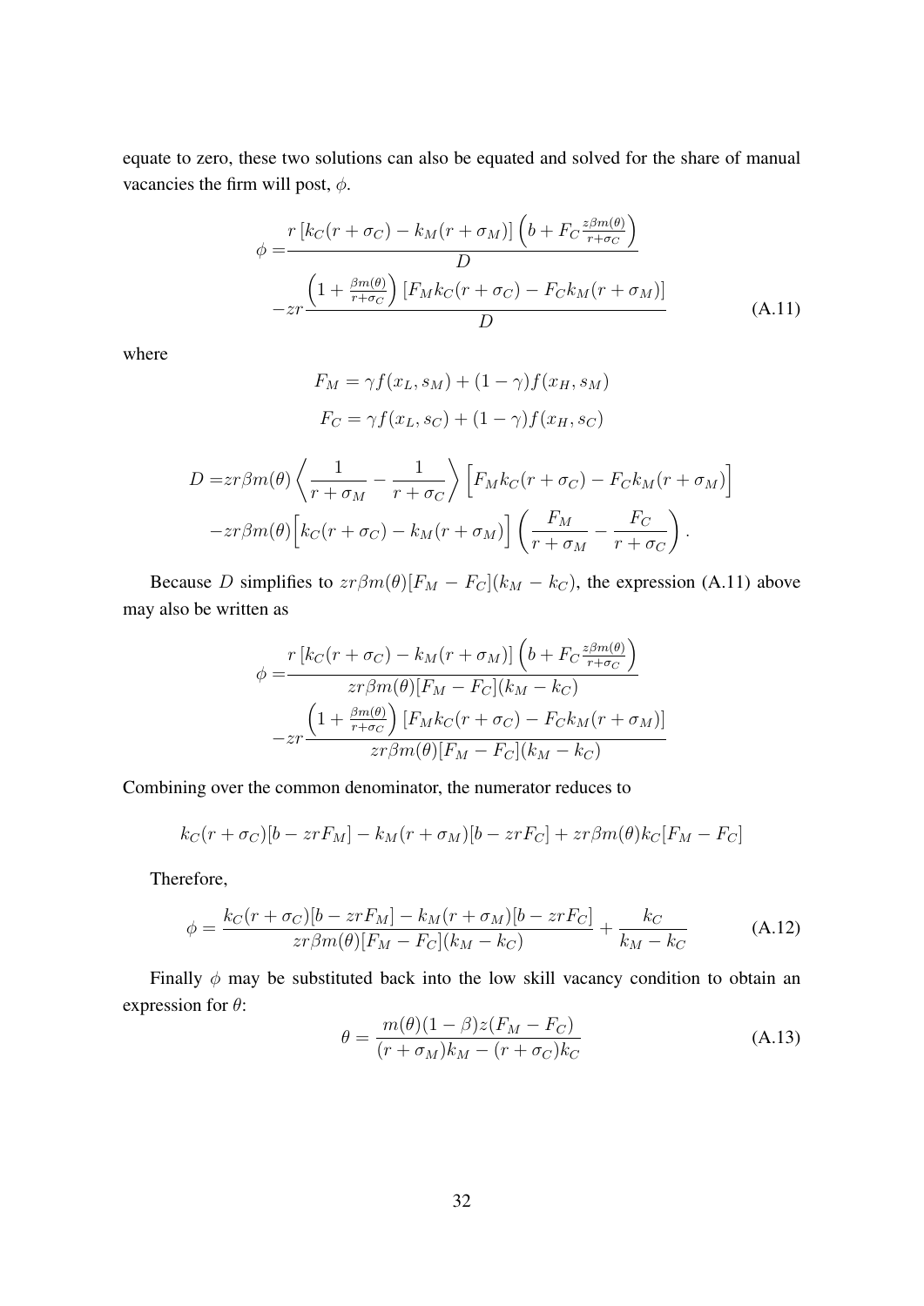equate to zero, these two solutions can also be equated and solved for the share of manual vacancies the firm will post, $\phi$.

$$
\begin{aligned}
\phi =& \frac{r\left[k_C(r+\sigma_C) - k_M(r+\sigma_M)\right]\left(b + F_C \frac{z\beta m(\theta)}{r+\sigma_C}\right)}{D} \\
&-zr\frac{\left(1+\frac{\beta m(\theta)}{r+\sigma_C}\right)\left[F_M k_C(r+\sigma_C) - F_C k_M(r+\sigma_M)\right]}{D}
\end{aligned}
\tag{A.11}
$$

where

$$
F_M = \gamma f(x_L, s_M) + (1-\gamma) f(x_H, s_M)
$$

$$
F_C = \gamma f(x_L, s_C) + (1-\gamma) f(x_H, s_C)
$$

$$
\begin{aligned}
D =& zr\beta m(\theta)\left\langle \frac{1}{r+\sigma_M} - \frac{1}{r+\sigma_C}\right\rangle \Big[F_M k_C(r+\sigma_C) - F_C k_M(r+\sigma_M)\Big] \\
&-zr\beta m(\theta)\Big[k_C(r+\sigma_C) - k_M(r+\sigma_M)\Big]\left(\frac{F_M}{r+\sigma_M} - \frac{F_C}{r+\sigma_C}\right).
\end{aligned}
$$

Because $D$ simplifies to $zr\beta m(\theta)[F_M - F_C](k_M - k_C)$, the expression (A.11) above may also be written as

$$
\begin{aligned}
\phi =& \frac{r\left[k_C(r+\sigma_C) - k_M(r+\sigma_M)\right]\left(b + F_C \frac{z\beta m(\theta)}{r+\sigma_C}\right)}{zr\beta m(\theta)[F_M - F_C](k_M - k_C)} \\
&-zr\frac{\left(1+\frac{\beta m(\theta)}{r+\sigma_C}\right)\left[F_M k_C(r+\sigma_C) - F_C k_M(r+\sigma_M)\right]}{zr\beta m(\theta)[F_M - F_C](k_M - k_C)}
\end{aligned}
$$

Combining over the common denominator, the numerator reduces to

$$
k_C(r+\sigma_C)[b - zrF_M] - k_M(r+\sigma_M)[b - zrF_C] + zr\beta m(\theta) k_C[F_M - F_C]
$$

Therefore,

$$
\phi = \frac{k_C(r+\sigma_C)[b - zrF_M] - k_M(r+\sigma_M)[b - zrF_C]}{zr\beta m(\theta)[F_M - F_C](k_M - k_C)} + \frac{k_C}{k_M - k_C}
\tag{A.12}
$$

Finally $\phi$ may be substituted back into the low skill vacancy condition to obtain an expression for $\theta$:

$$
\theta = \frac{m(\theta)(1-\beta)z(F_M - F_C)}{(r+\sigma_M)k_M - (r+\sigma_C)k_C}
\tag{A.13}
$$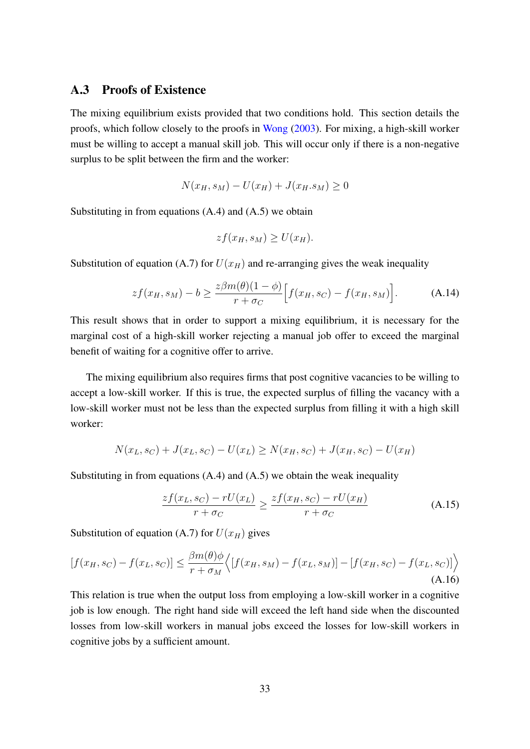## A.3 Proofs of Existence

The mixing equilibrium exists provided that two conditions hold. This section details the proofs, which follow closely to the proofs in Wong (2003). For mixing, a high-skill worker must be willing to accept a manual skill job. This will occur only if there is a non-negative surplus to be split between the firm and the worker:

$$N(x_H, s_M) - U(x_H) + J(x_H.s_M) \geq 0$$

Substituting in from equations (A.4) and (A.5) we obtain

$$zf(x_H, s_M) \geq U(x_H).$$

Substitution of equation (A.7) for $U(x_H)$ and re-arranging gives the weak inequality

$$zf(x_H, s_M) - b \geq \frac{z\beta m(\theta)(1-\phi)}{r + \sigma_C}\Big[f(x_H, s_C) - f(x_H, s_M)\Big]. \tag{A.14}$$

This result shows that in order to support a mixing equilibrium, it is necessary for the marginal cost of a high-skill worker rejecting a manual job offer to exceed the marginal benefit of waiting for a cognitive offer to arrive.

The mixing equilibrium also requires firms that post cognitive vacancies to be willing to accept a low-skill worker. If this is true, the expected surplus of filling the vacancy with a low-skill worker must not be less than the expected surplus from filling it with a high skill worker:

$$N(x_L, s_C) + J(x_L, s_C) - U(x_L) \geq N(x_H, s_C) + J(x_H, s_C) - U(x_H)$$

Substituting in from equations (A.4) and (A.5) we obtain the weak inequality

$$\frac{zf(x_L, s_C) - rU(x_L)}{r + \sigma_C} \geq \frac{zf(x_H, s_C) - rU(x_H)}{r + \sigma_C} \tag{A.15}$$

Substitution of equation (A.7) for $U(x_H)$ gives

$$[f(x_H, s_C) - f(x_L, s_C)] \leq \frac{\beta m(\theta)\phi}{r + \sigma_M}\Big\langle [f(x_H, s_M) - f(x_L, s_M)] - [f(x_H, s_C) - f(x_L, s_C)]\Big\rangle \tag{A.16}$$

This relation is true when the output loss from employing a low-skill worker in a cognitive job is low enough. The right hand side will exceed the left hand side when the discounted losses from low-skill workers in manual jobs exceed the losses for low-skill workers in cognitive jobs by a sufficient amount.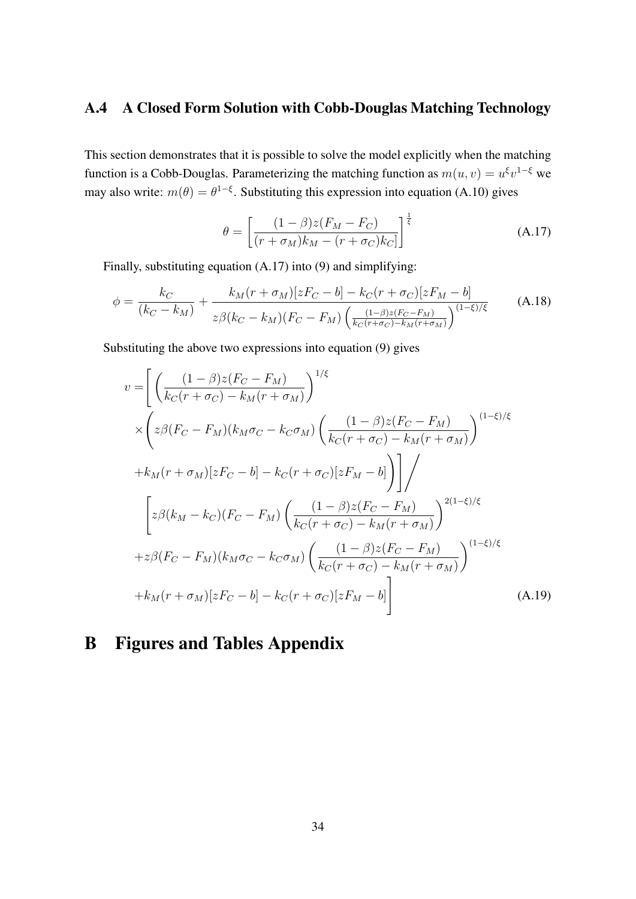### A.4 A Closed Form Solution with Cobb-Douglas Matching Technology

This section demonstrates that it is possible to solve the model explicitly when the matching function is a Cobb-Douglas. Parameterizing the matching function as $m(u, v) = u^{\xi} v^{1-\xi}$ we may also write: $m(\theta) = \theta^{1-\xi}$. Substituting this expression into equation (A.10) gives

$$\theta = \left[ \frac{(1-\beta)z(F_M - F_C)}{(r+\sigma_M)k_M - (r+\sigma_C)k_C} \right]^{\frac{1}{\xi}} \tag{A.17}$$

Finally, substituting equation (A.17) into (9) and simplifying:

$$\phi = \frac{k_C}{(k_C - k_M)} + \frac{k_M(r+\sigma_M)[zF_C - b] - k_C(r+\sigma_C)[zF_M - b]}{z\beta(k_C - k_M)(F_C - F_M)\left(\frac{(1-\beta)z(F_C - F_M)}{k_C(r+\sigma_C) - k_M(r+\sigma_M)}\right)^{(1-\xi)/\xi}} \tag{A.18}$$

Substituting the above two expressions into equation (9) gives

$$\begin{aligned}
v = &\left[ \left( \frac{(1-\beta)z(F_C - F_M)}{k_C(r+\sigma_C) - k_M(r+\sigma_M)} \right)^{1/\xi} \right. \\
&\times \left( z\beta(F_C - F_M)(k_M\sigma_C - k_C\sigma_M)\left( \frac{(1-\beta)z(F_C - F_M)}{k_C(r+\sigma_C) - k_M(r+\sigma_M)} \right)^{(1-\xi)/\xi} \right. \\
&\left.\left. + k_M(r+\sigma_M)[zF_C - b] - k_C(r+\sigma_C)[zF_M - b] \right) \right] \Bigg/ \\
&\left[ z\beta(k_M - k_C)(F_C - F_M)\left( \frac{(1-\beta)z(F_C - F_M)}{k_C(r+\sigma_C) - k_M(r+\sigma_M)} \right)^{2(1-\xi)/\xi} \right. \\
&+ z\beta(F_C - F_M)(k_M\sigma_C - k_C\sigma_M)\left( \frac{(1-\beta)z(F_C - F_M)}{k_C(r+\sigma_C) - k_M(r+\sigma_M)} \right)^{(1-\xi)/\xi} \\
&\left. + k_M(r+\sigma_M)[zF_C - b] - k_C(r+\sigma_C)[zF_M - b] \right]
\end{aligned} \tag{A.19}$$

# B Figures and Tables Appendix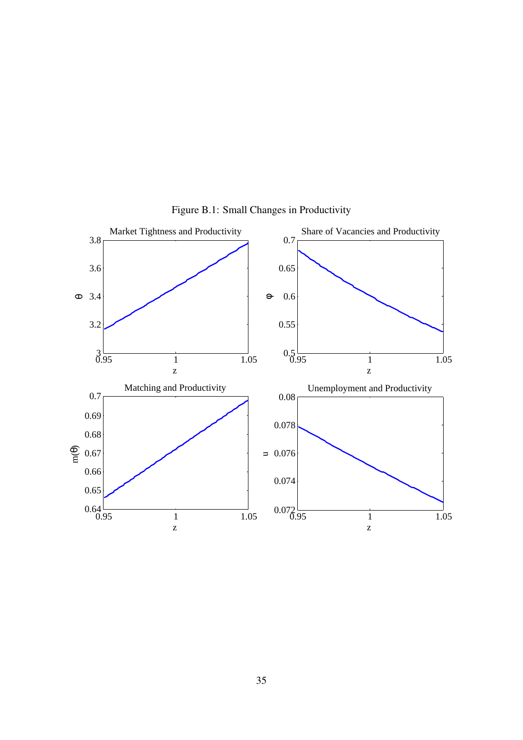Figure B.1: Small Changes in Productivity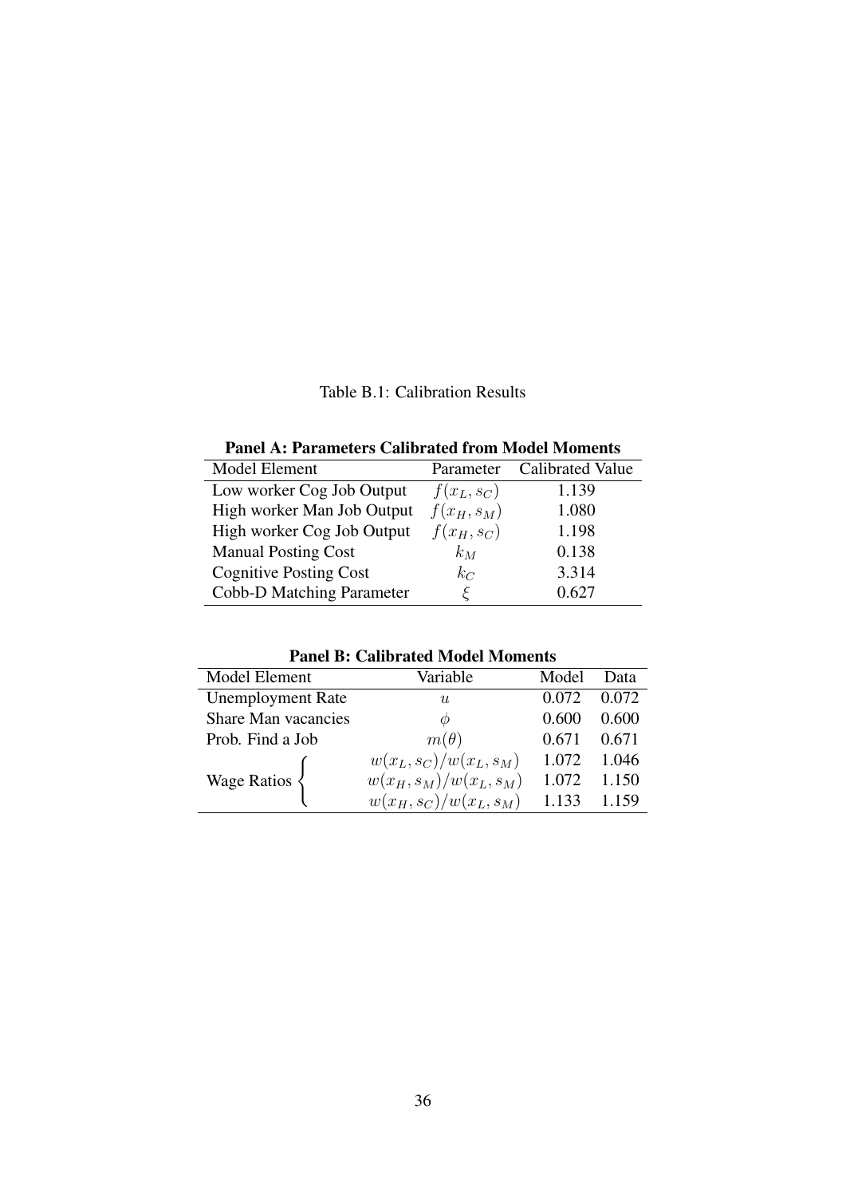Table B.1: Calibration Results

**Panel A: Parameters Calibrated from Model Moments**

| Model Element | Parameter | Calibrated Value |
|---|---|---|
| Low worker Cog Job Output | $f(x_L, s_C)$ | 1.139 |
| High worker Man Job Output | $f(x_H, s_M)$ | 1.080 |
| High worker Cog Job Output | $f(x_H, s_C)$ | 1.198 |
| Manual Posting Cost | $k_M$ | 0.138 |
| Cognitive Posting Cost | $k_C$ | 3.314 |
| Cobb-D Matching Parameter | $\xi$ | 0.627 |

**Panel B: Calibrated Model Moments**

| Model Element | Variable | Model | Data |
|---|---|---|---|
| Unemployment Rate | $u$ | 0.072 | 0.072 |
| Share Man vacancies | $\phi$ | 0.600 | 0.600 |
| Prob. Find a Job | $m(\theta)$ | 0.671 | 0.671 |
| Wage Ratios | $w(x_L, s_C)/w(x_L, s_M)$ | 1.072 | 1.046 |
| | $w(x_H, s_M)/w(x_L, s_M)$ | 1.072 | 1.150 |
| | $w(x_H, s_C)/w(x_L, s_M)$ | 1.133 | 1.159 |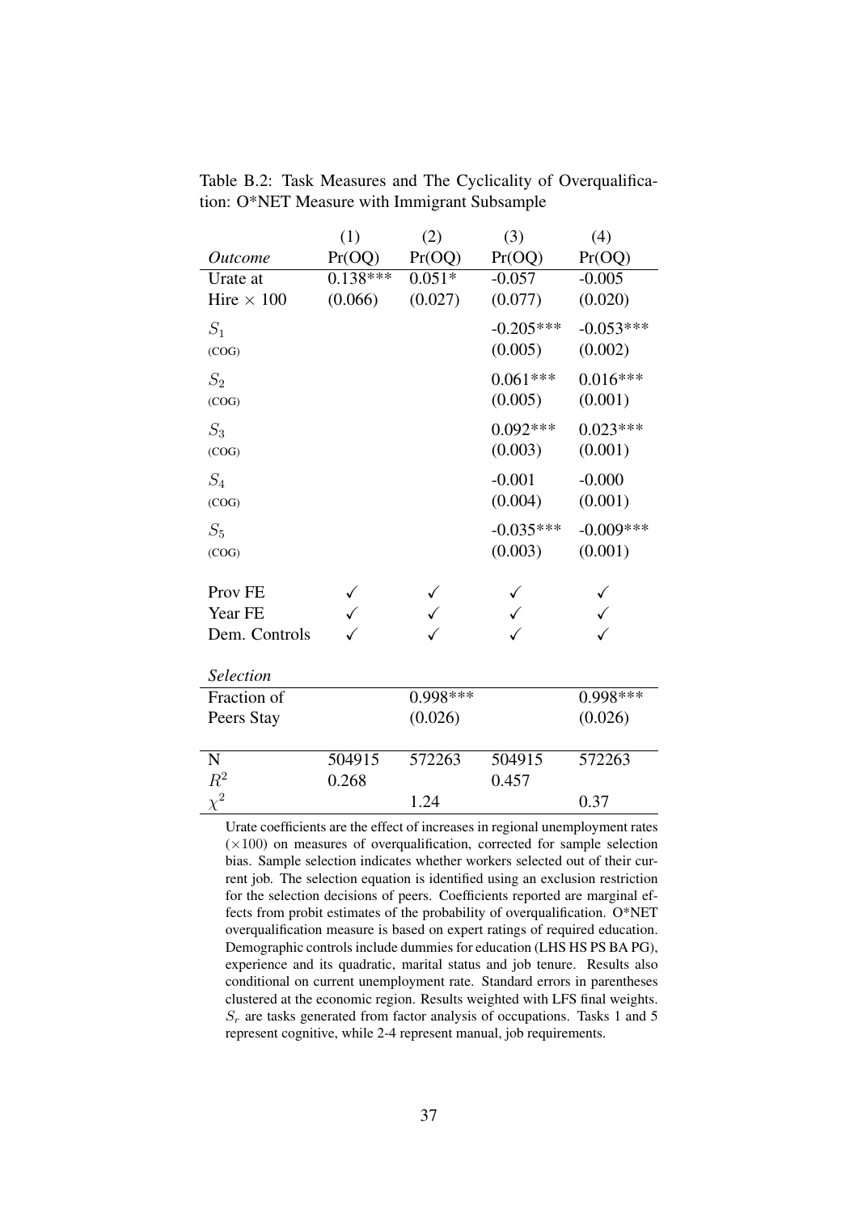Table B.2: Task Measures and The Cyclicality of Overqualification: O*NET Measure with Immigrant Subsample

| | (1) | (2) | (3) | (4) |
|---|---|---|---|---|
| *Outcome* | Pr(OQ) | Pr(OQ) | Pr(OQ) | Pr(OQ) |
| Urate at Hire $\times$ 100 | 0.138*** | 0.051* | -0.057 | -0.005 |
| | (0.066) | (0.027) | (0.077) | (0.020) |
| $S_1$ (COG) | | | -0.205*** | -0.053*** |
| | | | (0.005) | (0.002) |
| $S_2$ (COG) | | | 0.061*** | 0.016*** |
| | | | (0.005) | (0.001) |
| $S_3$ (COG) | | | 0.092*** | 0.023*** |
| | | | (0.003) | (0.001) |
| $S_4$ (COG) | | | -0.001 | -0.000 |
| | | | (0.004) | (0.001) |
| $S_5$ (COG) | | | -0.035*** | -0.009*** |
| | | | (0.003) | (0.001) |
| Prov FE | ✓ | ✓ | ✓ | ✓ |
| Year FE | ✓ | ✓ | ✓ | ✓ |
| Dem. Controls | ✓ | ✓ | ✓ | ✓ |
| *Selection* | | | | |
| Fraction of Peers Stay | | 0.998*** | | 0.998*** |
| | | (0.026) | | (0.026) |
| N | 504915 | 572263 | 504915 | 572263 |
| $R^2$ | 0.268 | | 0.457 | |
| $\chi^2$ | | 1.24 | | 0.37 |

Urate coefficients are the effect of increases in regional unemployment rates ($\times$100) on measures of overqualification, corrected for sample selection bias. Sample selection indicates whether workers selected out of their current job. The selection equation is identified using an exclusion restriction for the selection decisions of peers. Coefficients reported are marginal effects from probit estimates of the probability of overqualification. O*NET overqualification measure is based on expert ratings of required education. Demographic controls include dummies for education (LHS HS PS BA PG), experience and its quadratic, marital status and job tenure. Results also conditional on current unemployment rate. Standard errors in parentheses clustered at the economic region. Results weighted with LFS final weights. $S_r$ are tasks generated from factor analysis of occupations. Tasks 1 and 5 represent cognitive, while 2-4 represent manual, job requirements.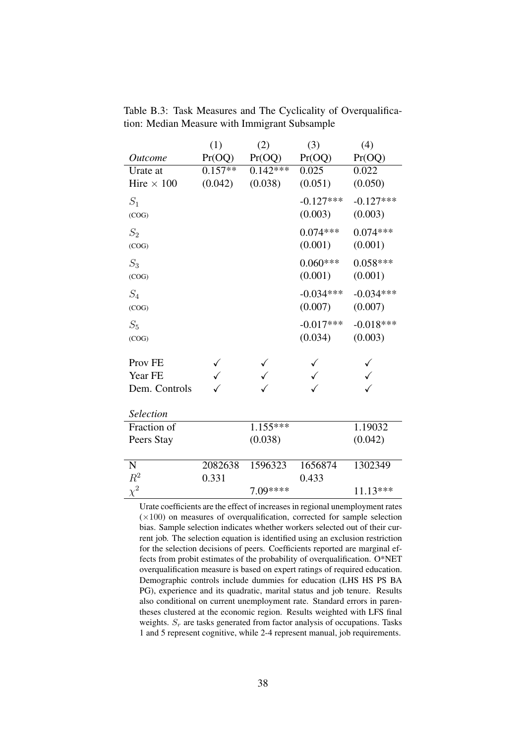Table B.3: Task Measures and The Cyclicality of Overqualification: Median Measure with Immigrant Subsample

| | (1) | (2) | (3) | (4) |
|---|---|---|---|---|
| *Outcome* | Pr(OQ) | Pr(OQ) | Pr(OQ) | Pr(OQ) |
| Urate at | 0.157** | 0.142*** | 0.025 | 0.022 |
| Hire $\times$ 100 | (0.042) | (0.038) | (0.051) | (0.050) |
| $S_1$ | | | -0.127*** | -0.127*** |
| (COG) | | | (0.003) | (0.003) |
| $S_2$ | | | 0.074*** | 0.074*** |
| (COG) | | | (0.001) | (0.001) |
| $S_3$ | | | 0.060*** | 0.058*** |
| (COG) | | | (0.001) | (0.001) |
| $S_4$ | | | -0.034*** | -0.034*** |
| (COG) | | | (0.007) | (0.007) |
| $S_5$ | | | -0.017*** | -0.018*** |
| (COG) | | | (0.034) | (0.003) |
| Prov FE | ✓ | ✓ | ✓ | ✓ |
| Year FE | ✓ | ✓ | ✓ | ✓ |
| Dem. Controls | ✓ | ✓ | ✓ | ✓ |
| *Selection* | | | | |
| Fraction of | | 1.155*** | | 1.19032 |
| Peers Stay | | (0.038) | | (0.042) |
| N | 2082638 | 1596323 | 1656874 | 1302349 |
| $R^2$ | 0.331 | | 0.433 | |
| $\chi^2$ | | 7.09**** | | 11.13*** |

Urate coefficients are the effect of increases in regional unemployment rates ($\times$100) on measures of overqualification, corrected for sample selection bias. Sample selection indicates whether workers selected out of their current job. The selection equation is identified using an exclusion restriction for the selection decisions of peers. Coefficients reported are marginal effects from probit estimates of the probability of overqualification. O*NET overqualification measure is based on expert ratings of required education. Demographic controls include dummies for education (LHS HS PS BA PG), experience and its quadratic, marital status and job tenure. Results also conditional on current unemployment rate. Standard errors in parentheses clustered at the economic region. Results weighted with LFS final weights. $S_r$ are tasks generated from factor analysis of occupations. Tasks 1 and 5 represent cognitive, while 2-4 represent manual, job requirements.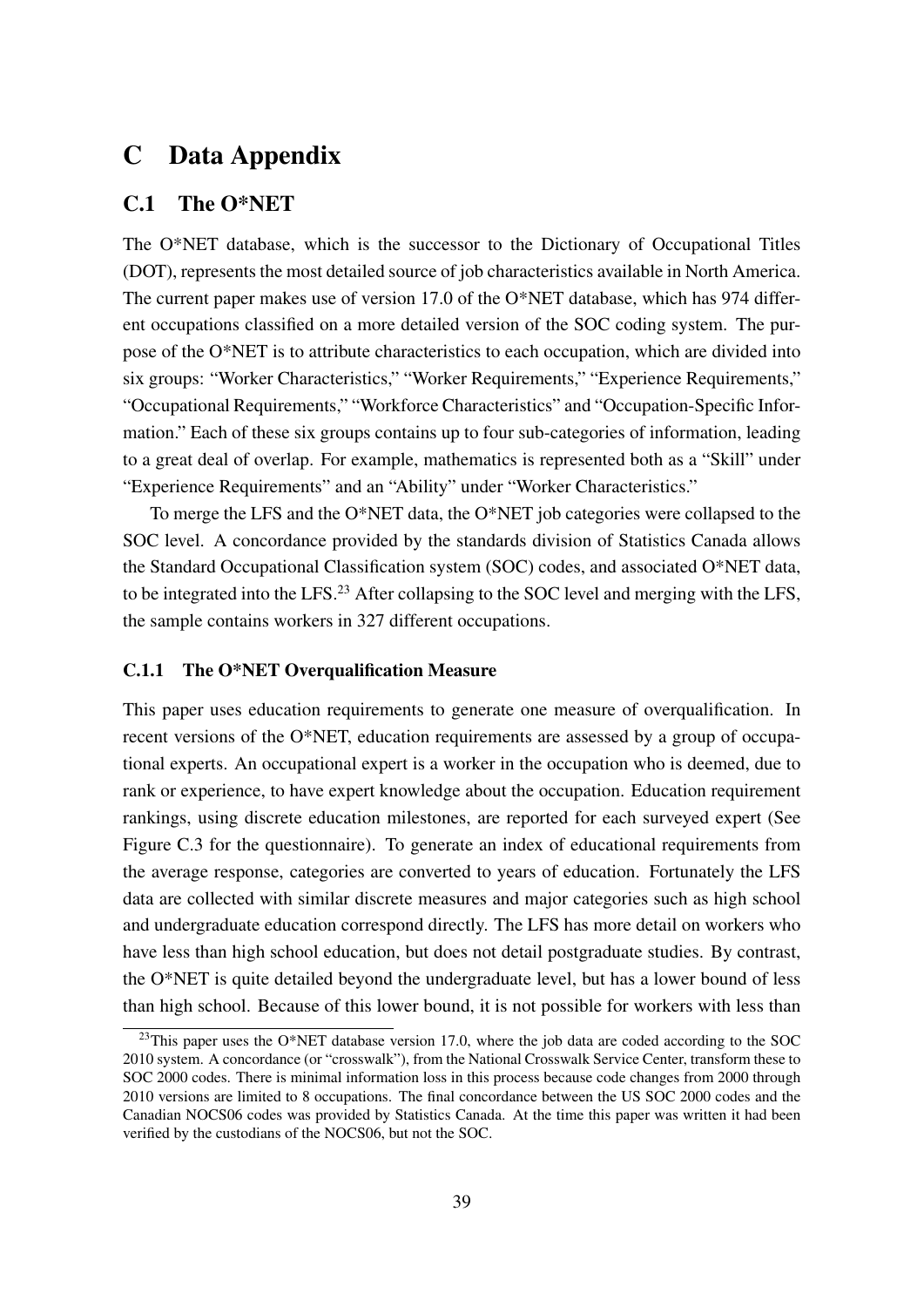# C Data Appendix

## C.1 The O*NET

The O*NET database, which is the successor to the Dictionary of Occupational Titles (DOT), represents the most detailed source of job characteristics available in North America. The current paper makes use of version 17.0 of the O*NET database, which has 974 different occupations classified on a more detailed version of the SOC coding system. The purpose of the O*NET is to attribute characteristics to each occupation, which are divided into six groups: "Worker Characteristics," "Worker Requirements," "Experience Requirements," "Occupational Requirements," "Workforce Characteristics" and "Occupation-Specific Information." Each of these six groups contains up to four sub-categories of information, leading to a great deal of overlap. For example, mathematics is represented both as a "Skill" under "Experience Requirements" and an "Ability" under "Worker Characteristics."

To merge the LFS and the O*NET data, the O*NET job categories were collapsed to the SOC level. A concordance provided by the standards division of Statistics Canada allows the Standard Occupational Classification system (SOC) codes, and associated O*NET data, to be integrated into the LFS.[23] After collapsing to the SOC level and merging with the LFS, the sample contains workers in 327 different occupations.

### C.1.1 The O*NET Overqualification Measure

This paper uses education requirements to generate one measure of overqualification. In recent versions of the O*NET, education requirements are assessed by a group of occupational experts. An occupational expert is a worker in the occupation who is deemed, due to rank or experience, to have expert knowledge about the occupation. Education requirement rankings, using discrete education milestones, are reported for each surveyed expert (See Figure C.3 for the questionnaire). To generate an index of educational requirements from the average response, categories are converted to years of education. Fortunately the LFS data are collected with similar discrete measures and major categories such as high school and undergraduate education correspond directly. The LFS has more detail on workers who have less than high school education, but does not detail postgraduate studies. By contrast, the O*NET is quite detailed beyond the undergraduate level, but has a lower bound of less than high school. Because of this lower bound, it is not possible for workers with less than

[23] This paper uses the O*NET database version 17.0, where the job data are coded according to the SOC 2010 system. A concordance (or "crosswalk"), from the National Crosswalk Service Center, transform these to SOC 2000 codes. There is minimal information loss in this process because code changes from 2000 through 2010 versions are limited to 8 occupations. The final concordance between the US SOC 2000 codes and the Canadian NOCS06 codes was provided by Statistics Canada. At the time this paper was written it had been verified by the custodians of the NOCS06, but not the SOC.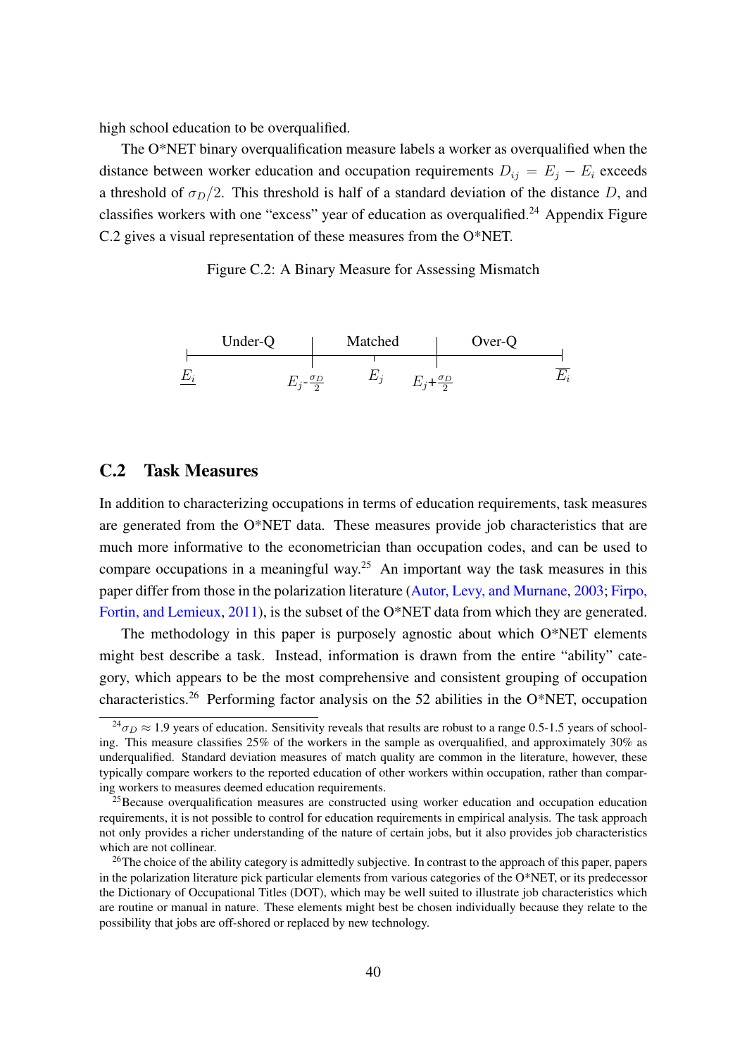high school education to be overqualified.

The O*NET binary overqualification measure labels a worker as overqualified when the distance between worker education and occupation requirements $D_{ij} = E_j - E_i$ exceeds a threshold of $\sigma_D/2$. This threshold is half of a standard deviation of the distance $D$, and classifies workers with one "excess" year of education as overqualified.[24] Appendix Figure C.2 gives a visual representation of these measures from the O*NET.

Figure C.2: A Binary Measure for Assessing Mismatch

| Under-Q | | Matched | | Over-Q |
|---|---|---|---|---|
| $\underline{E_i}$ | $E_j - \frac{\sigma_D}{2}$ | $E_j$ | $E_j + \frac{\sigma_D}{2}$ | $\overline{E_i}$ |

## C.2 Task Measures

In addition to characterizing occupations in terms of education requirements, task measures are generated from the O*NET data. These measures provide job characteristics that are much more informative to the econometrician than occupation codes, and can be used to compare occupations in a meaningful way.[25] An important way the task measures in this paper differ from those in the polarization literature (Autor, Levy, and Murnane, 2003; Firpo, Fortin, and Lemieux, 2011), is the subset of the O*NET data from which they are generated.

The methodology in this paper is purposely agnostic about which O*NET elements might best describe a task. Instead, information is drawn from the entire "ability" category, which appears to be the most comprehensive and consistent grouping of occupation characteristics.[26] Performing factor analysis on the 52 abilities in the O*NET, occupation

[24] $\sigma_D \approx$ 1.9 years of education. Sensitivity reveals that results are robust to a range 0.5-1.5 years of schooling. This measure classifies 25% of the workers in the sample as overqualified, and approximately 30% as underqualified. Standard deviation measures of match quality are common in the literature, however, these typically compare workers to the reported education of other workers within occupation, rather than comparing workers to measures deemed education requirements.

[25] Because overqualification measures are constructed using worker education and occupation education requirements, it is not possible to control for education requirements in empirical analysis. The task approach not only provides a richer understanding of the nature of certain jobs, but it also provides job characteristics which are not collinear.

[26] The choice of the ability category is admittedly subjective. In contrast to the approach of this paper, papers in the polarization literature pick particular elements from various categories of the O*NET, or its predecessor the Dictionary of Occupational Titles (DOT), which may be well suited to illustrate job characteristics which are routine or manual in nature. These elements might best be chosen individually because they relate to the possibility that jobs are off-shored or replaced by new technology.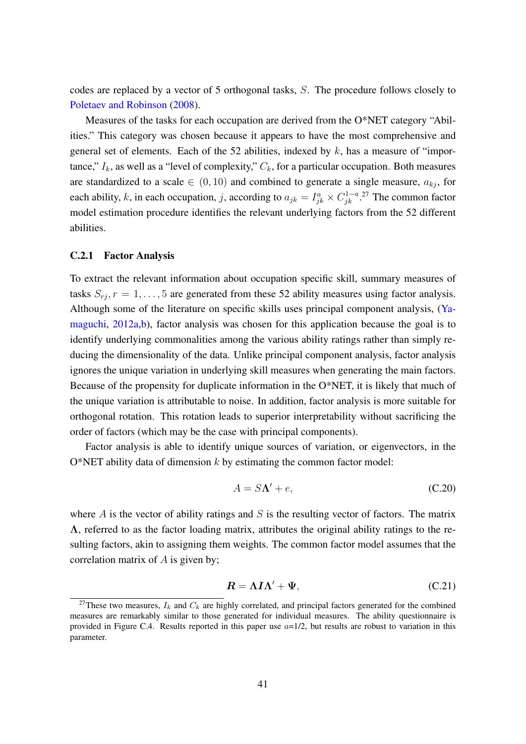codes are replaced by a vector of 5 orthogonal tasks, $S$. The procedure follows closely to Poletaev and Robinson (2008).

Measures of the tasks for each occupation are derived from the O*NET category "Abilities." This category was chosen because it appears to have the most comprehensive and general set of elements. Each of the 52 abilities, indexed by $k$, has a measure of "importance," $I_k$, as well as a "level of complexity," $C_k$, for a particular occupation. Both measures are standardized to a scale $\in (0, 10)$ and combined to generate a single measure, $a_{kj}$, for each ability, $k$, in each occupation, $j$, according to $a_{jk} = I_{jk}^{a} \times C_{jk}^{1-a}$.[27] The common factor model estimation procedure identifies the relevant underlying factors from the 52 different abilities.

### C.2.1 Factor Analysis

To extract the relevant information about occupation specific skill, summary measures of tasks $S_{rj}, r = 1, \ldots, 5$ are generated from these 52 ability measures using factor analysis. Although some of the literature on specific skills uses principal component analysis, (Yamaguchi, 2012a,b), factor analysis was chosen for this application because the goal is to identify underlying commonalities among the various ability ratings rather than simply reducing the dimensionality of the data. Unlike principal component analysis, factor analysis ignores the unique variation in underlying skill measures when generating the main factors. Because of the propensity for duplicate information in the O*NET, it is likely that much of the unique variation is attributable to noise. In addition, factor analysis is more suitable for orthogonal rotation. This rotation leads to superior interpretability without sacrificing the order of factors (which may be the case with principal components).

Factor analysis is able to identify unique sources of variation, or eigenvectors, in the O*NET ability data of dimension $k$ by estimating the common factor model:

$$A = S\boldsymbol{\Lambda}' + e, \tag{C.20}$$

where $A$ is the vector of ability ratings and $S$ is the resulting vector of factors. The matrix $\boldsymbol{\Lambda}$, referred to as the factor loading matrix, attributes the original ability ratings to the resulting factors, akin to assigning them weights. The common factor model assumes that the correlation matrix of $A$ is given by;

$$\boldsymbol{R} = \boldsymbol{\Lambda} \boldsymbol{I} \boldsymbol{\Lambda}' + \boldsymbol{\Psi}, \tag{C.21}$$

[27] These two measures, $I_k$ and $C_k$ are highly correlated, and principal factors generated for the combined measures are remarkably similar to those generated for individual measures. The ability questionnaire is provided in Figure C.4. Results reported in this paper use $a$=1/2, but results are robust to variation in this parameter.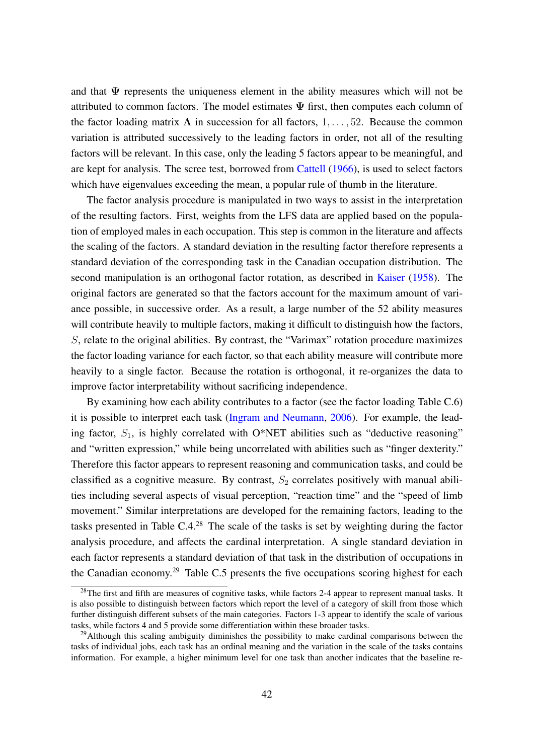and that $\mathbf{\Psi}$ represents the uniqueness element in the ability measures which will not be attributed to common factors. The model estimates $\mathbf{\Psi}$ first, then computes each column of the factor loading matrix $\mathbf{\Lambda}$ in succession for all factors, $1, \ldots, 52$. Because the common variation is attributed successively to the leading factors in order, not all of the resulting factors will be relevant. In this case, only the leading 5 factors appear to be meaningful, and are kept for analysis. The scree test, borrowed from Cattell (1966), is used to select factors which have eigenvalues exceeding the mean, a popular rule of thumb in the literature.

The factor analysis procedure is manipulated in two ways to assist in the interpretation of the resulting factors. First, weights from the LFS data are applied based on the population of employed males in each occupation. This step is common in the literature and affects the scaling of the factors. A standard deviation in the resulting factor therefore represents a standard deviation of the corresponding task in the Canadian occupation distribution. The second manipulation is an orthogonal factor rotation, as described in Kaiser (1958). The original factors are generated so that the factors account for the maximum amount of variance possible, in successive order. As a result, a large number of the 52 ability measures will contribute heavily to multiple factors, making it difficult to distinguish how the factors, $S$, relate to the original abilities. By contrast, the "Varimax" rotation procedure maximizes the factor loading variance for each factor, so that each ability measure will contribute more heavily to a single factor. Because the rotation is orthogonal, it re-organizes the data to improve factor interpretability without sacrificing independence.

By examining how each ability contributes to a factor (see the factor loading Table C.6) it is possible to interpret each task (Ingram and Neumann, 2006). For example, the leading factor, $S_1$, is highly correlated with O*NET abilities such as "deductive reasoning" and "written expression," while being uncorrelated with abilities such as "finger dexterity." Therefore this factor appears to represent reasoning and communication tasks, and could be classified as a cognitive measure. By contrast, $S_2$ correlates positively with manual abilities including several aspects of visual perception, "reaction time" and the "speed of limb movement." Similar interpretations are developed for the remaining factors, leading to the tasks presented in Table C.4.[28] The scale of the tasks is set by weighting during the factor analysis procedure, and affects the cardinal interpretation. A single standard deviation in each factor represents a standard deviation of that task in the distribution of occupations in the Canadian economy.[29] Table C.5 presents the five occupations scoring highest for each

[28] The first and fifth are measures of cognitive tasks, while factors 2-4 appear to represent manual tasks. It is also possible to distinguish between factors which report the level of a category of skill from those which further distinguish different subsets of the main categories. Factors 1-3 appear to identify the scale of various tasks, while factors 4 and 5 provide some differentiation within these broader tasks.

[29] Although this scaling ambiguity diminishes the possibility to make cardinal comparisons between the tasks of individual jobs, each task has an ordinal meaning and the variation in the scale of the tasks contains information. For example, a higher minimum level for one task than another indicates that the baseline re-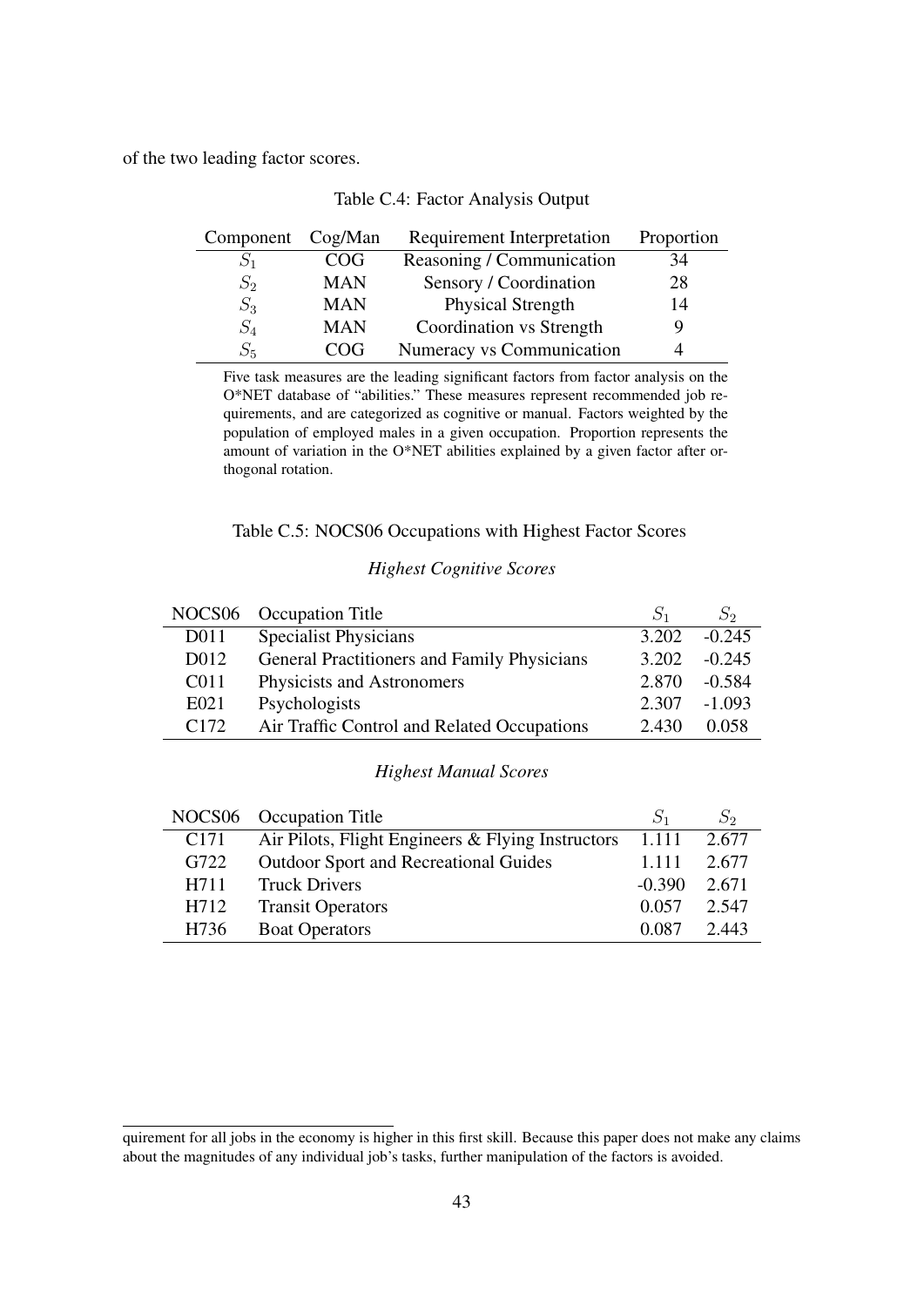of the two leading factor scores.

Table C.4: Factor Analysis Output

| Component | Cog/Man | Requirement Interpretation | Proportion |
|---|---|---|---|
| $S_1$ | COG | Reasoning / Communication | 34 |
| $S_2$ | MAN | Sensory / Coordination | 28 |
| $S_3$ | MAN | Physical Strength | 14 |
| $S_4$ | MAN | Coordination vs Strength | 9 |
| $S_5$ | COG | Numeracy vs Communication | 4 |

Five task measures are the leading significant factors from factor analysis on the O*NET database of "abilities." These measures represent recommended job requirements, and are categorized as cognitive or manual. Factors weighted by the population of employed males in a given occupation. Proportion represents the amount of variation in the O*NET abilities explained by a given factor after orthogonal rotation.

Table C.5: NOCS06 Occupations with Highest Factor Scores

*Highest Cognitive Scores*

| NOCS06 | Occupation Title | $S_1$ | $S_2$ |
|---|---|---|---|
| D011 | Specialist Physicians | 3.202 | -0.245 |
| D012 | General Practitioners and Family Physicians | 3.202 | -0.245 |
| C011 | Physicists and Astronomers | 2.870 | -0.584 |
| E021 | Psychologists | 2.307 | -1.093 |
| C172 | Air Traffic Control and Related Occupations | 2.430 | 0.058 |

*Highest Manual Scores*

| NOCS06 | Occupation Title | $S_1$ | $S_2$ |
|---|---|---|---|
| C171 | Air Pilots, Flight Engineers & Flying Instructors | 1.111 | 2.677 |
| G722 | Outdoor Sport and Recreational Guides | 1.111 | 2.677 |
| H711 | Truck Drivers | -0.390 | 2.671 |
| H712 | Transit Operators | 0.057 | 2.547 |
| H736 | Boat Operators | 0.087 | 2.443 |

quirement for all jobs in the economy is higher in this first skill. Because this paper does not make any claims about the magnitudes of any individual job's tasks, further manipulation of the factors is avoided.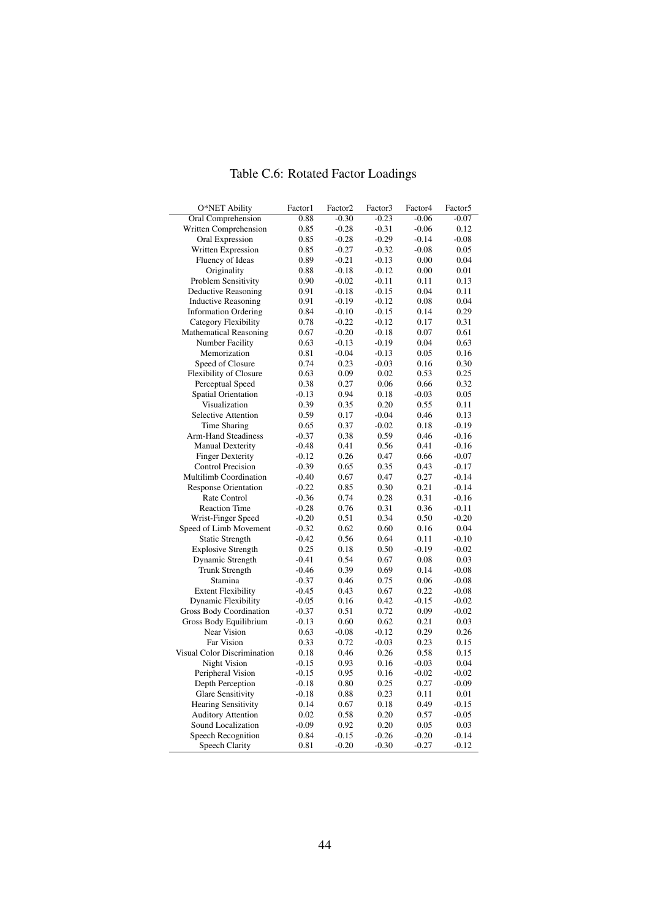Table C.6: Rotated Factor Loadings

| O*NET Ability | Factor1 | Factor2 | Factor3 | Factor4 | Factor5 |
|---|---|---|---|---|---|
| Oral Comprehension | 0.88 | -0.30 | -0.23 | -0.06 | -0.07 |
| Written Comprehension | 0.85 | -0.28 | -0.31 | -0.06 | 0.12 |
| Oral Expression | 0.85 | -0.28 | -0.29 | -0.14 | -0.08 |
| Written Expression | 0.85 | -0.27 | -0.32 | -0.08 | 0.05 |
| Fluency of Ideas | 0.89 | -0.21 | -0.13 | 0.00 | 0.04 |
| Originality | 0.88 | -0.18 | -0.12 | 0.00 | 0.01 |
| Problem Sensitivity | 0.90 | -0.02 | -0.11 | 0.11 | 0.13 |
| Deductive Reasoning | 0.91 | -0.18 | -0.15 | 0.04 | 0.11 |
| Inductive Reasoning | 0.91 | -0.19 | -0.12 | 0.08 | 0.04 |
| Information Ordering | 0.84 | -0.10 | -0.15 | 0.14 | 0.29 |
| Category Flexibility | 0.78 | -0.22 | -0.12 | 0.17 | 0.31 |
| Mathematical Reasoning | 0.67 | -0.20 | -0.18 | 0.07 | 0.61 |
| Number Facility | 0.63 | -0.13 | -0.19 | 0.04 | 0.63 |
| Memorization | 0.81 | -0.04 | -0.13 | 0.05 | 0.16 |
| Speed of Closure | 0.74 | 0.23 | -0.03 | 0.16 | 0.30 |
| Flexibility of Closure | 0.63 | 0.09 | 0.02 | 0.53 | 0.25 |
| Perceptual Speed | 0.38 | 0.27 | 0.06 | 0.66 | 0.32 |
| Spatial Orientation | -0.13 | 0.94 | 0.18 | -0.03 | 0.05 |
| Visualization | 0.39 | 0.35 | 0.20 | 0.55 | 0.11 |
| Selective Attention | 0.59 | 0.17 | -0.04 | 0.46 | 0.13 |
| Time Sharing | 0.65 | 0.37 | -0.02 | 0.18 | -0.19 |
| Arm-Hand Steadiness | -0.37 | 0.38 | 0.59 | 0.46 | -0.16 |
| Manual Dexterity | -0.48 | 0.41 | 0.56 | 0.41 | -0.16 |
| Finger Dexterity | -0.12 | 0.26 | 0.47 | 0.66 | -0.07 |
| Control Precision | -0.39 | 0.65 | 0.35 | 0.43 | -0.17 |
| Multilimb Coordination | -0.40 | 0.67 | 0.47 | 0.27 | -0.14 |
| Response Orientation | -0.22 | 0.85 | 0.30 | 0.21 | -0.14 |
| Rate Control | -0.36 | 0.74 | 0.28 | 0.31 | -0.16 |
| Reaction Time | -0.28 | 0.76 | 0.31 | 0.36 | -0.11 |
| Wrist-Finger Speed | -0.20 | 0.51 | 0.34 | 0.50 | -0.20 |
| Speed of Limb Movement | -0.32 | 0.62 | 0.60 | 0.16 | 0.04 |
| Static Strength | -0.42 | 0.56 | 0.64 | 0.11 | -0.10 |
| Explosive Strength | 0.25 | 0.18 | 0.50 | -0.19 | -0.02 |
| Dynamic Strength | -0.41 | 0.54 | 0.67 | 0.08 | 0.03 |
| Trunk Strength | -0.46 | 0.39 | 0.69 | 0.14 | -0.08 |
| Stamina | -0.37 | 0.46 | 0.75 | 0.06 | -0.08 |
| Extent Flexibility | -0.45 | 0.43 | 0.67 | 0.22 | -0.08 |
| Dynamic Flexibility | -0.05 | 0.16 | 0.42 | -0.15 | -0.02 |
| Gross Body Coordination | -0.37 | 0.51 | 0.72 | 0.09 | -0.02 |
| Gross Body Equilibrium | -0.13 | 0.60 | 0.62 | 0.21 | 0.03 |
| Near Vision | 0.63 | -0.08 | -0.12 | 0.29 | 0.26 |
| Far Vision | 0.33 | 0.72 | -0.03 | 0.23 | 0.15 |
| Visual Color Discrimination | 0.18 | 0.46 | 0.26 | 0.58 | 0.15 |
| Night Vision | -0.15 | 0.93 | 0.16 | -0.03 | 0.04 |
| Peripheral Vision | -0.15 | 0.95 | 0.16 | -0.02 | -0.02 |
| Depth Perception | -0.18 | 0.80 | 0.25 | 0.27 | -0.09 |
| Glare Sensitivity | -0.18 | 0.88 | 0.23 | 0.11 | 0.01 |
| Hearing Sensitivity | 0.14 | 0.67 | 0.18 | 0.49 | -0.15 |
| Auditory Attention | 0.02 | 0.58 | 0.20 | 0.57 | -0.05 |
| Sound Localization | -0.09 | 0.92 | 0.20 | 0.05 | 0.03 |
| Speech Recognition | 0.84 | -0.15 | -0.26 | -0.20 | -0.14 |
| Speech Clarity | 0.81 | -0.20 | -0.30 | -0.27 | -0.12 |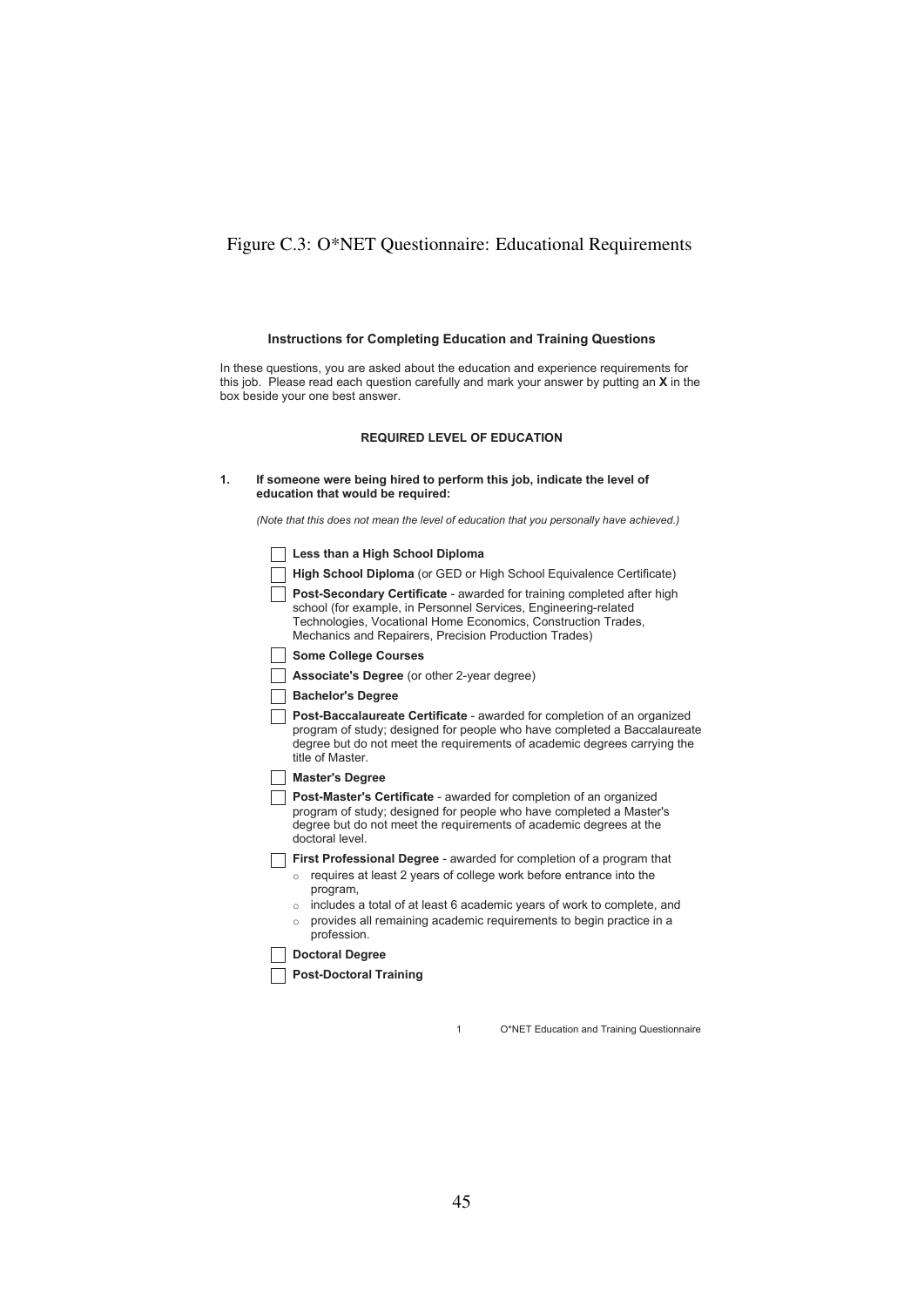Figure C.3: O*NET Questionnaire: Educational Requirements

**Instructions for Completing Education and Training Questions**

In these questions, you are asked about the education and experience requirements for this job. Please read each question carefully and mark your answer by putting an **X** in the box beside your one best answer.

**REQUIRED LEVEL OF EDUCATION**

**1. If someone were being hired to perform this job, indicate the level of education that would be required:**

*(Note that this does not mean the level of education that you personally have achieved.)*

- ☐ **Less than a High School Diploma**
- ☐ **High School Diploma** (or GED or High School Equivalence Certificate)
- ☐ **Post-Secondary Certificate** - awarded for training completed after high school (for example, in Personnel Services, Engineering-related Technologies, Vocational Home Economics, Construction Trades, Mechanics and Repairers, Precision Production Trades)
- ☐ **Some College Courses**
- ☐ **Associate's Degree** (or other 2-year degree)
- ☐ **Bachelor's Degree**
- ☐ **Post-Baccalaureate Certificate** - awarded for completion of an organized program of study; designed for people who have completed a Baccalaureate degree but do not meet the requirements of academic degrees carrying the title of Master.
- ☐ **Master's Degree**
- ☐ **Post-Master's Certificate** - awarded for completion of an organized program of study; designed for people who have completed a Master's degree but do not meet the requirements of academic degrees at the doctoral level.
- ☐ **First Professional Degree** - awarded for completion of a program that
  - requires at least 2 years of college work before entrance into the program,
  - includes a total of at least 6 academic years of work to complete, and
  - provides all remaining academic requirements to begin practice in a profession.
- ☐ **Doctoral Degree**
- ☐ **Post-Doctoral Training**

1 O*NET Education and Training Questionnaire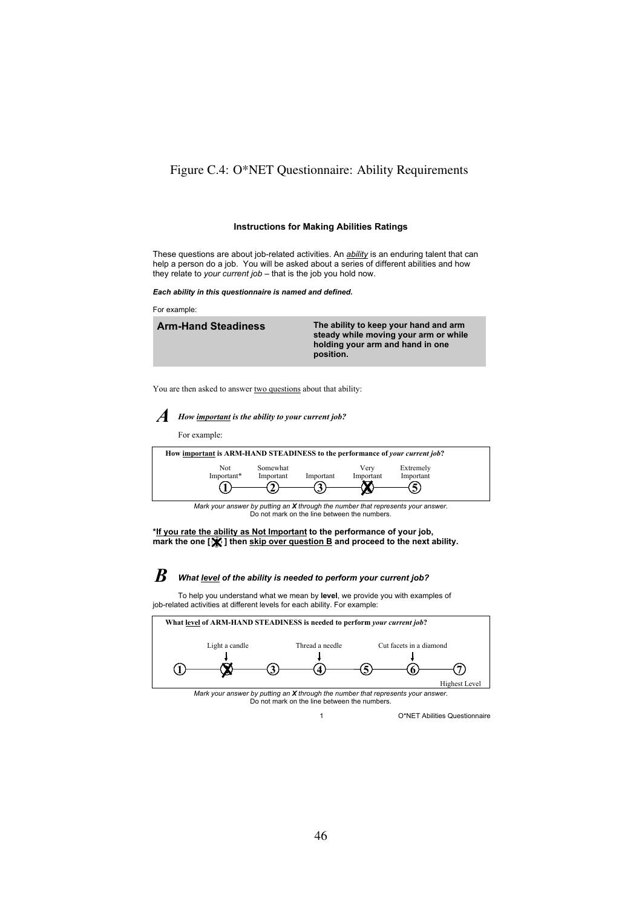Figure C.4: O*NET Questionnaire: Ability Requirements

**Instructions for Making Abilities Ratings**

These questions are about job-related activities. An ***ability*** is an enduring talent that can help a person do a job. You will be asked about a series of different abilities and how they relate to *your current job* – that is the job you hold now.

***Each ability in this questionnaire is named and defined.***

For example:

| | |
|---|---|
| **Arm-Hand Steadiness** | **The ability to keep your hand and arm steady while moving your arm or while holding your arm and hand in one position.** |

You are then asked to answer two questions about that ability:

***A*** ***How important is the ability to your current job?***

For example:

**How important is ARM-HAND STEADINESS to the performance of *your current job*?**

Not Important* (1) — Somewhat Important (2) — Important (3) — Very Important (X) — Extremely Important (5)

*Mark your answer by putting an **X** through the number that represents your answer.*
Do not mark on the line between the numbers.

**\*If you rate the ability as Not Important to the performance of your job, mark the one [X] then skip over question B and proceed to the next ability.**

***B*** ***What level of the ability is needed to perform your current job?***

To help you understand what we mean by **level**, we provide you with examples of job-related activities at different levels for each ability. For example:

**What level of ARM-HAND STEADINESS is needed to perform *your current job*?**

Light a candle — Thread a needle — Cut facets in a diamond

1 — X — 3 — 4 — 5 — 6 — 7

Highest Level

*Mark your answer by putting an **X** through the number that represents your answer.*
Do not mark on the line between the numbers.

1 O*NET Abilities Questionnaire